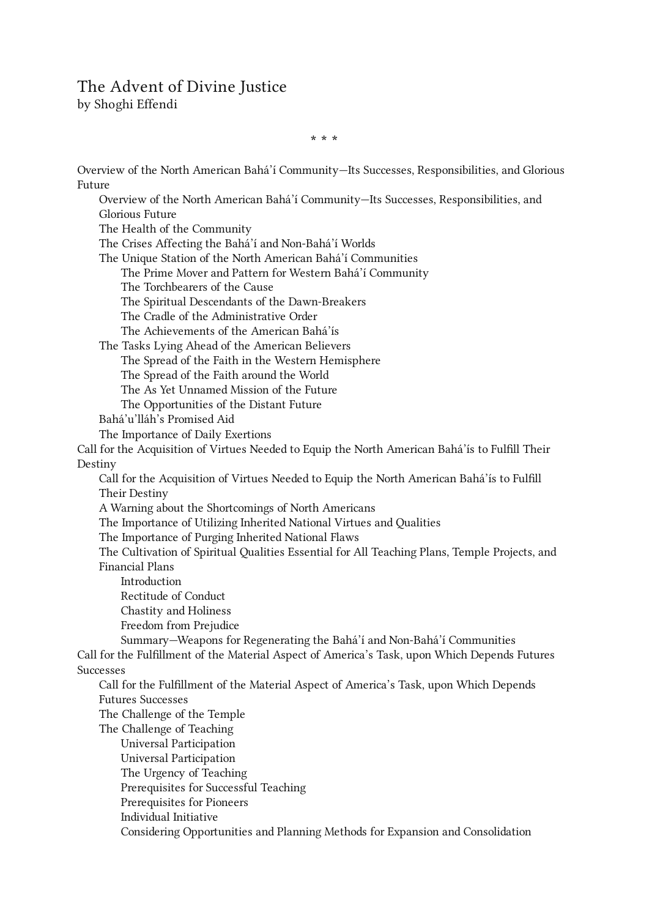# The Advent of Divine Justice

by Shoghi Effendi

\* \* \*

- Overview of the North American Bahá'í Community—Its Successes, Responsibilities, and Glorious Future
  - Overview of the North American Bahá'í Community—Its Successes, Responsibilities, and Glorious Future
  - The Health of the Community
  - The Crises Affecting the Bahá'í and Non-Bahá'í Worlds
  - The Unique Station of the North American Bahá'í Communities
    - The Prime Mover and Pattern for Western Bahá'í Community
    - The Torchbearers of the Cause
    - The Spiritual Descendants of the Dawn-Breakers
    - The Cradle of the Administrative Order
    - The Achievements of the American Bahá'ís
  - The Tasks Lying Ahead of the American Believers
    - The Spread of the Faith in the Western Hemisphere
    - The Spread of the Faith around the World
    - The As Yet Unnamed Mission of the Future
    - The Opportunities of the Distant Future
  - Bahá'u'lláh's Promised Aid
  - The Importance of Daily Exertions
- Call for the Acquisition of Virtues Needed to Equip the North American Bahá'ís to Fulfill Their Destiny
  - Call for the Acquisition of Virtues Needed to Equip the North American Bahá'ís to Fulfill Their Destiny
  - A Warning about the Shortcomings of North Americans
  - The Importance of Utilizing Inherited National Virtues and Qualities
  - The Importance of Purging Inherited National Flaws
  - The Cultivation of Spiritual Qualities Essential for All Teaching Plans, Temple Projects, and Financial Plans
    - Introduction
    - Rectitude of Conduct
    - Chastity and Holiness
    - Freedom from Prejudice
    - Summary—Weapons for Regenerating the Bahá'í and Non-Bahá'í Communities
- Call for the Fulfillment of the Material Aspect of America's Task, upon Which Depends Futures Successes
  - Call for the Fulfillment of the Material Aspect of America's Task, upon Which Depends Futures Successes
  - The Challenge of the Temple
  - The Challenge of Teaching
    - Universal Participation
    - Universal Participation
    - The Urgency of Teaching
    - Prerequisites for Successful Teaching
    - Prerequisites for Pioneers
    - Individual Initiative
    - Considering Opportunities and Planning Methods for Expansion and Consolidation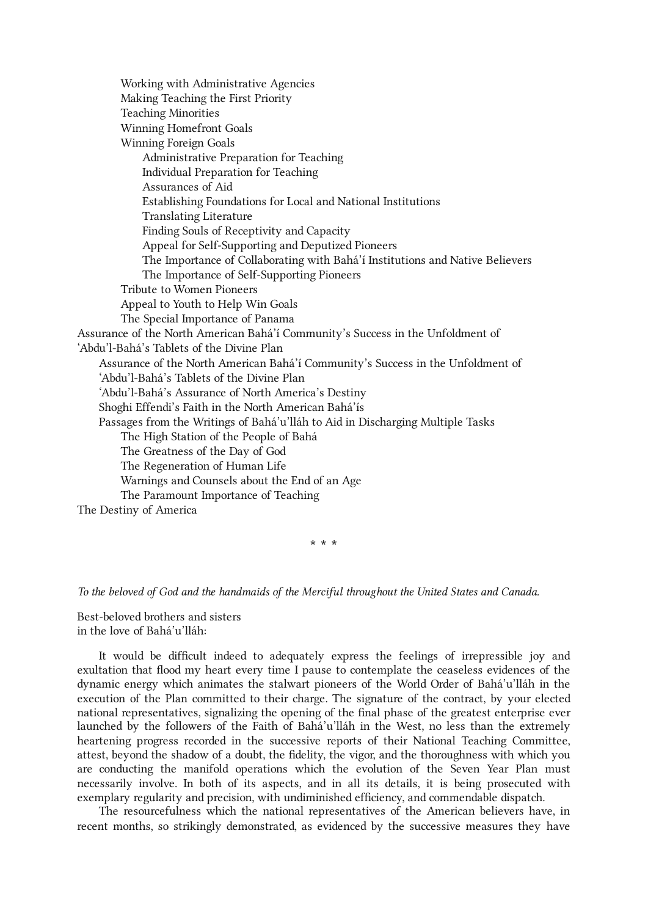- Working with Administrative Agencies
- Making Teaching the First Priority
- Teaching Minorities
- Winning Homefront Goals
- Winning Foreign Goals
    - Administrative Preparation for Teaching
    - Individual Preparation for Teaching
    - Assurances of Aid
    - Establishing Foundations for Local and National Institutions
    - Translating Literature
    - Finding Souls of Receptivity and Capacity
    - Appeal for Self-Supporting and Deputized Pioneers
    - The Importance of Collaborating with Bahá'í Institutions and Native Believers
    - The Importance of Self-Supporting Pioneers
- Tribute to Women Pioneers
- Appeal to Youth to Help Win Goals
- The Special Importance of Panama

Assurance of the North American Bahá'í Community's Success in the Unfoldment of 'Abdu'l-Bahá's Tablets of the Divine Plan

- Assurance of the North American Bahá'í Community's Success in the Unfoldment of 'Abdu'l-Bahá's Tablets of the Divine Plan
- 'Abdu'l-Bahá's Assurance of North America's Destiny
- Shoghi Effendi's Faith in the North American Bahá'ís
- Passages from the Writings of Bahá'u'lláh to Aid in Discharging Multiple Tasks
    - The High Station of the People of Bahá
    - The Greatness of the Day of God
    - The Regeneration of Human Life
    - Warnings and Counsels about the End of an Age
    - The Paramount Importance of Teaching

The Destiny of America

* * *

*To the beloved of God and the handmaids of the Merciful throughout the United States and Canada.*

Best-beloved brothers and sisters
in the love of Bahá'u'lláh:

It would be difficult indeed to adequately express the feelings of irrepressible joy and exultation that flood my heart every time I pause to contemplate the ceaseless evidences of the dynamic energy which animates the stalwart pioneers of the World Order of Bahá'u'lláh in the execution of the Plan committed to their charge. The signature of the contract, by your elected national representatives, signalizing the opening of the final phase of the greatest enterprise ever launched by the followers of the Faith of Bahá'u'lláh in the West, no less than the extremely heartening progress recorded in the successive reports of their National Teaching Committee, attest, beyond the shadow of a doubt, the fidelity, the vigor, and the thoroughness with which you are conducting the manifold operations which the evolution of the Seven Year Plan must necessarily involve. In both of its aspects, and in all its details, it is being prosecuted with exemplary regularity and precision, with undiminished efficiency, and commendable dispatch.

The resourcefulness which the national representatives of the American believers have, in recent months, so strikingly demonstrated, as evidenced by the successive measures they have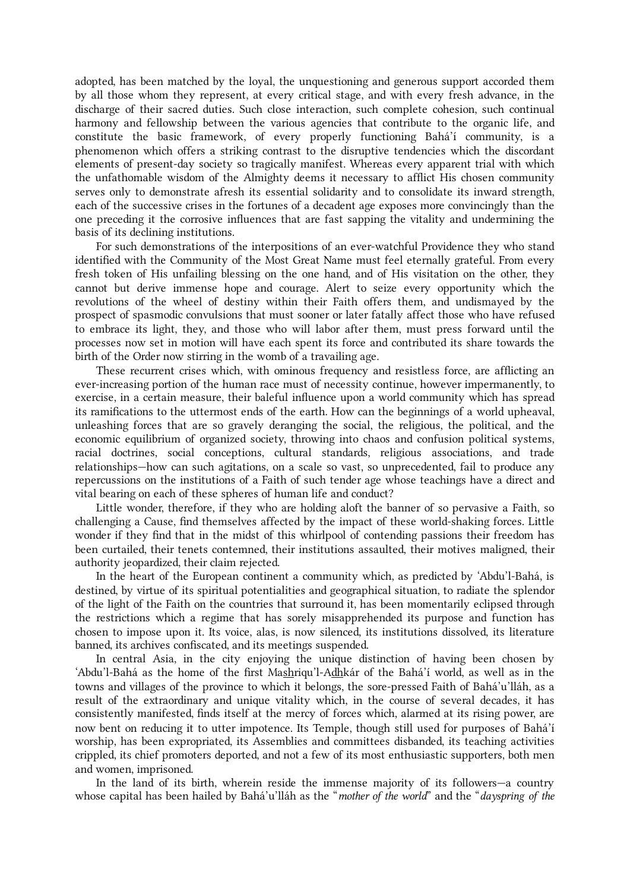adopted, has been matched by the loyal, the unquestioning and generous support accorded them by all those whom they represent, at every critical stage, and with every fresh advance, in the discharge of their sacred duties. Such close interaction, such complete cohesion, such continual harmony and fellowship between the various agencies that contribute to the organic life, and constitute the basic framework, of every properly functioning Bahá'í community, is a phenomenon which offers a striking contrast to the disruptive tendencies which the discordant elements of present-day society so tragically manifest. Whereas every apparent trial with which the unfathomable wisdom of the Almighty deems it necessary to afflict His chosen community serves only to demonstrate afresh its essential solidarity and to consolidate its inward strength, each of the successive crises in the fortunes of a decadent age exposes more convincingly than the one preceding it the corrosive influences that are fast sapping the vitality and undermining the basis of its declining institutions.

For such demonstrations of the interpositions of an ever-watchful Providence they who stand identified with the Community of the Most Great Name must feel eternally grateful. From every fresh token of His unfailing blessing on the one hand, and of His visitation on the other, they cannot but derive immense hope and courage. Alert to seize every opportunity which the revolutions of the wheel of destiny within their Faith offers them, and undismayed by the prospect of spasmodic convulsions that must sooner or later fatally affect those who have refused to embrace its light, they, and those who will labor after them, must press forward until the processes now set in motion will have each spent its force and contributed its share towards the birth of the Order now stirring in the womb of a travailing age.

These recurrent crises which, with ominous frequency and resistless force, are afflicting an ever-increasing portion of the human race must of necessity continue, however impermanently, to exercise, in a certain measure, their baleful influence upon a world community which has spread its ramifications to the uttermost ends of the earth. How can the beginnings of a world upheaval, unleashing forces that are so gravely deranging the social, the religious, the political, and the economic equilibrium of organized society, throwing into chaos and confusion political systems, racial doctrines, social conceptions, cultural standards, religious associations, and trade relationships—how can such agitations, on a scale so vast, so unprecedented, fail to produce any repercussions on the institutions of a Faith of such tender age whose teachings have a direct and vital bearing on each of these spheres of human life and conduct?

Little wonder, therefore, if they who are holding aloft the banner of so pervasive a Faith, so challenging a Cause, find themselves affected by the impact of these world-shaking forces. Little wonder if they find that in the midst of this whirlpool of contending passions their freedom has been curtailed, their tenets contemned, their institutions assaulted, their motives maligned, their authority jeopardized, their claim rejected.

In the heart of the European continent a community which, as predicted by 'Abdu'l-Bahá, is destined, by virtue of its spiritual potentialities and geographical situation, to radiate the splendor of the light of the Faith on the countries that surround it, has been momentarily eclipsed through the restrictions which a regime that has sorely misapprehended its purpose and function has chosen to impose upon it. Its voice, alas, is now silenced, its institutions dissolved, its literature banned, its archives confiscated, and its meetings suspended.

In central Asia, in the city enjoying the unique distinction of having been chosen by 'Abdu'l-Bahá as the home of the first Mashriqu'l-Adhkár of the Bahá'í world, as well as in the towns and villages of the province to which it belongs, the sore-pressed Faith of Bahá'u'lláh, as a result of the extraordinary and unique vitality which, in the course of several decades, it has consistently manifested, finds itself at the mercy of forces which, alarmed at its rising power, are now bent on reducing it to utter impotence. Its Temple, though still used for purposes of Bahá'í worship, has been expropriated, its Assemblies and committees disbanded, its teaching activities crippled, its chief promoters deported, and not a few of its most enthusiastic supporters, both men and women, imprisoned.

In the land of its birth, wherein reside the immense majority of its followers—a country whose capital has been hailed by Bahá'u'lláh as the "*mother of the world*" and the "*dayspring of the*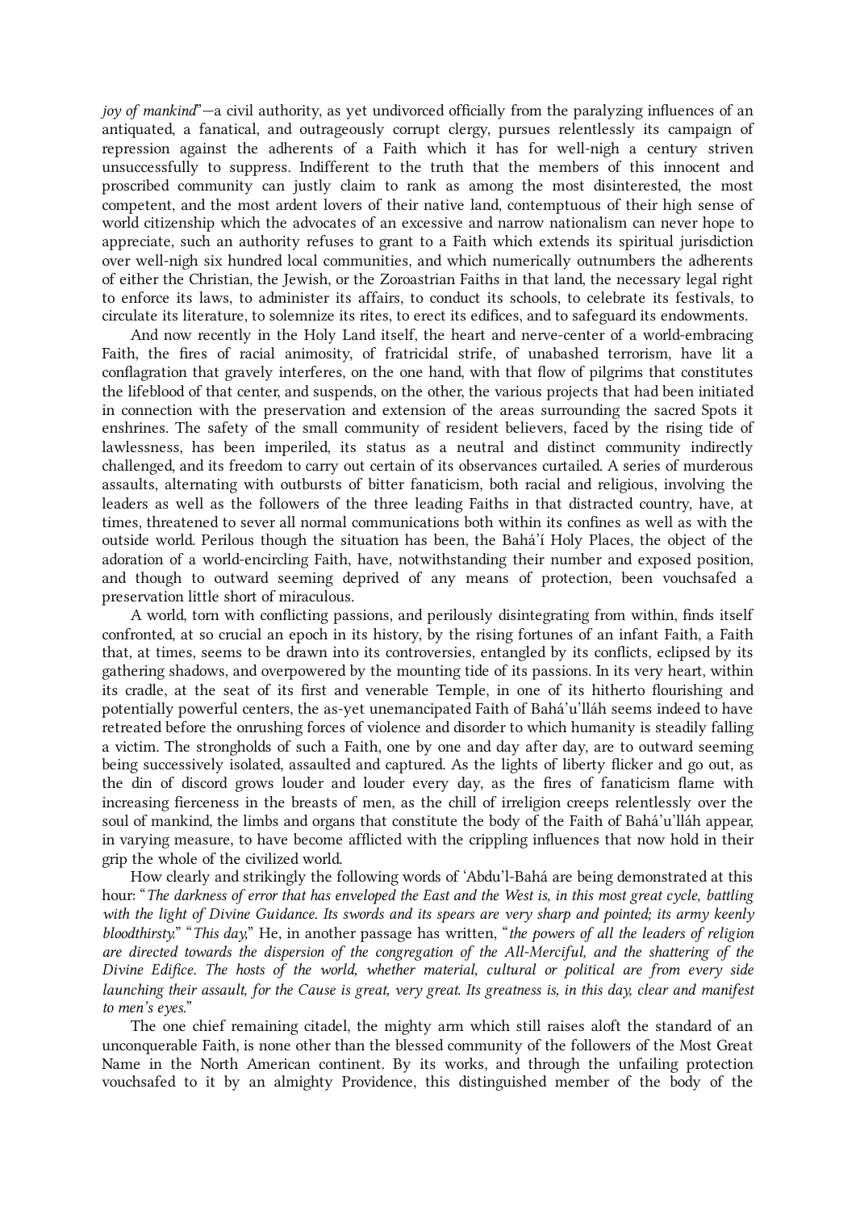*joy of mankind*"—a civil authority, as yet undivorced officially from the paralyzing influences of an antiquated, a fanatical, and outrageously corrupt clergy, pursues relentlessly its campaign of repression against the adherents of a Faith which it has for well-nigh a century striven unsuccessfully to suppress. Indifferent to the truth that the members of this innocent and proscribed community can justly claim to rank as among the most disinterested, the most competent, and the most ardent lovers of their native land, contemptuous of their high sense of world citizenship which the advocates of an excessive and narrow nationalism can never hope to appreciate, such an authority refuses to grant to a Faith which extends its spiritual jurisdiction over well-nigh six hundred local communities, and which numerically outnumbers the adherents of either the Christian, the Jewish, or the Zoroastrian Faiths in that land, the necessary legal right to enforce its laws, to administer its affairs, to conduct its schools, to celebrate its festivals, to circulate its literature, to solemnize its rites, to erect its edifices, and to safeguard its endowments.

And now recently in the Holy Land itself, the heart and nerve-center of a world-embracing Faith, the fires of racial animosity, of fratricidal strife, of unabashed terrorism, have lit a conflagration that gravely interferes, on the one hand, with that flow of pilgrims that constitutes the lifeblood of that center, and suspends, on the other, the various projects that had been initiated in connection with the preservation and extension of the areas surrounding the sacred Spots it enshrines. The safety of the small community of resident believers, faced by the rising tide of lawlessness, has been imperiled, its status as a neutral and distinct community indirectly challenged, and its freedom to carry out certain of its observances curtailed. A series of murderous assaults, alternating with outbursts of bitter fanaticism, both racial and religious, involving the leaders as well as the followers of the three leading Faiths in that distracted country, have, at times, threatened to sever all normal communications both within its confines as well as with the outside world. Perilous though the situation has been, the Bahá'í Holy Places, the object of the adoration of a world-encircling Faith, have, notwithstanding their number and exposed position, and though to outward seeming deprived of any means of protection, been vouchsafed a preservation little short of miraculous.

A world, torn with conflicting passions, and perilously disintegrating from within, finds itself confronted, at so crucial an epoch in its history, by the rising fortunes of an infant Faith, a Faith that, at times, seems to be drawn into its controversies, entangled by its conflicts, eclipsed by its gathering shadows, and overpowered by the mounting tide of its passions. In its very heart, within its cradle, at the seat of its first and venerable Temple, in one of its hitherto flourishing and potentially powerful centers, the as-yet unemancipated Faith of Bahá'u'lláh seems indeed to have retreated before the onrushing forces of violence and disorder to which humanity is steadily falling a victim. The strongholds of such a Faith, one by one and day after day, are to outward seeming being successively isolated, assaulted and captured. As the lights of liberty flicker and go out, as the din of discord grows louder and louder every day, as the fires of fanaticism flame with increasing fierceness in the breasts of men, as the chill of irreligion creeps relentlessly over the soul of mankind, the limbs and organs that constitute the body of the Faith of Bahá'u'lláh appear, in varying measure, to have become afflicted with the crippling influences that now hold in their grip the whole of the civilized world.

How clearly and strikingly the following words of 'Abdu'l-Bahá are being demonstrated at this hour: "*The darkness of error that has enveloped the East and the West is, in this most great cycle, battling with the light of Divine Guidance. Its swords and its spears are very sharp and pointed; its army keenly bloodthirsty.*" "*This day,*" He, in another passage has written, "*the powers of all the leaders of religion are directed towards the dispersion of the congregation of the All-Merciful, and the shattering of the Divine Edifice. The hosts of the world, whether material, cultural or political are from every side launching their assault, for the Cause is great, very great. Its greatness is, in this day, clear and manifest to men's eyes.*"

The one chief remaining citadel, the mighty arm which still raises aloft the standard of an unconquerable Faith, is none other than the blessed community of the followers of the Most Great Name in the North American continent. By its works, and through the unfailing protection vouchsafed to it by an almighty Providence, this distinguished member of the body of the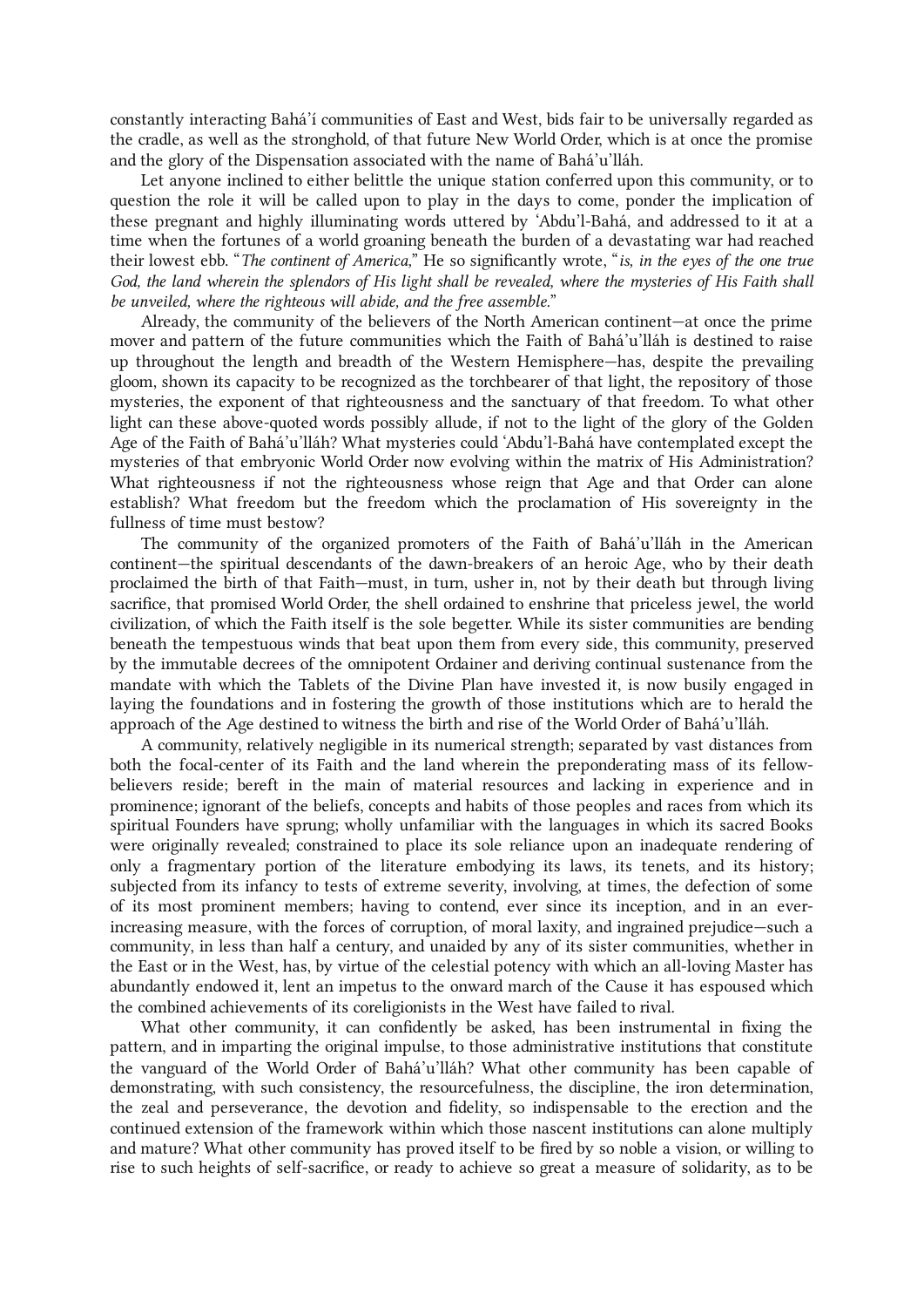constantly interacting Bahá'í communities of East and West, bids fair to be universally regarded as the cradle, as well as the stronghold, of that future New World Order, which is at once the promise and the glory of the Dispensation associated with the name of Bahá'u'lláh.

Let anyone inclined to either belittle the unique station conferred upon this community, or to question the role it will be called upon to play in the days to come, ponder the implication of these pregnant and highly illuminating words uttered by 'Abdu'l-Bahá, and addressed to it at a time when the fortunes of a world groaning beneath the burden of a devastating war had reached their lowest ebb. "*The continent of America,*" He so significantly wrote, "*is, in the eyes of the one true God, the land wherein the splendors of His light shall be revealed, where the mysteries of His Faith shall be unveiled, where the righteous will abide, and the free assemble.*"

Already, the community of the believers of the North American continent—at once the prime mover and pattern of the future communities which the Faith of Bahá'u'lláh is destined to raise up throughout the length and breadth of the Western Hemisphere—has, despite the prevailing gloom, shown its capacity to be recognized as the torchbearer of that light, the repository of those mysteries, the exponent of that righteousness and the sanctuary of that freedom. To what other light can these above-quoted words possibly allude, if not to the light of the glory of the Golden Age of the Faith of Bahá'u'lláh? What mysteries could 'Abdu'l-Bahá have contemplated except the mysteries of that embryonic World Order now evolving within the matrix of His Administration? What righteousness if not the righteousness whose reign that Age and that Order can alone establish? What freedom but the freedom which the proclamation of His sovereignty in the fullness of time must bestow?

The community of the organized promoters of the Faith of Bahá'u'lláh in the American continent—the spiritual descendants of the dawn-breakers of an heroic Age, who by their death proclaimed the birth of that Faith—must, in turn, usher in, not by their death but through living sacrifice, that promised World Order, the shell ordained to enshrine that priceless jewel, the world civilization, of which the Faith itself is the sole begetter. While its sister communities are bending beneath the tempestuous winds that beat upon them from every side, this community, preserved by the immutable decrees of the omnipotent Ordainer and deriving continual sustenance from the mandate with which the Tablets of the Divine Plan have invested it, is now busily engaged in laying the foundations and in fostering the growth of those institutions which are to herald the approach of the Age destined to witness the birth and rise of the World Order of Bahá'u'lláh.

A community, relatively negligible in its numerical strength; separated by vast distances from both the focal-center of its Faith and the land wherein the preponderating mass of its fellow-believers reside; bereft in the main of material resources and lacking in experience and in prominence; ignorant of the beliefs, concepts and habits of those peoples and races from which its spiritual Founders have sprung; wholly unfamiliar with the languages in which its sacred Books were originally revealed; constrained to place its sole reliance upon an inadequate rendering of only a fragmentary portion of the literature embodying its laws, its tenets, and its history; subjected from its infancy to tests of extreme severity, involving, at times, the defection of some of its most prominent members; having to contend, ever since its inception, and in an ever-increasing measure, with the forces of corruption, of moral laxity, and ingrained prejudice—such a community, in less than half a century, and unaided by any of its sister communities, whether in the East or in the West, has, by virtue of the celestial potency with which an all-loving Master has abundantly endowed it, lent an impetus to the onward march of the Cause it has espoused which the combined achievements of its coreligionists in the West have failed to rival.

What other community, it can confidently be asked, has been instrumental in fixing the pattern, and in imparting the original impulse, to those administrative institutions that constitute the vanguard of the World Order of Bahá'u'lláh? What other community has been capable of demonstrating, with such consistency, the resourcefulness, the discipline, the iron determination, the zeal and perseverance, the devotion and fidelity, so indispensable to the erection and the continued extension of the framework within which those nascent institutions can alone multiply and mature? What other community has proved itself to be fired by so noble a vision, or willing to rise to such heights of self-sacrifice, or ready to achieve so great a measure of solidarity, as to be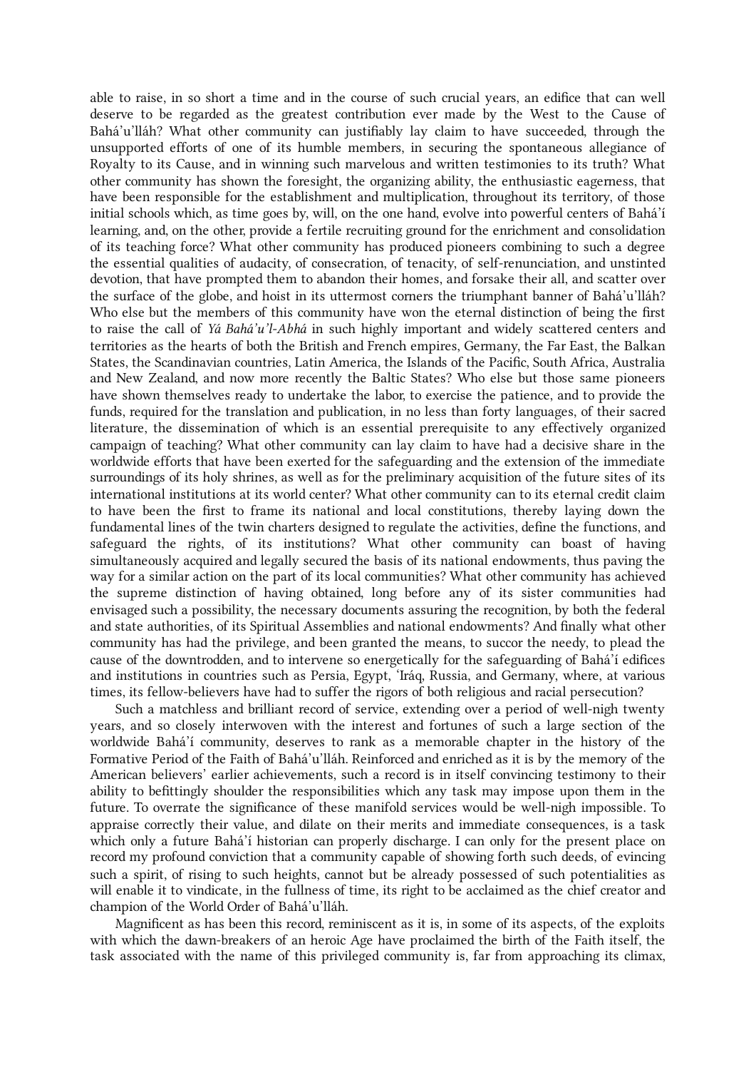able to raise, in so short a time and in the course of such crucial years, an edifice that can well deserve to be regarded as the greatest contribution ever made by the West to the Cause of Bahá'u'lláh? What other community can justifiably lay claim to have succeeded, through the unsupported efforts of one of its humble members, in securing the spontaneous allegiance of Royalty to its Cause, and in winning such marvelous and written testimonies to its truth? What other community has shown the foresight, the organizing ability, the enthusiastic eagerness, that have been responsible for the establishment and multiplication, throughout its territory, of those initial schools which, as time goes by, will, on the one hand, evolve into powerful centers of Bahá'í learning, and, on the other, provide a fertile recruiting ground for the enrichment and consolidation of its teaching force? What other community has produced pioneers combining to such a degree the essential qualities of audacity, of consecration, of tenacity, of self-renunciation, and unstinted devotion, that have prompted them to abandon their homes, and forsake their all, and scatter over the surface of the globe, and hoist in its uttermost corners the triumphant banner of Bahá'u'lláh? Who else but the members of this community have won the eternal distinction of being the first to raise the call of *Yá Bahá'u'l-Abhá* in such highly important and widely scattered centers and territories as the hearts of both the British and French empires, Germany, the Far East, the Balkan States, the Scandinavian countries, Latin America, the Islands of the Pacific, South Africa, Australia and New Zealand, and now more recently the Baltic States? Who else but those same pioneers have shown themselves ready to undertake the labor, to exercise the patience, and to provide the funds, required for the translation and publication, in no less than forty languages, of their sacred literature, the dissemination of which is an essential prerequisite to any effectively organized campaign of teaching? What other community can lay claim to have had a decisive share in the worldwide efforts that have been exerted for the safeguarding and the extension of the immediate surroundings of its holy shrines, as well as for the preliminary acquisition of the future sites of its international institutions at its world center? What other community can to its eternal credit claim to have been the first to frame its national and local constitutions, thereby laying down the fundamental lines of the twin charters designed to regulate the activities, define the functions, and safeguard the rights, of its institutions? What other community can boast of having simultaneously acquired and legally secured the basis of its national endowments, thus paving the way for a similar action on the part of its local communities? What other community has achieved the supreme distinction of having obtained, long before any of its sister communities had envisaged such a possibility, the necessary documents assuring the recognition, by both the federal and state authorities, of its Spiritual Assemblies and national endowments? And finally what other community has had the privilege, and been granted the means, to succor the needy, to plead the cause of the downtrodden, and to intervene so energetically for the safeguarding of Bahá'í edifices and institutions in countries such as Persia, Egypt, 'Iráq, Russia, and Germany, where, at various times, its fellow-believers have had to suffer the rigors of both religious and racial persecution?

Such a matchless and brilliant record of service, extending over a period of well-nigh twenty years, and so closely interwoven with the interest and fortunes of such a large section of the worldwide Bahá'í community, deserves to rank as a memorable chapter in the history of the Formative Period of the Faith of Bahá'u'lláh. Reinforced and enriched as it is by the memory of the American believers' earlier achievements, such a record is in itself convincing testimony to their ability to befittingly shoulder the responsibilities which any task may impose upon them in the future. To overrate the significance of these manifold services would be well-nigh impossible. To appraise correctly their value, and dilate on their merits and immediate consequences, is a task which only a future Bahá'í historian can properly discharge. I can only for the present place on record my profound conviction that a community capable of showing forth such deeds, of evincing such a spirit, of rising to such heights, cannot but be already possessed of such potentialities as will enable it to vindicate, in the fullness of time, its right to be acclaimed as the chief creator and champion of the World Order of Bahá'u'lláh.

Magnificent as has been this record, reminiscent as it is, in some of its aspects, of the exploits with which the dawn-breakers of an heroic Age have proclaimed the birth of the Faith itself, the task associated with the name of this privileged community is, far from approaching its climax,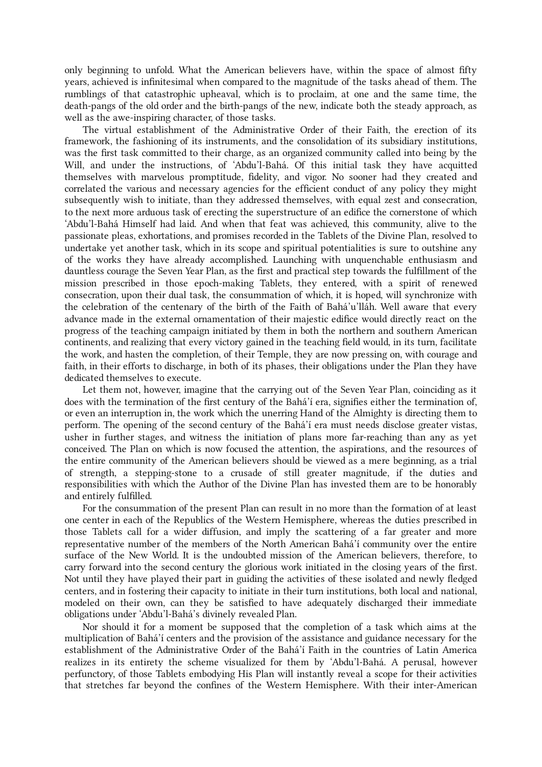only beginning to unfold. What the American believers have, within the space of almost fifty years, achieved is infinitesimal when compared to the magnitude of the tasks ahead of them. The rumblings of that catastrophic upheaval, which is to proclaim, at one and the same time, the death-pangs of the old order and the birth-pangs of the new, indicate both the steady approach, as well as the awe-inspiring character, of those tasks.

The virtual establishment of the Administrative Order of their Faith, the erection of its framework, the fashioning of its instruments, and the consolidation of its subsidiary institutions, was the first task committed to their charge, as an organized community called into being by the Will, and under the instructions, of ʻAbdu'l-Bahá. Of this initial task they have acquitted themselves with marvelous promptitude, fidelity, and vigor. No sooner had they created and correlated the various and necessary agencies for the efficient conduct of any policy they might subsequently wish to initiate, than they addressed themselves, with equal zest and consecration, to the next more arduous task of erecting the superstructure of an edifice the cornerstone of which ʻAbdu'l-Bahá Himself had laid. And when that feat was achieved, this community, alive to the passionate pleas, exhortations, and promises recorded in the Tablets of the Divine Plan, resolved to undertake yet another task, which in its scope and spiritual potentialities is sure to outshine any of the works they have already accomplished. Launching with unquenchable enthusiasm and dauntless courage the Seven Year Plan, as the first and practical step towards the fulfillment of the mission prescribed in those epoch-making Tablets, they entered, with a spirit of renewed consecration, upon their dual task, the consummation of which, it is hoped, will synchronize with the celebration of the centenary of the birth of the Faith of Bahá'u'lláh. Well aware that every advance made in the external ornamentation of their majestic edifice would directly react on the progress of the teaching campaign initiated by them in both the northern and southern American continents, and realizing that every victory gained in the teaching field would, in its turn, facilitate the work, and hasten the completion, of their Temple, they are now pressing on, with courage and faith, in their efforts to discharge, in both of its phases, their obligations under the Plan they have dedicated themselves to execute.

Let them not, however, imagine that the carrying out of the Seven Year Plan, coinciding as it does with the termination of the first century of the Bahá'í era, signifies either the termination of, or even an interruption in, the work which the unerring Hand of the Almighty is directing them to perform. The opening of the second century of the Bahá'í era must needs disclose greater vistas, usher in further stages, and witness the initiation of plans more far-reaching than any as yet conceived. The Plan on which is now focused the attention, the aspirations, and the resources of the entire community of the American believers should be viewed as a mere beginning, as a trial of strength, a stepping-stone to a crusade of still greater magnitude, if the duties and responsibilities with which the Author of the Divine Plan has invested them are to be honorably and entirely fulfilled.

For the consummation of the present Plan can result in no more than the formation of at least one center in each of the Republics of the Western Hemisphere, whereas the duties prescribed in those Tablets call for a wider diffusion, and imply the scattering of a far greater and more representative number of the members of the North American Bahá'í community over the entire surface of the New World. It is the undoubted mission of the American believers, therefore, to carry forward into the second century the glorious work initiated in the closing years of the first. Not until they have played their part in guiding the activities of these isolated and newly fledged centers, and in fostering their capacity to initiate in their turn institutions, both local and national, modeled on their own, can they be satisfied to have adequately discharged their immediate obligations under ʻAbdu'l-Bahá's divinely revealed Plan.

Nor should it for a moment be supposed that the completion of a task which aims at the multiplication of Bahá'í centers and the provision of the assistance and guidance necessary for the establishment of the Administrative Order of the Bahá'í Faith in the countries of Latin America realizes in its entirety the scheme visualized for them by ʻAbdu'l-Bahá. A perusal, however perfunctory, of those Tablets embodying His Plan will instantly reveal a scope for their activities that stretches far beyond the confines of the Western Hemisphere. With their inter-American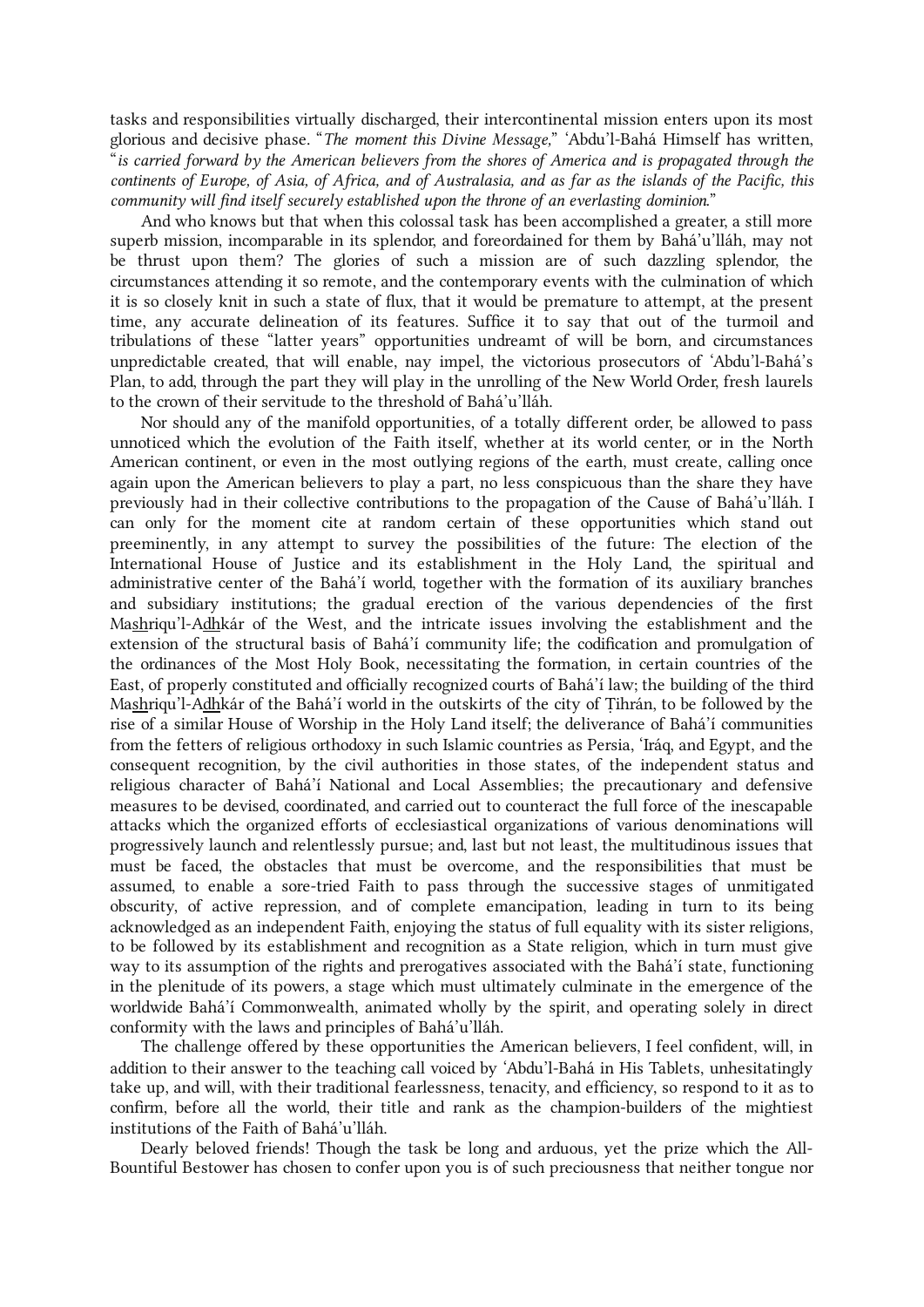tasks and responsibilities virtually discharged, their intercontinental mission enters upon its most glorious and decisive phase. “*The moment this Divine Message,*” ‘Abdu’l-Bahá Himself has written, “*is carried forward by the American believers from the shores of America and is propagated through the continents of Europe, of Asia, of Africa, and of Australasia, and as far as the islands of the Pacific, this community will find itself securely established upon the throne of an everlasting dominion.*”

And who knows but that when this colossal task has been accomplished a greater, a still more superb mission, incomparable in its splendor, and foreordained for them by Bahá’u’lláh, may not be thrust upon them? The glories of such a mission are of such dazzling splendor, the circumstances attending it so remote, and the contemporary events with the culmination of which it is so closely knit in such a state of flux, that it would be premature to attempt, at the present time, any accurate delineation of its features. Suffice it to say that out of the turmoil and tribulations of these “latter years” opportunities undreamt of will be born, and circumstances unpredictable created, that will enable, nay impel, the victorious prosecutors of ‘Abdu’l-Bahá’s Plan, to add, through the part they will play in the unrolling of the New World Order, fresh laurels to the crown of their servitude to the threshold of Bahá’u’lláh.

Nor should any of the manifold opportunities, of a totally different order, be allowed to pass unnoticed which the evolution of the Faith itself, whether at its world center, or in the North American continent, or even in the most outlying regions of the earth, must create, calling once again upon the American believers to play a part, no less conspicuous than the share they have previously had in their collective contributions to the propagation of the Cause of Bahá’u’lláh. I can only for the moment cite at random certain of these opportunities which stand out preeminently, in any attempt to survey the possibilities of the future: The election of the International House of Justice and its establishment in the Holy Land, the spiritual and administrative center of the Bahá’í world, together with the formation of its auxiliary branches and subsidiary institutions; the gradual erection of the various dependencies of the first Mashriqu’l-Adhkár of the West, and the intricate issues involving the establishment and the extension of the structural basis of Bahá’í community life; the codification and promulgation of the ordinances of the Most Holy Book, necessitating the formation, in certain countries of the East, of properly constituted and officially recognized courts of Bahá’í law; the building of the third Mashriqu’l-Adhkár of the Bahá’í world in the outskirts of the city of Ṭihrán, to be followed by the rise of a similar House of Worship in the Holy Land itself; the deliverance of Bahá’í communities from the fetters of religious orthodoxy in such Islamic countries as Persia, ‘Iráq, and Egypt, and the consequent recognition, by the civil authorities in those states, of the independent status and religious character of Bahá’í National and Local Assemblies; the precautionary and defensive measures to be devised, coordinated, and carried out to counteract the full force of the inescapable attacks which the organized efforts of ecclesiastical organizations of various denominations will progressively launch and relentlessly pursue; and, last but not least, the multitudinous issues that must be faced, the obstacles that must be overcome, and the responsibilities that must be assumed, to enable a sore-tried Faith to pass through the successive stages of unmitigated obscurity, of active repression, and of complete emancipation, leading in turn to its being acknowledged as an independent Faith, enjoying the status of full equality with its sister religions, to be followed by its establishment and recognition as a State religion, which in turn must give way to its assumption of the rights and prerogatives associated with the Bahá’í state, functioning in the plenitude of its powers, a stage which must ultimately culminate in the emergence of the worldwide Bahá’í Commonwealth, animated wholly by the spirit, and operating solely in direct conformity with the laws and principles of Bahá’u’lláh.

The challenge offered by these opportunities the American believers, I feel confident, will, in addition to their answer to the teaching call voiced by ‘Abdu’l-Bahá in His Tablets, unhesitatingly take up, and will, with their traditional fearlessness, tenacity, and efficiency, so respond to it as to confirm, before all the world, their title and rank as the champion-builders of the mightiest institutions of the Faith of Bahá’u’lláh.

Dearly beloved friends! Though the task be long and arduous, yet the prize which the All-Bountiful Bestower has chosen to confer upon you is of such preciousness that neither tongue nor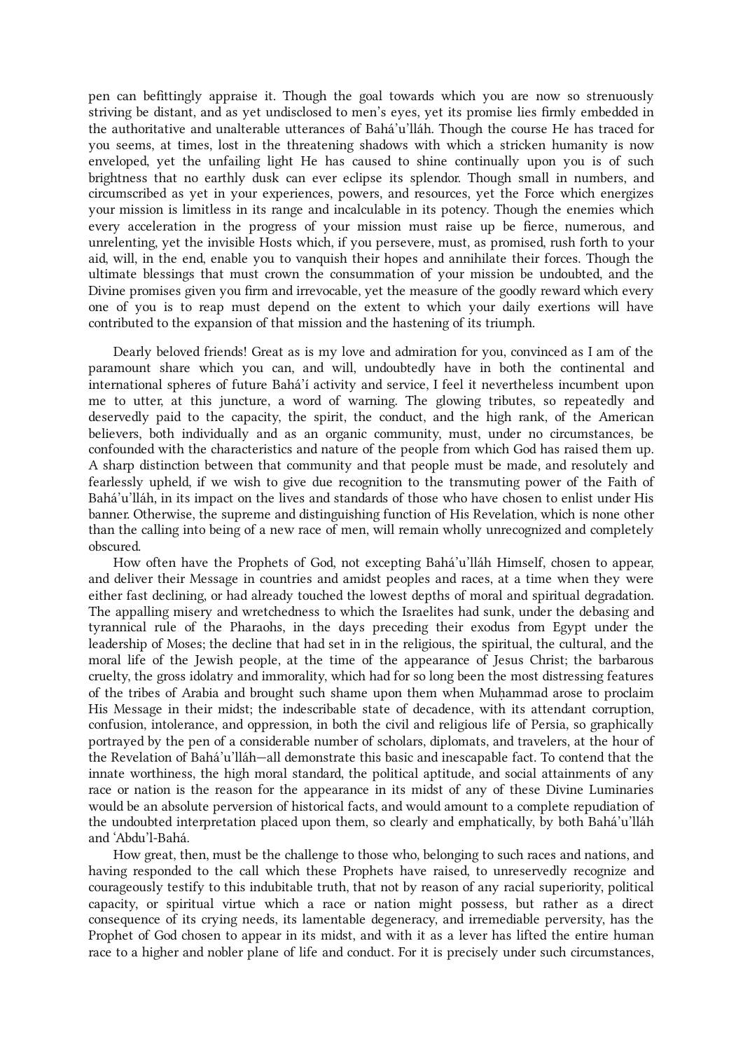pen can befittingly appraise it. Though the goal towards which you are now so strenuously striving be distant, and as yet undisclosed to men's eyes, yet its promise lies firmly embedded in the authoritative and unalterable utterances of Bahá'u'lláh. Though the course He has traced for you seems, at times, lost in the threatening shadows with which a stricken humanity is now enveloped, yet the unfailing light He has caused to shine continually upon you is of such brightness that no earthly dusk can ever eclipse its splendor. Though small in numbers, and circumscribed as yet in your experiences, powers, and resources, yet the Force which energizes your mission is limitless in its range and incalculable in its potency. Though the enemies which every acceleration in the progress of your mission must raise up be fierce, numerous, and unrelenting, yet the invisible Hosts which, if you persevere, must, as promised, rush forth to your aid, will, in the end, enable you to vanquish their hopes and annihilate their forces. Though the ultimate blessings that must crown the consummation of your mission be undoubted, and the Divine promises given you firm and irrevocable, yet the measure of the goodly reward which every one of you is to reap must depend on the extent to which your daily exertions will have contributed to the expansion of that mission and the hastening of its triumph.

Dearly beloved friends! Great as is my love and admiration for you, convinced as I am of the paramount share which you can, and will, undoubtedly have in both the continental and international spheres of future Bahá'í activity and service, I feel it nevertheless incumbent upon me to utter, at this juncture, a word of warning. The glowing tributes, so repeatedly and deservedly paid to the capacity, the spirit, the conduct, and the high rank, of the American believers, both individually and as an organic community, must, under no circumstances, be confounded with the characteristics and nature of the people from which God has raised them up. A sharp distinction between that community and that people must be made, and resolutely and fearlessly upheld, if we wish to give due recognition to the transmuting power of the Faith of Bahá'u'lláh, in its impact on the lives and standards of those who have chosen to enlist under His banner. Otherwise, the supreme and distinguishing function of His Revelation, which is none other than the calling into being of a new race of men, will remain wholly unrecognized and completely obscured.

How often have the Prophets of God, not excepting Bahá'u'lláh Himself, chosen to appear, and deliver their Message in countries and amidst peoples and races, at a time when they were either fast declining, or had already touched the lowest depths of moral and spiritual degradation. The appalling misery and wretchedness to which the Israelites had sunk, under the debasing and tyrannical rule of the Pharaohs, in the days preceding their exodus from Egypt under the leadership of Moses; the decline that had set in in the religious, the spiritual, the cultural, and the moral life of the Jewish people, at the time of the appearance of Jesus Christ; the barbarous cruelty, the gross idolatry and immorality, which had for so long been the most distressing features of the tribes of Arabia and brought such shame upon them when Muḥammad arose to proclaim His Message in their midst; the indescribable state of decadence, with its attendant corruption, confusion, intolerance, and oppression, in both the civil and religious life of Persia, so graphically portrayed by the pen of a considerable number of scholars, diplomats, and travelers, at the hour of the Revelation of Bahá'u'lláh—all demonstrate this basic and inescapable fact. To contend that the innate worthiness, the high moral standard, the political aptitude, and social attainments of any race or nation is the reason for the appearance in its midst of any of these Divine Luminaries would be an absolute perversion of historical facts, and would amount to a complete repudiation of the undoubted interpretation placed upon them, so clearly and emphatically, by both Bahá'u'lláh and 'Abdu'l-Bahá.

How great, then, must be the challenge to those who, belonging to such races and nations, and having responded to the call which these Prophets have raised, to unreservedly recognize and courageously testify to this indubitable truth, that not by reason of any racial superiority, political capacity, or spiritual virtue which a race or nation might possess, but rather as a direct consequence of its crying needs, its lamentable degeneracy, and irremediable perversity, has the Prophet of God chosen to appear in its midst, and with it as a lever has lifted the entire human race to a higher and nobler plane of life and conduct. For it is precisely under such circumstances,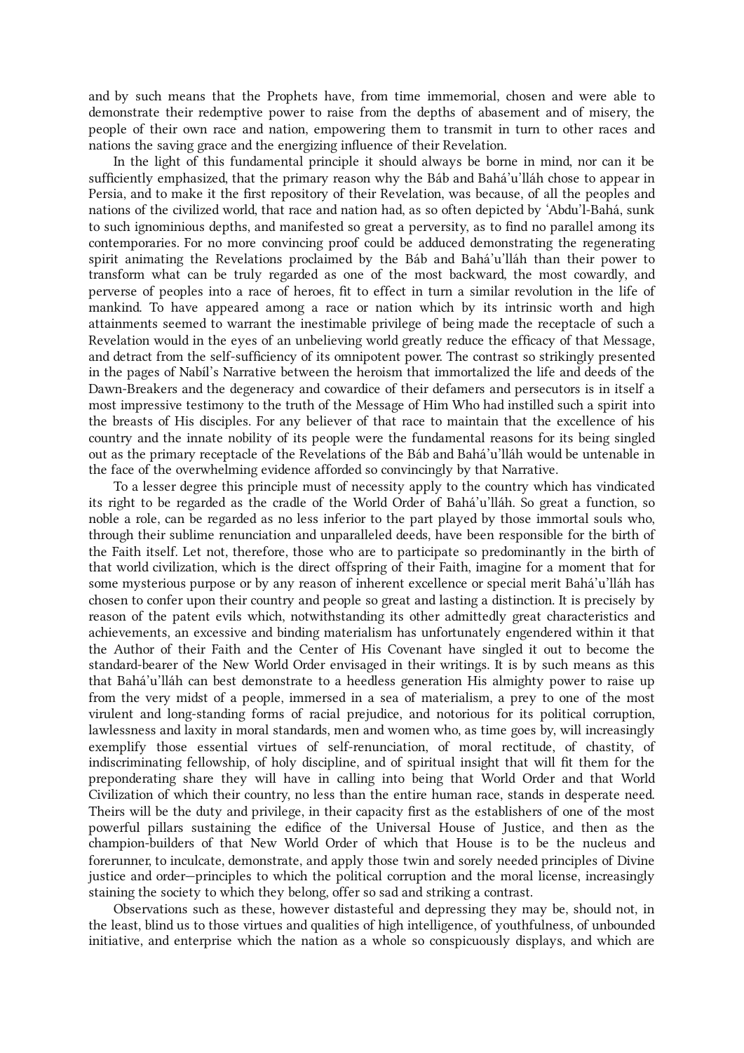and by such means that the Prophets have, from time immemorial, chosen and were able to demonstrate their redemptive power to raise from the depths of abasement and of misery, the people of their own race and nation, empowering them to transmit in turn to other races and nations the saving grace and the energizing influence of their Revelation.

In the light of this fundamental principle it should always be borne in mind, nor can it be sufficiently emphasized, that the primary reason why the Báb and Bahá'u'lláh chose to appear in Persia, and to make it the first repository of their Revelation, was because, of all the peoples and nations of the civilized world, that race and nation had, as so often depicted by 'Abdu'l-Bahá, sunk to such ignominious depths, and manifested so great a perversity, as to find no parallel among its contemporaries. For no more convincing proof could be adduced demonstrating the regenerating spirit animating the Revelations proclaimed by the Báb and Bahá'u'lláh than their power to transform what can be truly regarded as one of the most backward, the most cowardly, and perverse of peoples into a race of heroes, fit to effect in turn a similar revolution in the life of mankind. To have appeared among a race or nation which by its intrinsic worth and high attainments seemed to warrant the inestimable privilege of being made the receptacle of such a Revelation would in the eyes of an unbelieving world greatly reduce the efficacy of that Message, and detract from the self-sufficiency of its omnipotent power. The contrast so strikingly presented in the pages of Nabíl's Narrative between the heroism that immortalized the life and deeds of the Dawn-Breakers and the degeneracy and cowardice of their defamers and persecutors is in itself a most impressive testimony to the truth of the Message of Him Who had instilled such a spirit into the breasts of His disciples. For any believer of that race to maintain that the excellence of his country and the innate nobility of its people were the fundamental reasons for its being singled out as the primary receptacle of the Revelations of the Báb and Bahá'u'lláh would be untenable in the face of the overwhelming evidence afforded so convincingly by that Narrative.

To a lesser degree this principle must of necessity apply to the country which has vindicated its right to be regarded as the cradle of the World Order of Bahá'u'lláh. So great a function, so noble a role, can be regarded as no less inferior to the part played by those immortal souls who, through their sublime renunciation and unparalleled deeds, have been responsible for the birth of the Faith itself. Let not, therefore, those who are to participate so predominantly in the birth of that world civilization, which is the direct offspring of their Faith, imagine for a moment that for some mysterious purpose or by any reason of inherent excellence or special merit Bahá'u'lláh has chosen to confer upon their country and people so great and lasting a distinction. It is precisely by reason of the patent evils which, notwithstanding its other admittedly great characteristics and achievements, an excessive and binding materialism has unfortunately engendered within it that the Author of their Faith and the Center of His Covenant have singled it out to become the standard-bearer of the New World Order envisaged in their writings. It is by such means as this that Bahá'u'lláh can best demonstrate to a heedless generation His almighty power to raise up from the very midst of a people, immersed in a sea of materialism, a prey to one of the most virulent and long-standing forms of racial prejudice, and notorious for its political corruption, lawlessness and laxity in moral standards, men and women who, as time goes by, will increasingly exemplify those essential virtues of self-renunciation, of moral rectitude, of chastity, of indiscriminating fellowship, of holy discipline, and of spiritual insight that will fit them for the preponderating share they will have in calling into being that World Order and that World Civilization of which their country, no less than the entire human race, stands in desperate need. Theirs will be the duty and privilege, in their capacity first as the establishers of one of the most powerful pillars sustaining the edifice of the Universal House of Justice, and then as the champion-builders of that New World Order of which that House is to be the nucleus and forerunner, to inculcate, demonstrate, and apply those twin and sorely needed principles of Divine justice and order—principles to which the political corruption and the moral license, increasingly staining the society to which they belong, offer so sad and striking a contrast.

Observations such as these, however distasteful and depressing they may be, should not, in the least, blind us to those virtues and qualities of high intelligence, of youthfulness, of unbounded initiative, and enterprise which the nation as a whole so conspicuously displays, and which are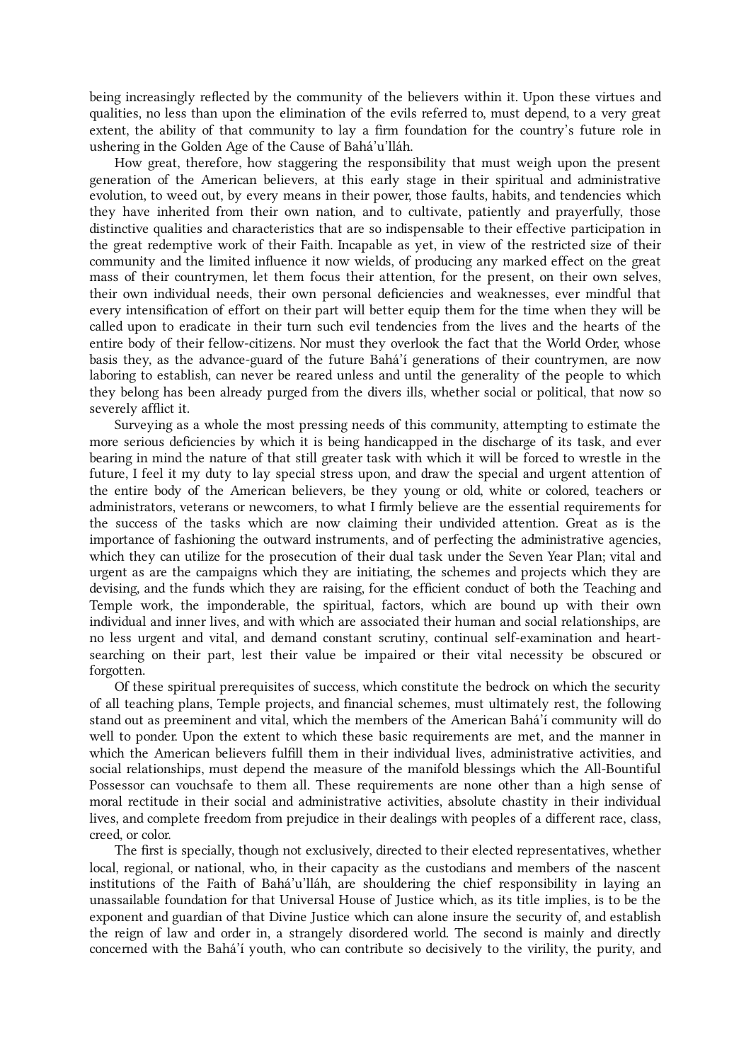being increasingly reflected by the community of the believers within it. Upon these virtues and qualities, no less than upon the elimination of the evils referred to, must depend, to a very great extent, the ability of that community to lay a firm foundation for the country's future role in ushering in the Golden Age of the Cause of Bahá'u'lláh.

How great, therefore, how staggering the responsibility that must weigh upon the present generation of the American believers, at this early stage in their spiritual and administrative evolution, to weed out, by every means in their power, those faults, habits, and tendencies which they have inherited from their own nation, and to cultivate, patiently and prayerfully, those distinctive qualities and characteristics that are so indispensable to their effective participation in the great redemptive work of their Faith. Incapable as yet, in view of the restricted size of their community and the limited influence it now wields, of producing any marked effect on the great mass of their countrymen, let them focus their attention, for the present, on their own selves, their own individual needs, their own personal deficiencies and weaknesses, ever mindful that every intensification of effort on their part will better equip them for the time when they will be called upon to eradicate in their turn such evil tendencies from the lives and the hearts of the entire body of their fellow-citizens. Nor must they overlook the fact that the World Order, whose basis they, as the advance-guard of the future Bahá'í generations of their countrymen, are now laboring to establish, can never be reared unless and until the generality of the people to which they belong has been already purged from the divers ills, whether social or political, that now so severely afflict it.

Surveying as a whole the most pressing needs of this community, attempting to estimate the more serious deficiencies by which it is being handicapped in the discharge of its task, and ever bearing in mind the nature of that still greater task with which it will be forced to wrestle in the future, I feel it my duty to lay special stress upon, and draw the special and urgent attention of the entire body of the American believers, be they young or old, white or colored, teachers or administrators, veterans or newcomers, to what I firmly believe are the essential requirements for the success of the tasks which are now claiming their undivided attention. Great as is the importance of fashioning the outward instruments, and of perfecting the administrative agencies, which they can utilize for the prosecution of their dual task under the Seven Year Plan; vital and urgent as are the campaigns which they are initiating, the schemes and projects which they are devising, and the funds which they are raising, for the efficient conduct of both the Teaching and Temple work, the imponderable, the spiritual, factors, which are bound up with their own individual and inner lives, and with which are associated their human and social relationships, are no less urgent and vital, and demand constant scrutiny, continual self-examination and heart-searching on their part, lest their value be impaired or their vital necessity be obscured or forgotten.

Of these spiritual prerequisites of success, which constitute the bedrock on which the security of all teaching plans, Temple projects, and financial schemes, must ultimately rest, the following stand out as preeminent and vital, which the members of the American Bahá'í community will do well to ponder. Upon the extent to which these basic requirements are met, and the manner in which the American believers fulfill them in their individual lives, administrative activities, and social relationships, must depend the measure of the manifold blessings which the All-Bountiful Possessor can vouchsafe to them all. These requirements are none other than a high sense of moral rectitude in their social and administrative activities, absolute chastity in their individual lives, and complete freedom from prejudice in their dealings with peoples of a different race, class, creed, or color.

The first is specially, though not exclusively, directed to their elected representatives, whether local, regional, or national, who, in their capacity as the custodians and members of the nascent institutions of the Faith of Bahá'u'lláh, are shouldering the chief responsibility in laying an unassailable foundation for that Universal House of Justice which, as its title implies, is to be the exponent and guardian of that Divine Justice which can alone insure the security of, and establish the reign of law and order in, a strangely disordered world. The second is mainly and directly concerned with the Bahá'í youth, who can contribute so decisively to the virility, the purity, and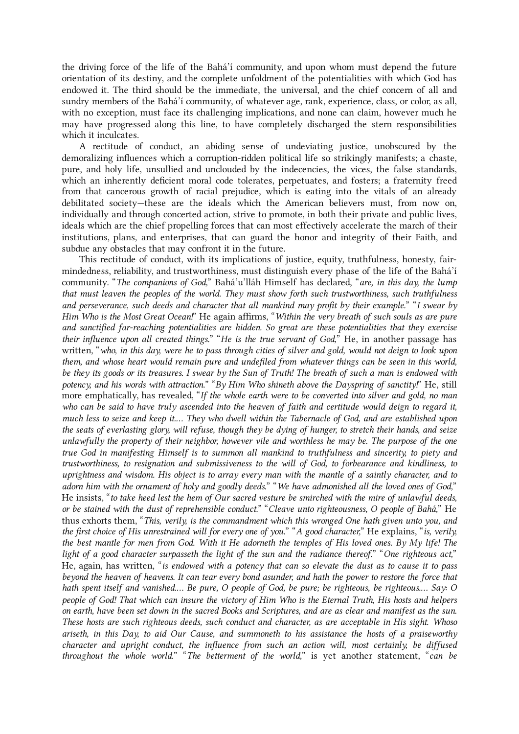the driving force of the life of the Bahá'í community, and upon whom must depend the future orientation of its destiny, and the complete unfoldment of the potentialities with which God has endowed it. The third should be the immediate, the universal, and the chief concern of all and sundry members of the Bahá'í community, of whatever age, rank, experience, class, or color, as all, with no exception, must face its challenging implications, and none can claim, however much he may have progressed along this line, to have completely discharged the stern responsibilities which it inculcates.

A rectitude of conduct, an abiding sense of undeviating justice, unobscured by the demoralizing influences which a corruption-ridden political life so strikingly manifests; a chaste, pure, and holy life, unsullied and unclouded by the indecencies, the vices, the false standards, which an inherently deficient moral code tolerates, perpetuates, and fosters; a fraternity freed from that cancerous growth of racial prejudice, which is eating into the vitals of an already debilitated society—these are the ideals which the American believers must, from now on, individually and through concerted action, strive to promote, in both their private and public lives, ideals which are the chief propelling forces that can most effectively accelerate the march of their institutions, plans, and enterprises, that can guard the honor and integrity of their Faith, and subdue any obstacles that may confront it in the future.

This rectitude of conduct, with its implications of justice, equity, truthfulness, honesty, fair-mindedness, reliability, and trustworthiness, must distinguish every phase of the life of the Bahá'í community. "*The companions of God,*" Bahá'u'lláh Himself has declared, "*are, in this day, the lump that must leaven the peoples of the world. They must show forth such trustworthiness, such truthfulness and perseverance, such deeds and character that all mankind may profit by their example.*" "*I swear by Him Who is the Most Great Ocean!*" He again affirms, "*Within the very breath of such souls as are pure and sanctified far-reaching potentialities are hidden. So great are these potentialities that they exercise their influence upon all created things.*" "*He is the true servant of God,*" He, in another passage has written, "*who, in this day, were he to pass through cities of silver and gold, would not deign to look upon them, and whose heart would remain pure and undefiled from whatever things can be seen in this world, be they its goods or its treasures. I swear by the Sun of Truth! The breath of such a man is endowed with potency, and his words with attraction.*" "*By Him Who shineth above the Dayspring of sanctity!*" He, still more emphatically, has revealed, "*If the whole earth were to be converted into silver and gold, no man who can be said to have truly ascended into the heaven of faith and certitude would deign to regard it, much less to seize and keep it.... They who dwell within the Tabernacle of God, and are established upon the seats of everlasting glory, will refuse, though they be dying of hunger, to stretch their hands, and seize unlawfully the property of their neighbor, however vile and worthless he may be. The purpose of the one true God in manifesting Himself is to summon all mankind to truthfulness and sincerity, to piety and trustworthiness, to resignation and submissiveness to the will of God, to forbearance and kindliness, to uprightness and wisdom. His object is to array every man with the mantle of a saintly character, and to adorn him with the ornament of holy and goodly deeds.*" "*We have admonished all the loved ones of God,*" He insists, "*to take heed lest the hem of Our sacred vesture be smirched with the mire of unlawful deeds, or be stained with the dust of reprehensible conduct.*" "*Cleave unto righteousness, O people of Bahá,*" He thus exhorts them, "*This, verily, is the commandment which this wronged One hath given unto you, and the first choice of His unrestrained will for every one of you.*" "*A good character,*" He explains, "*is, verily, the best mantle for men from God. With it He adorneth the temples of His loved ones. By My life! The light of a good character surpasseth the light of the sun and the radiance thereof.*" "*One righteous act,*" He, again, has written, "*is endowed with a potency that can so elevate the dust as to cause it to pass beyond the heaven of heavens. It can tear every bond asunder, and hath the power to restore the force that hath spent itself and vanished.... Be pure, O people of God, be pure; be righteous, be righteous.... Say: O people of God! That which can insure the victory of Him Who is the Eternal Truth, His hosts and helpers on earth, have been set down in the sacred Books and Scriptures, and are as clear and manifest as the sun. These hosts are such righteous deeds, such conduct and character, as are acceptable in His sight. Whoso ariseth, in this Day, to aid Our Cause, and summoneth to his assistance the hosts of a praiseworthy character and upright conduct, the influence from such an action will, most certainly, be diffused throughout the whole world.*" "*The betterment of the world,*" is yet another statement, "*can be*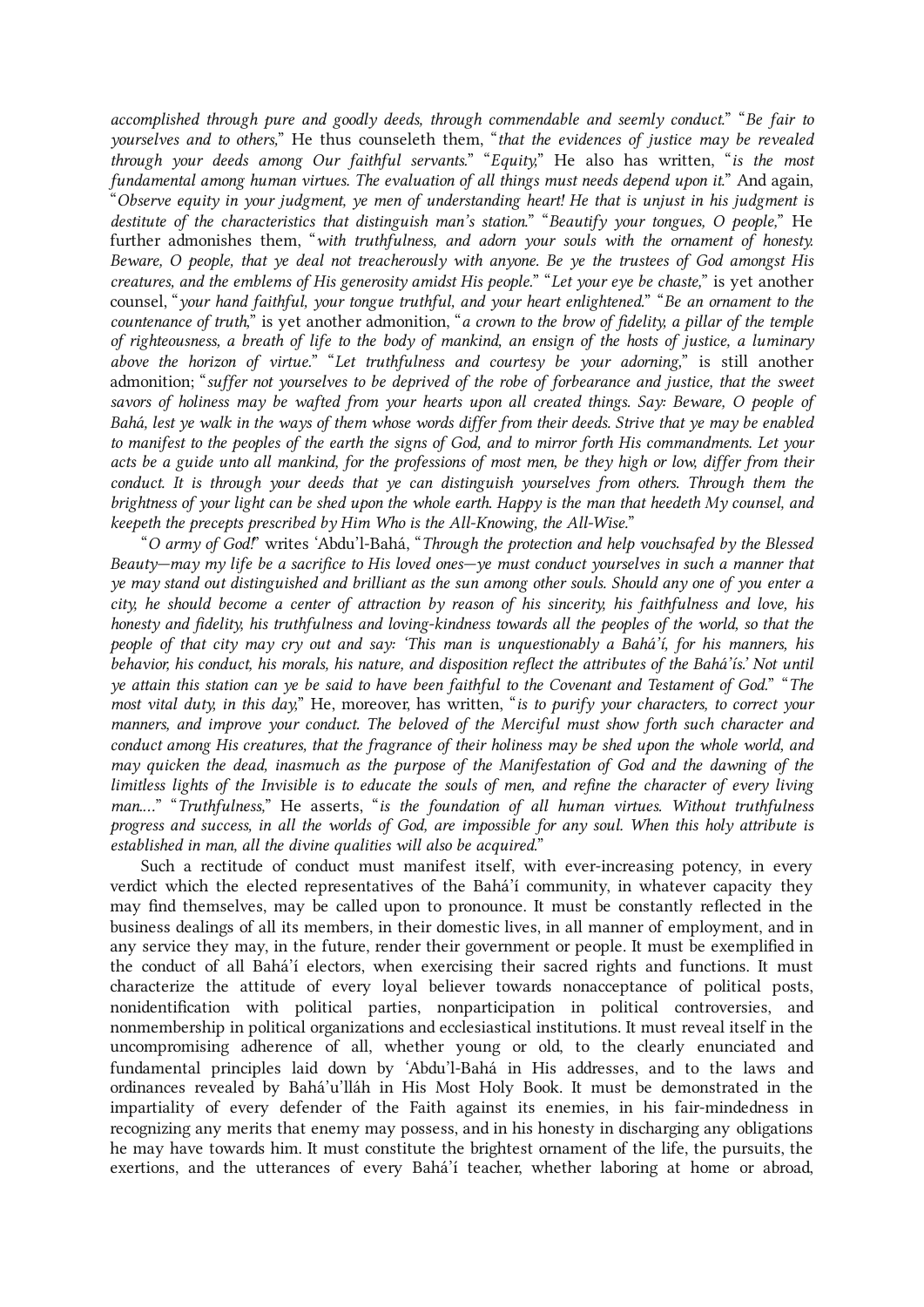*accomplished through pure and goodly deeds, through commendable and seemly conduct.*" "*Be fair to yourselves and to others,*" He thus counseleth them, "*that the evidences of justice may be revealed through your deeds among Our faithful servants.*" "*Equity,*" He also has written, "*is the most fundamental among human virtues. The evaluation of all things must needs depend upon it.*" And again, "*Observe equity in your judgment, ye men of understanding heart! He that is unjust in his judgment is destitute of the characteristics that distinguish man's station.*" "*Beautify your tongues, O people,*" He further admonishes them, "*with truthfulness, and adorn your souls with the ornament of honesty. Beware, O people, that ye deal not treacherously with anyone. Be ye the trustees of God amongst His creatures, and the emblems of His generosity amidst His people.*" "*Let your eye be chaste,*" is yet another counsel, "*your hand faithful, your tongue truthful, and your heart enlightened.*" "*Be an ornament to the countenance of truth,*" is yet another admonition, "*a crown to the brow of fidelity, a pillar of the temple of righteousness, a breath of life to the body of mankind, an ensign of the hosts of justice, a luminary above the horizon of virtue.*" "*Let truthfulness and courtesy be your adorning,*" is still another admonition; "*suffer not yourselves to be deprived of the robe of forbearance and justice, that the sweet savors of holiness may be wafted from your hearts upon all created things. Say: Beware, O people of Bahá, lest ye walk in the ways of them whose words differ from their deeds. Strive that ye may be enabled to manifest to the peoples of the earth the signs of God, and to mirror forth His commandments. Let your acts be a guide unto all mankind, for the professions of most men, be they high or low, differ from their conduct. It is through your deeds that ye can distinguish yourselves from others. Through them the brightness of your light can be shed upon the whole earth. Happy is the man that heedeth My counsel, and keepeth the precepts prescribed by Him Who is the All-Knowing, the All-Wise.*"

"*O army of God!*" writes 'Abdu'l-Bahá, "*Through the protection and help vouchsafed by the Blessed Beauty—may my life be a sacrifice to His loved ones—ye must conduct yourselves in such a manner that ye may stand out distinguished and brilliant as the sun among other souls. Should any one of you enter a city, he should become a center of attraction by reason of his sincerity, his faithfulness and love, his honesty and fidelity, his truthfulness and loving-kindness towards all the peoples of the world, so that the people of that city may cry out and say: 'This man is unquestionably a Bahá'í, for his manners, his behavior, his conduct, his morals, his nature, and disposition reflect the attributes of the Bahá'ís.' Not until ye attain this station can ye be said to have been faithful to the Covenant and Testament of God.*" "*The most vital duty, in this day,*" He, moreover, has written, "*is to purify your characters, to correct your manners, and improve your conduct. The beloved of the Merciful must show forth such character and conduct among His creatures, that the fragrance of their holiness may be shed upon the whole world, and may quicken the dead, inasmuch as the purpose of the Manifestation of God and the dawning of the limitless lights of the Invisible is to educate the souls of men, and refine the character of every living man….*" "*Truthfulness,*" He asserts, "*is the foundation of all human virtues. Without truthfulness progress and success, in all the worlds of God, are impossible for any soul. When this holy attribute is established in man, all the divine qualities will also be acquired.*"

Such a rectitude of conduct must manifest itself, with ever-increasing potency, in every verdict which the elected representatives of the Bahá'í community, in whatever capacity they may find themselves, may be called upon to pronounce. It must be constantly reflected in the business dealings of all its members, in their domestic lives, in all manner of employment, and in any service they may, in the future, render their government or people. It must be exemplified in the conduct of all Bahá'í electors, when exercising their sacred rights and functions. It must characterize the attitude of every loyal believer towards nonacceptance of political posts, nonidentification with political parties, nonparticipation in political controversies, and nonmembership in political organizations and ecclesiastical institutions. It must reveal itself in the uncompromising adherence of all, whether young or old, to the clearly enunciated and fundamental principles laid down by 'Abdu'l-Bahá in His addresses, and to the laws and ordinances revealed by Bahá'u'lláh in His Most Holy Book. It must be demonstrated in the impartiality of every defender of the Faith against its enemies, in his fair-mindedness in recognizing any merits that enemy may possess, and in his honesty in discharging any obligations he may have towards him. It must constitute the brightest ornament of the life, the pursuits, the exertions, and the utterances of every Bahá'í teacher, whether laboring at home or abroad,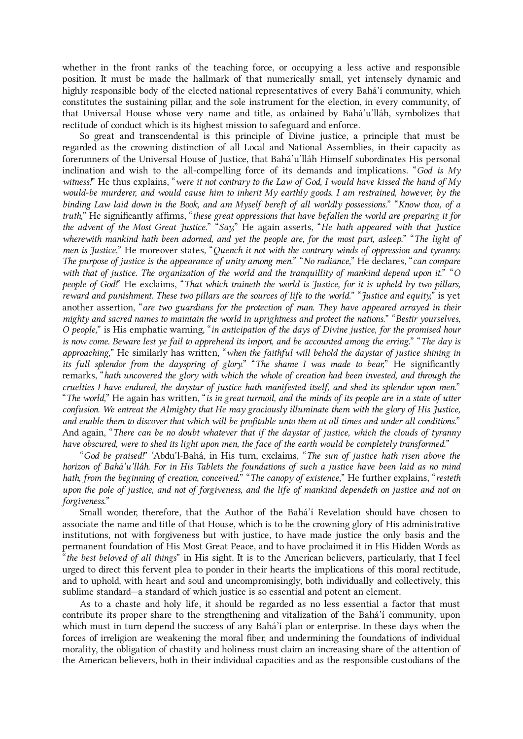whether in the front ranks of the teaching force, or occupying a less active and responsible position. It must be made the hallmark of that numerically small, yet intensely dynamic and highly responsible body of the elected national representatives of every Bahá'í community, which constitutes the sustaining pillar, and the sole instrument for the election, in every community, of that Universal House whose very name and title, as ordained by Bahá'u'lláh, symbolizes that rectitude of conduct which is its highest mission to safeguard and enforce.

So great and transcendental is this principle of Divine justice, a principle that must be regarded as the crowning distinction of all Local and National Assemblies, in their capacity as forerunners of the Universal House of Justice, that Bahá'u'lláh Himself subordinates His personal inclination and wish to the all-compelling force of its demands and implications. "*God is My witness!*" He thus explains, "*were it not contrary to the Law of God, I would have kissed the hand of My would-be murderer, and would cause him to inherit My earthly goods. I am restrained, however, by the binding Law laid down in the Book, and am Myself bereft of all worldly possessions.*" "*Know thou, of a truth,*" He significantly affirms, "*these great oppressions that have befallen the world are preparing it for the advent of the Most Great Justice.*" "*Say,*" He again asserts, "*He hath appeared with that Justice wherewith mankind hath been adorned, and yet the people are, for the most part, asleep.*" "*The light of men is Justice,*" He moreover states, "*Quench it not with the contrary winds of oppression and tyranny. The purpose of justice is the appearance of unity among men.*" "*No radiance,*" He declares, "*can compare with that of justice. The organization of the world and the tranquillity of mankind depend upon it.*" "*O people of God!*" He exclaims, "*That which traineth the world is Justice, for it is upheld by two pillars, reward and punishment. These two pillars are the sources of life to the world.*" "*Justice and equity,*" is yet another assertion, "*are two guardians for the protection of man. They have appeared arrayed in their mighty and sacred names to maintain the world in uprightness and protect the nations.*" "*Bestir yourselves, O people,*" is His emphatic warning, "*in anticipation of the days of Divine justice, for the promised hour is now come. Beware lest ye fail to apprehend its import, and be accounted among the erring.*" "*The day is approaching,*" He similarly has written, "*when the faithful will behold the daystar of justice shining in its full splendor from the dayspring of glory.*" "*The shame I was made to bear,*" He significantly remarks, "*hath uncovered the glory with which the whole of creation had been invested, and through the cruelties I have endured, the daystar of justice hath manifested itself, and shed its splendor upon men.*" "*The world,*" He again has written, "*is in great turmoil, and the minds of its people are in a state of utter confusion. We entreat the Almighty that He may graciously illuminate them with the glory of His Justice, and enable them to discover that which will be profitable unto them at all times and under all conditions.*" And again, "*There can be no doubt whatever that if the daystar of justice, which the clouds of tyranny have obscured, were to shed its light upon men, the face of the earth would be completely transformed.*"

"*God be praised!*" 'Abdu'l-Bahá, in His turn, exclaims, "*The sun of justice hath risen above the horizon of Bahá'u'lláh. For in His Tablets the foundations of such a justice have been laid as no mind hath, from the beginning of creation, conceived.*" "*The canopy of existence,*" He further explains, "*resteth upon the pole of justice, and not of forgiveness, and the life of mankind dependeth on justice and not on forgiveness.*"

Small wonder, therefore, that the Author of the Bahá'í Revelation should have chosen to associate the name and title of that House, which is to be the crowning glory of His administrative institutions, not with forgiveness but with justice, to have made justice the only basis and the permanent foundation of His Most Great Peace, and to have proclaimed it in His Hidden Words as "*the best beloved of all things*" in His sight. It is to the American believers, particularly, that I feel urged to direct this fervent plea to ponder in their hearts the implications of this moral rectitude, and to uphold, with heart and soul and uncompromisingly, both individually and collectively, this sublime standard—a standard of which justice is so essential and potent an element.

As to a chaste and holy life, it should be regarded as no less essential a factor that must contribute its proper share to the strengthening and vitalization of the Bahá'í community, upon which must in turn depend the success of any Bahá'í plan or enterprise. In these days when the forces of irreligion are weakening the moral fiber, and undermining the foundations of individual morality, the obligation of chastity and holiness must claim an increasing share of the attention of the American believers, both in their individual capacities and as the responsible custodians of the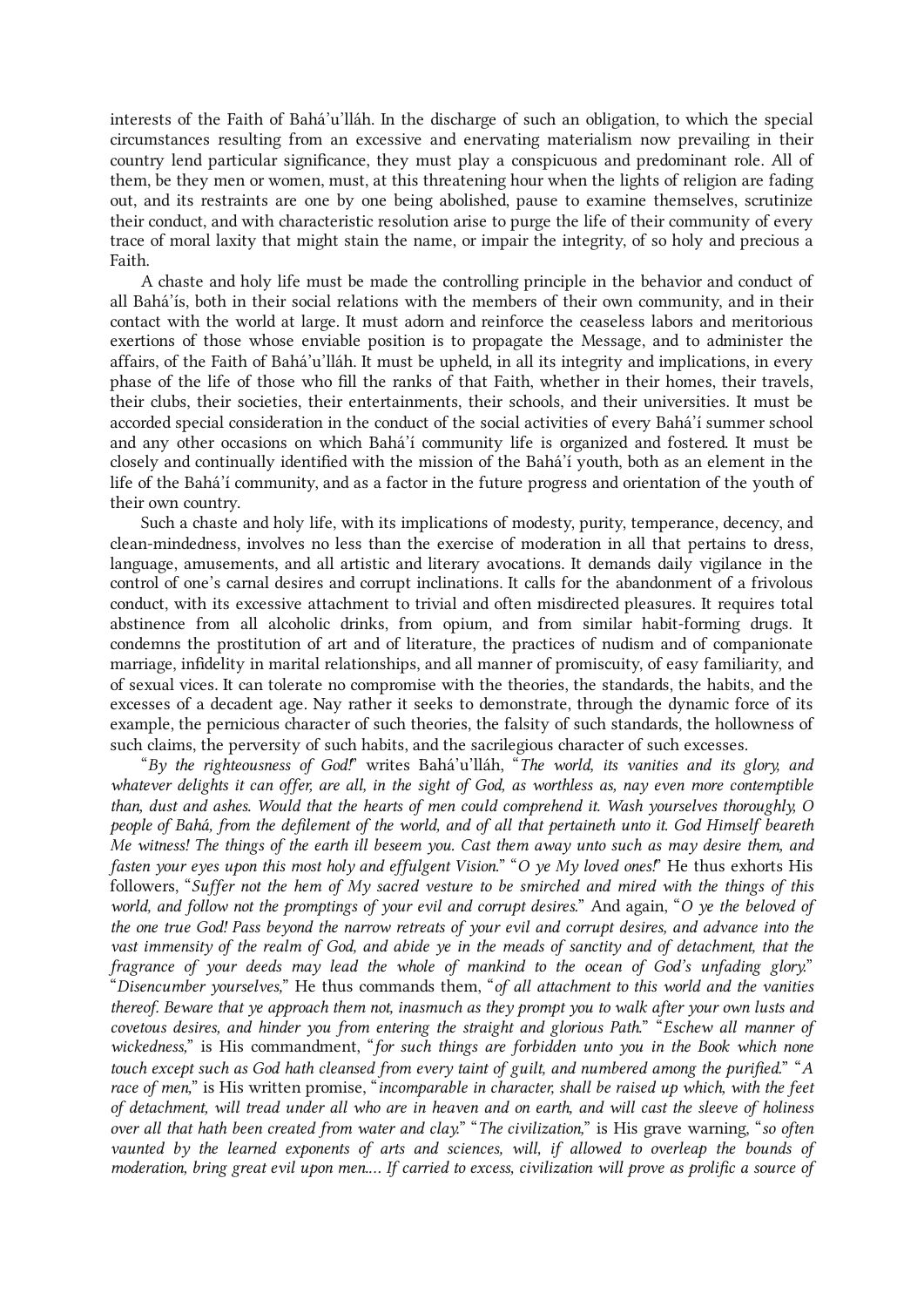interests of the Faith of Bahá'u'lláh. In the discharge of such an obligation, to which the special circumstances resulting from an excessive and enervating materialism now prevailing in their country lend particular significance, they must play a conspicuous and predominant role. All of them, be they men or women, must, at this threatening hour when the lights of religion are fading out, and its restraints are one by one being abolished, pause to examine themselves, scrutinize their conduct, and with characteristic resolution arise to purge the life of their community of every trace of moral laxity that might stain the name, or impair the integrity, of so holy and precious a Faith.

A chaste and holy life must be made the controlling principle in the behavior and conduct of all Bahá'ís, both in their social relations with the members of their own community, and in their contact with the world at large. It must adorn and reinforce the ceaseless labors and meritorious exertions of those whose enviable position is to propagate the Message, and to administer the affairs, of the Faith of Bahá'u'lláh. It must be upheld, in all its integrity and implications, in every phase of the life of those who fill the ranks of that Faith, whether in their homes, their travels, their clubs, their societies, their entertainments, their schools, and their universities. It must be accorded special consideration in the conduct of the social activities of every Bahá'í summer school and any other occasions on which Bahá'í community life is organized and fostered. It must be closely and continually identified with the mission of the Bahá'í youth, both as an element in the life of the Bahá'í community, and as a factor in the future progress and orientation of the youth of their own country.

Such a chaste and holy life, with its implications of modesty, purity, temperance, decency, and clean-mindedness, involves no less than the exercise of moderation in all that pertains to dress, language, amusements, and all artistic and literary avocations. It demands daily vigilance in the control of one's carnal desires and corrupt inclinations. It calls for the abandonment of a frivolous conduct, with its excessive attachment to trivial and often misdirected pleasures. It requires total abstinence from all alcoholic drinks, from opium, and from similar habit-forming drugs. It condemns the prostitution of art and of literature, the practices of nudism and of companionate marriage, infidelity in marital relationships, and all manner of promiscuity, of easy familiarity, and of sexual vices. It can tolerate no compromise with the theories, the standards, the habits, and the excesses of a decadent age. Nay rather it seeks to demonstrate, through the dynamic force of its example, the pernicious character of such theories, the falsity of such standards, the hollowness of such claims, the perversity of such habits, and the sacrilegious character of such excesses.

"*By the righteousness of God!*" writes Bahá'u'lláh, "*The world, its vanities and its glory, and whatever delights it can offer, are all, in the sight of God, as worthless as, nay even more contemptible than, dust and ashes. Would that the hearts of men could comprehend it. Wash yourselves thoroughly, O people of Bahá, from the defilement of the world, and of all that pertaineth unto it. God Himself beareth Me witness! The things of the earth ill beseem you. Cast them away unto such as may desire them, and fasten your eyes upon this most holy and effulgent Vision.*" "*O ye My loved ones!*" He thus exhorts His followers, "*Suffer not the hem of My sacred vesture to be smirched and mired with the things of this world, and follow not the promptings of your evil and corrupt desires.*" And again, "*O ye the beloved of the one true God! Pass beyond the narrow retreats of your evil and corrupt desires, and advance into the vast immensity of the realm of God, and abide ye in the meads of sanctity and of detachment, that the fragrance of your deeds may lead the whole of mankind to the ocean of God's unfading glory.*" "*Disencumber yourselves,*" He thus commands them, "*of all attachment to this world and the vanities thereof. Beware that ye approach them not, inasmuch as they prompt you to walk after your own lusts and covetous desires, and hinder you from entering the straight and glorious Path.*" "*Eschew all manner of wickedness,*" is His commandment, "*for such things are forbidden unto you in the Book which none touch except such as God hath cleansed from every taint of guilt, and numbered among the purified.*" "*A race of men,*" is His written promise, "*incomparable in character, shall be raised up which, with the feet of detachment, will tread under all who are in heaven and on earth, and will cast the sleeve of holiness over all that hath been created from water and clay.*" "*The civilization,*" is His grave warning, "*so often vaunted by the learned exponents of arts and sciences, will, if allowed to overleap the bounds of moderation, bring great evil upon men.... If carried to excess, civilization will prove as prolific a source of*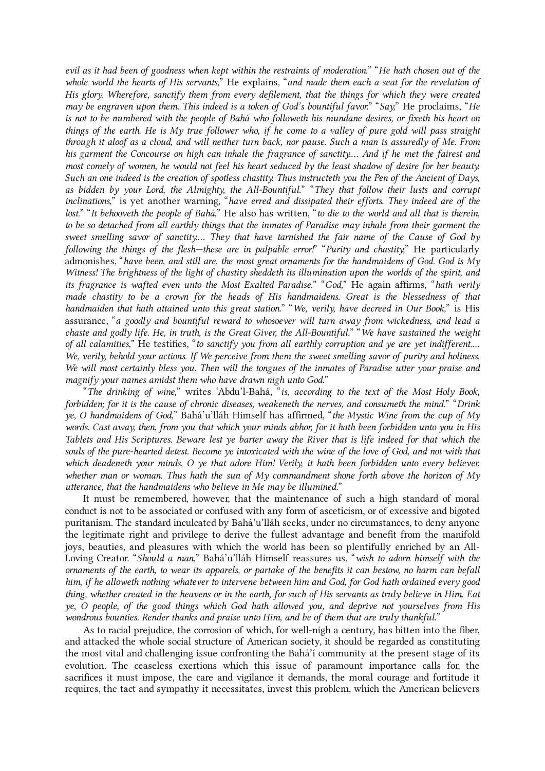*evil as it had been of goodness when kept within the restraints of moderation.*" "*He hath chosen out of the whole world the hearts of His servants,*" He explains, "*and made them each a seat for the revelation of His glory. Wherefore, sanctify them from every defilement, that the things for which they were created may be engraven upon them. This indeed is a token of God's bountiful favor.*" "*Say,*" He proclaims, "*He is not to be numbered with the people of Bahá who followeth his mundane desires, or fixeth his heart on things of the earth. He is My true follower who, if he come to a valley of pure gold will pass straight through it aloof as a cloud, and will neither turn back, nor pause. Such a man is assuredly of Me. From his garment the Concourse on high can inhale the fragrance of sanctity.... And if he met the fairest and most comely of women, he would not feel his heart seduced by the least shadow of desire for her beauty. Such an one indeed is the creation of spotless chastity. Thus instructeth you the Pen of the Ancient of Days, as bidden by your Lord, the Almighty, the All-Bountiful.*" "*They that follow their lusts and corrupt inclinations,*" is yet another warning, "*have erred and dissipated their efforts. They indeed are of the lost.*" "*It behooveth the people of Bahá,*" He also has written, "*to die to the world and all that is therein, to be so detached from all earthly things that the inmates of Paradise may inhale from their garment the sweet smelling savor of sanctity.... They that have tarnished the fair name of the Cause of God by following the things of the flesh—these are in palpable error!*" "*Purity and chastity,*" He particularly admonishes, "*have been, and still are, the most great ornaments for the handmaidens of God. God is My Witness! The brightness of the light of chastity sheddeth its illumination upon the worlds of the spirit, and its fragrance is wafted even unto the Most Exalted Paradise.*" "*God,*" He again affirms, "*hath verily made chastity to be a crown for the heads of His handmaidens. Great is the blessedness of that handmaiden that hath attained unto this great station.*" "*We, verily, have decreed in Our Book,*" is His assurance, "*a goodly and bountiful reward to whosoever will turn away from wickedness, and lead a chaste and godly life. He, in truth, is the Great Giver, the All-Bountiful.*" "*We have sustained the weight of all calamities,*" He testifies, "*to sanctify you from all earthly corruption and ye are yet indifferent.... We, verily, behold your actions. If We perceive from them the sweet smelling savor of purity and holiness, We will most certainly bless you. Then will the tongues of the inmates of Paradise utter your praise and magnify your names amidst them who have drawn nigh unto God.*"

"*The drinking of wine,*" writes 'Abdu'l-Bahá, "*is, according to the text of the Most Holy Book, forbidden; for it is the cause of chronic diseases, weakeneth the nerves, and consumeth the mind.*" "*Drink ye, O handmaidens of God,*" Bahá'u'lláh Himself has affirmed, "*the Mystic Wine from the cup of My words. Cast away, then, from you that which your minds abhor, for it hath been forbidden unto you in His Tablets and His Scriptures. Beware lest ye barter away the River that is life indeed for that which the souls of the pure-hearted detest. Become ye intoxicated with the wine of the love of God, and not with that which deadeneth your minds, O ye that adore Him! Verily, it hath been forbidden unto every believer, whether man or woman. Thus hath the sun of My commandment shone forth above the horizon of My utterance, that the handmaidens who believe in Me may be illumined.*"

It must be remembered, however, that the maintenance of such a high standard of moral conduct is not to be associated or confused with any form of asceticism, or of excessive and bigoted puritanism. The standard inculcated by Bahá'u'lláh seeks, under no circumstances, to deny anyone the legitimate right and privilege to derive the fullest advantage and benefit from the manifold joys, beauties, and pleasures with which the world has been so plentifully enriched by an All-Loving Creator. "*Should a man,*" Bahá'u'lláh Himself reassures us, "*wish to adorn himself with the ornaments of the earth, to wear its apparels, or partake of the benefits it can bestow, no harm can befall him, if he alloweth nothing whatever to intervene between him and God, for God hath ordained every good thing, whether created in the heavens or in the earth, for such of His servants as truly believe in Him. Eat ye, O people, of the good things which God hath allowed you, and deprive not yourselves from His wondrous bounties. Render thanks and praise unto Him, and be of them that are truly thankful.*"

As to racial prejudice, the corrosion of which, for well-nigh a century, has bitten into the fiber, and attacked the whole social structure of American society, it should be regarded as constituting the most vital and challenging issue confronting the Bahá'í community at the present stage of its evolution. The ceaseless exertions which this issue of paramount importance calls for, the sacrifices it must impose, the care and vigilance it demands, the moral courage and fortitude it requires, the tact and sympathy it necessitates, invest this problem, which the American believers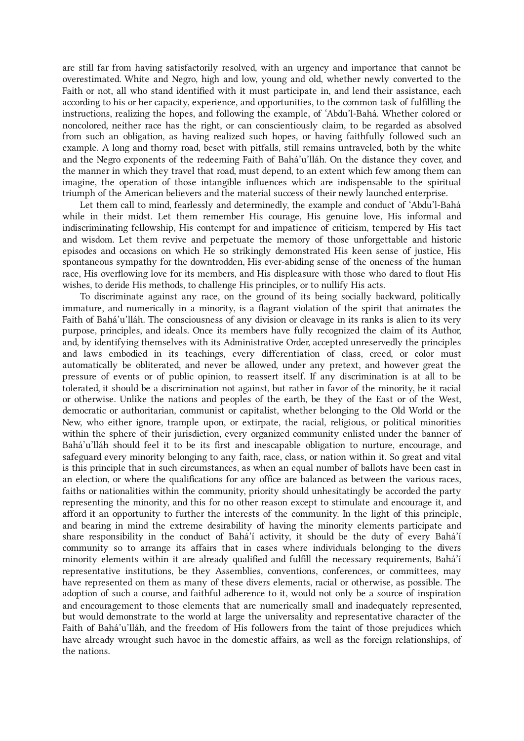are still far from having satisfactorily resolved, with an urgency and importance that cannot be overestimated. White and Negro, high and low, young and old, whether newly converted to the Faith or not, all who stand identified with it must participate in, and lend their assistance, each according to his or her capacity, experience, and opportunities, to the common task of fulfilling the instructions, realizing the hopes, and following the example, of ‘Abdu’l-Bahá. Whether colored or noncolored, neither race has the right, or can conscientiously claim, to be regarded as absolved from such an obligation, as having realized such hopes, or having faithfully followed such an example. A long and thorny road, beset with pitfalls, still remains untraveled, both by the white and the Negro exponents of the redeeming Faith of Bahá’u’lláh. On the distance they cover, and the manner in which they travel that road, must depend, to an extent which few among them can imagine, the operation of those intangible influences which are indispensable to the spiritual triumph of the American believers and the material success of their newly launched enterprise.

Let them call to mind, fearlessly and determinedly, the example and conduct of ‘Abdu’l-Bahá while in their midst. Let them remember His courage, His genuine love, His informal and indiscriminating fellowship, His contempt for and impatience of criticism, tempered by His tact and wisdom. Let them revive and perpetuate the memory of those unforgettable and historic episodes and occasions on which He so strikingly demonstrated His keen sense of justice, His spontaneous sympathy for the downtrodden, His ever-abiding sense of the oneness of the human race, His overflowing love for its members, and His displeasure with those who dared to flout His wishes, to deride His methods, to challenge His principles, or to nullify His acts.

To discriminate against any race, on the ground of its being socially backward, politically immature, and numerically in a minority, is a flagrant violation of the spirit that animates the Faith of Bahá’u’lláh. The consciousness of any division or cleavage in its ranks is alien to its very purpose, principles, and ideals. Once its members have fully recognized the claim of its Author, and, by identifying themselves with its Administrative Order, accepted unreservedly the principles and laws embodied in its teachings, every differentiation of class, creed, or color must automatically be obliterated, and never be allowed, under any pretext, and however great the pressure of events or of public opinion, to reassert itself. If any discrimination is at all to be tolerated, it should be a discrimination not against, but rather in favor of the minority, be it racial or otherwise. Unlike the nations and peoples of the earth, be they of the East or of the West, democratic or authoritarian, communist or capitalist, whether belonging to the Old World or the New, who either ignore, trample upon, or extirpate, the racial, religious, or political minorities within the sphere of their jurisdiction, every organized community enlisted under the banner of Bahá’u’lláh should feel it to be its first and inescapable obligation to nurture, encourage, and safeguard every minority belonging to any faith, race, class, or nation within it. So great and vital is this principle that in such circumstances, as when an equal number of ballots have been cast in an election, or where the qualifications for any office are balanced as between the various races, faiths or nationalities within the community, priority should unhesitatingly be accorded the party representing the minority, and this for no other reason except to stimulate and encourage it, and afford it an opportunity to further the interests of the community. In the light of this principle, and bearing in mind the extreme desirability of having the minority elements participate and share responsibility in the conduct of Bahá’í activity, it should be the duty of every Bahá’í community so to arrange its affairs that in cases where individuals belonging to the divers minority elements within it are already qualified and fulfill the necessary requirements, Bahá’í representative institutions, be they Assemblies, conventions, conferences, or committees, may have represented on them as many of these divers elements, racial or otherwise, as possible. The adoption of such a course, and faithful adherence to it, would not only be a source of inspiration and encouragement to those elements that are numerically small and inadequately represented, but would demonstrate to the world at large the universality and representative character of the Faith of Bahá’u’lláh, and the freedom of His followers from the taint of those prejudices which have already wrought such havoc in the domestic affairs, as well as the foreign relationships, of the nations.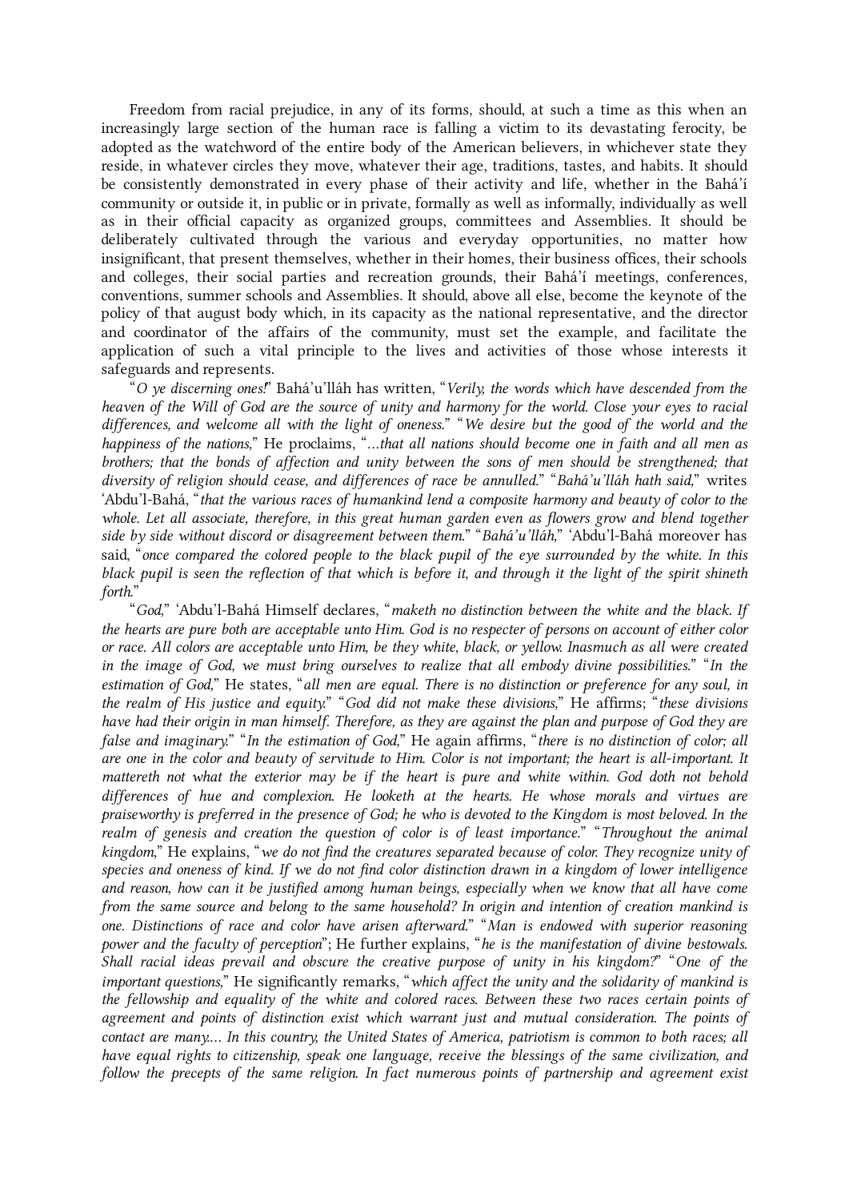Freedom from racial prejudice, in any of its forms, should, at such a time as this when an increasingly large section of the human race is falling a victim to its devastating ferocity, be adopted as the watchword of the entire body of the American believers, in whichever state they reside, in whatever circles they move, whatever their age, traditions, tastes, and habits. It should be consistently demonstrated in every phase of their activity and life, whether in the Bahá'í community or outside it, in public or in private, formally as well as informally, individually as well as in their official capacity as organized groups, committees and Assemblies. It should be deliberately cultivated through the various and everyday opportunities, no matter how insignificant, that present themselves, whether in their homes, their business offices, their schools and colleges, their social parties and recreation grounds, their Bahá'í meetings, conferences, conventions, summer schools and Assemblies. It should, above all else, become the keynote of the policy of that august body which, in its capacity as the national representative, and the director and coordinator of the affairs of the community, must set the example, and facilitate the application of such a vital principle to the lives and activities of those whose interests it safeguards and represents.

"*O ye discerning ones!*" Bahá'u'lláh has written, "*Verily, the words which have descended from the heaven of the Will of God are the source of unity and harmony for the world. Close your eyes to racial differences, and welcome all with the light of oneness.*" "*We desire but the good of the world and the happiness of the nations,*" He proclaims, "*…that all nations should become one in faith and all men as brothers; that the bonds of affection and unity between the sons of men should be strengthened; that diversity of religion should cease, and differences of race be annulled.*" "*Bahá'u'lláh hath said,*" writes 'Abdu'l-Bahá, "*that the various races of humankind lend a composite harmony and beauty of color to the whole. Let all associate, therefore, in this great human garden even as flowers grow and blend together side by side without discord or disagreement between them.*" "*Bahá'u'lláh,*" 'Abdu'l-Bahá moreover has said, "*once compared the colored people to the black pupil of the eye surrounded by the white. In this black pupil is seen the reflection of that which is before it, and through it the light of the spirit shineth forth.*"

"*God,*" 'Abdu'l-Bahá Himself declares, "*maketh no distinction between the white and the black. If the hearts are pure both are acceptable unto Him. God is no respecter of persons on account of either color or race. All colors are acceptable unto Him, be they white, black, or yellow. Inasmuch as all were created in the image of God, we must bring ourselves to realize that all embody divine possibilities.*" "*In the estimation of God,*" He states, "*all men are equal. There is no distinction or preference for any soul, in the realm of His justice and equity.*" "*God did not make these divisions,*" He affirms; "*these divisions have had their origin in man himself. Therefore, as they are against the plan and purpose of God they are false and imaginary.*" "*In the estimation of God,*" He again affirms, "*there is no distinction of color; all are one in the color and beauty of servitude to Him. Color is not important; the heart is all-important. It mattereth not what the exterior may be if the heart is pure and white within. God doth not behold differences of hue and complexion. He looketh at the hearts. He whose morals and virtues are praiseworthy is preferred in the presence of God; he who is devoted to the Kingdom is most beloved. In the realm of genesis and creation the question of color is of least importance.*" "*Throughout the animal kingdom,*" He explains, "*we do not find the creatures separated because of color. They recognize unity of species and oneness of kind. If we do not find color distinction drawn in a kingdom of lower intelligence and reason, how can it be justified among human beings, especially when we know that all have come from the same source and belong to the same household? In origin and intention of creation mankind is one. Distinctions of race and color have arisen afterward.*" "*Man is endowed with superior reasoning power and the faculty of perception*"; He further explains, "*he is the manifestation of divine bestowals. Shall racial ideas prevail and obscure the creative purpose of unity in his kingdom?*" "*One of the important questions,*" He significantly remarks, "*which affect the unity and the solidarity of mankind is the fellowship and equality of the white and colored races. Between these two races certain points of agreement and points of distinction exist which warrant just and mutual consideration. The points of contact are many.… In this country, the United States of America, patriotism is common to both races; all have equal rights to citizenship, speak one language, receive the blessings of the same civilization, and follow the precepts of the same religion. In fact numerous points of partnership and agreement exist*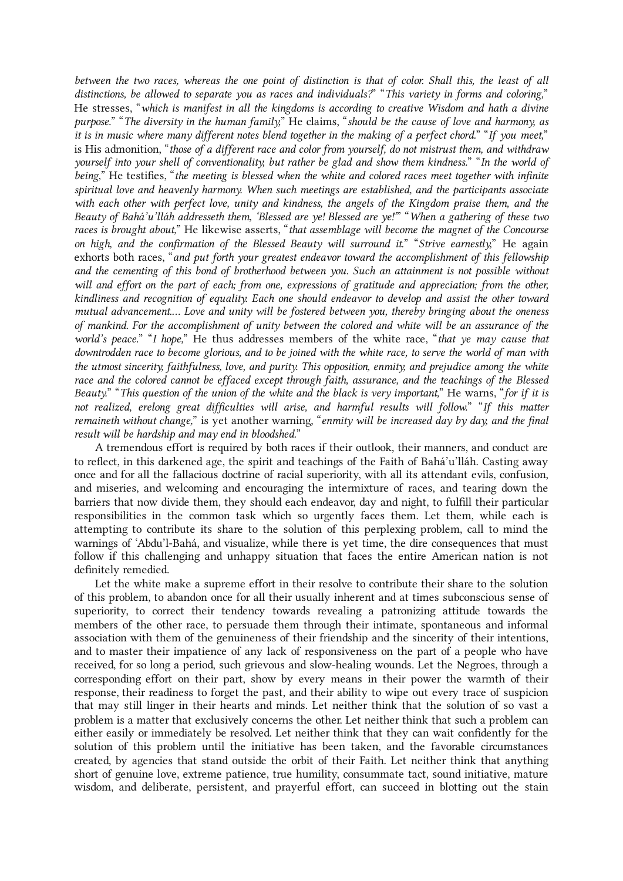*between the two races, whereas the one point of distinction is that of color. Shall this, the least of all distinctions, be allowed to separate you as races and individuals?*" "*This variety in forms and coloring,*" He stresses, "*which is manifest in all the kingdoms is according to creative Wisdom and hath a divine purpose.*" "*The diversity in the human family,*" He claims, "*should be the cause of love and harmony, as it is in music where many different notes blend together in the making of a perfect chord.*" "*If you meet,*" is His admonition, "*those of a different race and color from yourself, do not mistrust them, and withdraw yourself into your shell of conventionality, but rather be glad and show them kindness.*" "*In the world of being,*" He testifies, "*the meeting is blessed when the white and colored races meet together with infinite spiritual love and heavenly harmony. When such meetings are established, and the participants associate with each other with perfect love, unity and kindness, the angels of the Kingdom praise them, and the Beauty of Bahá'u'lláh addresseth them, 'Blessed are ye! Blessed are ye!'*" "*When a gathering of these two races is brought about,*" He likewise asserts, "*that assemblage will become the magnet of the Concourse on high, and the confirmation of the Blessed Beauty will surround it.*" "*Strive earnestly,*" He again exhorts both races, "*and put forth your greatest endeavor toward the accomplishment of this fellowship and the cementing of this bond of brotherhood between you. Such an attainment is not possible without will and effort on the part of each; from one, expressions of gratitude and appreciation; from the other, kindliness and recognition of equality. Each one should endeavor to develop and assist the other toward mutual advancement.... Love and unity will be fostered between you, thereby bringing about the oneness of mankind. For the accomplishment of unity between the colored and white will be an assurance of the world's peace.*" "*I hope,*" He thus addresses members of the white race, "*that ye may cause that downtrodden race to become glorious, and to be joined with the white race, to serve the world of man with the utmost sincerity, faithfulness, love, and purity. This opposition, enmity, and prejudice among the white race and the colored cannot be effaced except through faith, assurance, and the teachings of the Blessed Beauty.*" "*This question of the union of the white and the black is very important,*" He warns, "*for if it is not realized, erelong great difficulties will arise, and harmful results will follow.*" "*If this matter remaineth without change,*" is yet another warning, "*enmity will be increased day by day, and the final result will be hardship and may end in bloodshed.*"

A tremendous effort is required by both races if their outlook, their manners, and conduct are to reflect, in this darkened age, the spirit and teachings of the Faith of Bahá'u'lláh. Casting away once and for all the fallacious doctrine of racial superiority, with all its attendant evils, confusion, and miseries, and welcoming and encouraging the intermixture of races, and tearing down the barriers that now divide them, they should each endeavor, day and night, to fulfill their particular responsibilities in the common task which so urgently faces them. Let them, while each is attempting to contribute its share to the solution of this perplexing problem, call to mind the warnings of 'Abdu'l-Bahá, and visualize, while there is yet time, the dire consequences that must follow if this challenging and unhappy situation that faces the entire American nation is not definitely remedied.

Let the white make a supreme effort in their resolve to contribute their share to the solution of this problem, to abandon once for all their usually inherent and at times subconscious sense of superiority, to correct their tendency towards revealing a patronizing attitude towards the members of the other race, to persuade them through their intimate, spontaneous and informal association with them of the genuineness of their friendship and the sincerity of their intentions, and to master their impatience of any lack of responsiveness on the part of a people who have received, for so long a period, such grievous and slow-healing wounds. Let the Negroes, through a corresponding effort on their part, show by every means in their power the warmth of their response, their readiness to forget the past, and their ability to wipe out every trace of suspicion that may still linger in their hearts and minds. Let neither think that the solution of so vast a problem is a matter that exclusively concerns the other. Let neither think that such a problem can either easily or immediately be resolved. Let neither think that they can wait confidently for the solution of this problem until the initiative has been taken, and the favorable circumstances created, by agencies that stand outside the orbit of their Faith. Let neither think that anything short of genuine love, extreme patience, true humility, consummate tact, sound initiative, mature wisdom, and deliberate, persistent, and prayerful effort, can succeed in blotting out the stain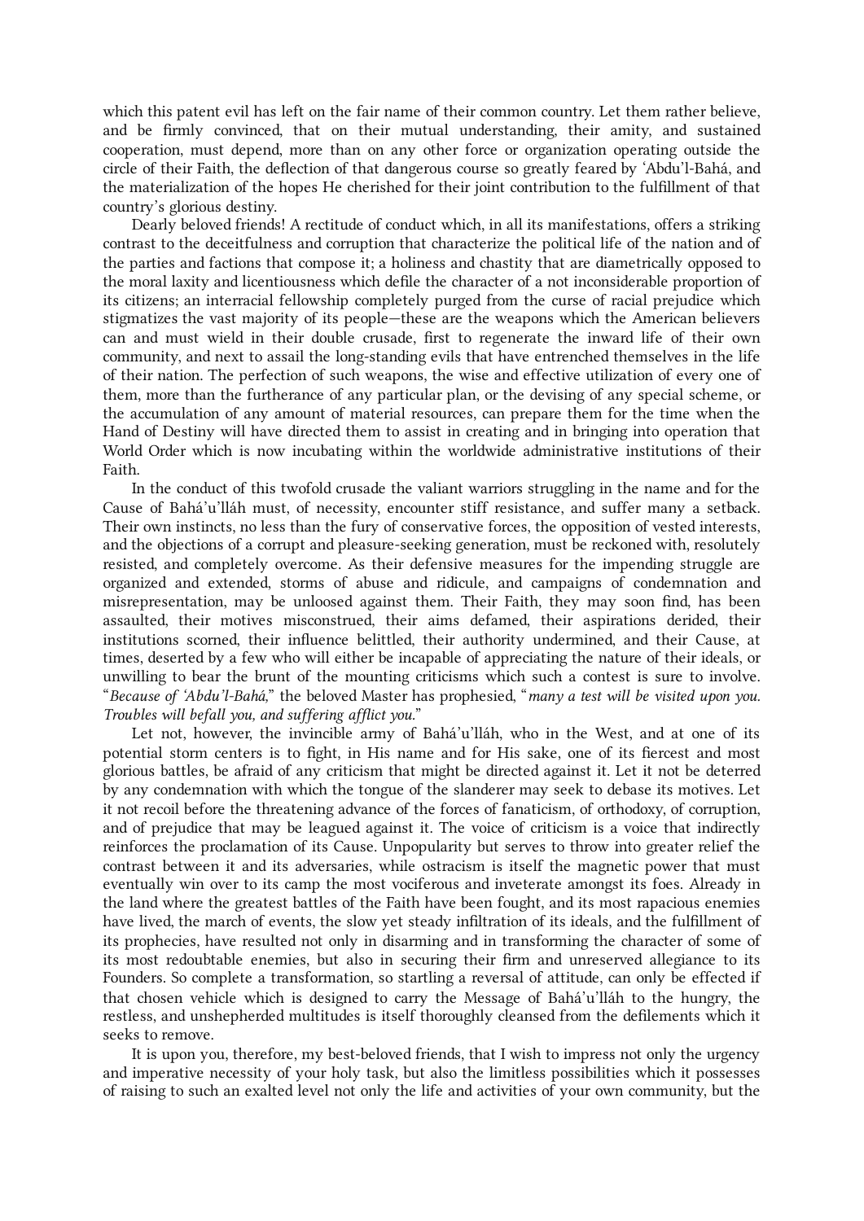which this patent evil has left on the fair name of their common country. Let them rather believe, and be firmly convinced, that on their mutual understanding, their amity, and sustained cooperation, must depend, more than on any other force or organization operating outside the circle of their Faith, the deflection of that dangerous course so greatly feared by ‘Abdu’l-Bahá, and the materialization of the hopes He cherished for their joint contribution to the fulfillment of that country’s glorious destiny.

Dearly beloved friends! A rectitude of conduct which, in all its manifestations, offers a striking contrast to the deceitfulness and corruption that characterize the political life of the nation and of the parties and factions that compose it; a holiness and chastity that are diametrically opposed to the moral laxity and licentiousness which defile the character of a not inconsiderable proportion of its citizens; an interracial fellowship completely purged from the curse of racial prejudice which stigmatizes the vast majority of its people—these are the weapons which the American believers can and must wield in their double crusade, first to regenerate the inward life of their own community, and next to assail the long-standing evils that have entrenched themselves in the life of their nation. The perfection of such weapons, the wise and effective utilization of every one of them, more than the furtherance of any particular plan, or the devising of any special scheme, or the accumulation of any amount of material resources, can prepare them for the time when the Hand of Destiny will have directed them to assist in creating and in bringing into operation that World Order which is now incubating within the worldwide administrative institutions of their Faith.

In the conduct of this twofold crusade the valiant warriors struggling in the name and for the Cause of Bahá’u’lláh must, of necessity, encounter stiff resistance, and suffer many a setback. Their own instincts, no less than the fury of conservative forces, the opposition of vested interests, and the objections of a corrupt and pleasure-seeking generation, must be reckoned with, resolutely resisted, and completely overcome. As their defensive measures for the impending struggle are organized and extended, storms of abuse and ridicule, and campaigns of condemnation and misrepresentation, may be unloosed against them. Their Faith, they may soon find, has been assaulted, their motives misconstrued, their aims defamed, their aspirations derided, their institutions scorned, their influence belittled, their authority undermined, and their Cause, at times, deserted by a few who will either be incapable of appreciating the nature of their ideals, or unwilling to bear the brunt of the mounting criticisms which such a contest is sure to involve. “*Because of ‘Abdu’l-Bahá,*” the beloved Master has prophesied, “*many a test will be visited upon you. Troubles will befall you, and suffering afflict you.*”

Let not, however, the invincible army of Bahá’u’lláh, who in the West, and at one of its potential storm centers is to fight, in His name and for His sake, one of its fiercest and most glorious battles, be afraid of any criticism that might be directed against it. Let it not be deterred by any condemnation with which the tongue of the slanderer may seek to debase its motives. Let it not recoil before the threatening advance of the forces of fanaticism, of orthodoxy, of corruption, and of prejudice that may be leagued against it. The voice of criticism is a voice that indirectly reinforces the proclamation of its Cause. Unpopularity but serves to throw into greater relief the contrast between it and its adversaries, while ostracism is itself the magnetic power that must eventually win over to its camp the most vociferous and inveterate amongst its foes. Already in the land where the greatest battles of the Faith have been fought, and its most rapacious enemies have lived, the march of events, the slow yet steady infiltration of its ideals, and the fulfillment of its prophecies, have resulted not only in disarming and in transforming the character of some of its most redoubtable enemies, but also in securing their firm and unreserved allegiance to its Founders. So complete a transformation, so startling a reversal of attitude, can only be effected if that chosen vehicle which is designed to carry the Message of Bahá’u’lláh to the hungry, the restless, and unshepherded multitudes is itself thoroughly cleansed from the defilements which it seeks to remove.

It is upon you, therefore, my best-beloved friends, that I wish to impress not only the urgency and imperative necessity of your holy task, but also the limitless possibilities which it possesses of raising to such an exalted level not only the life and activities of your own community, but the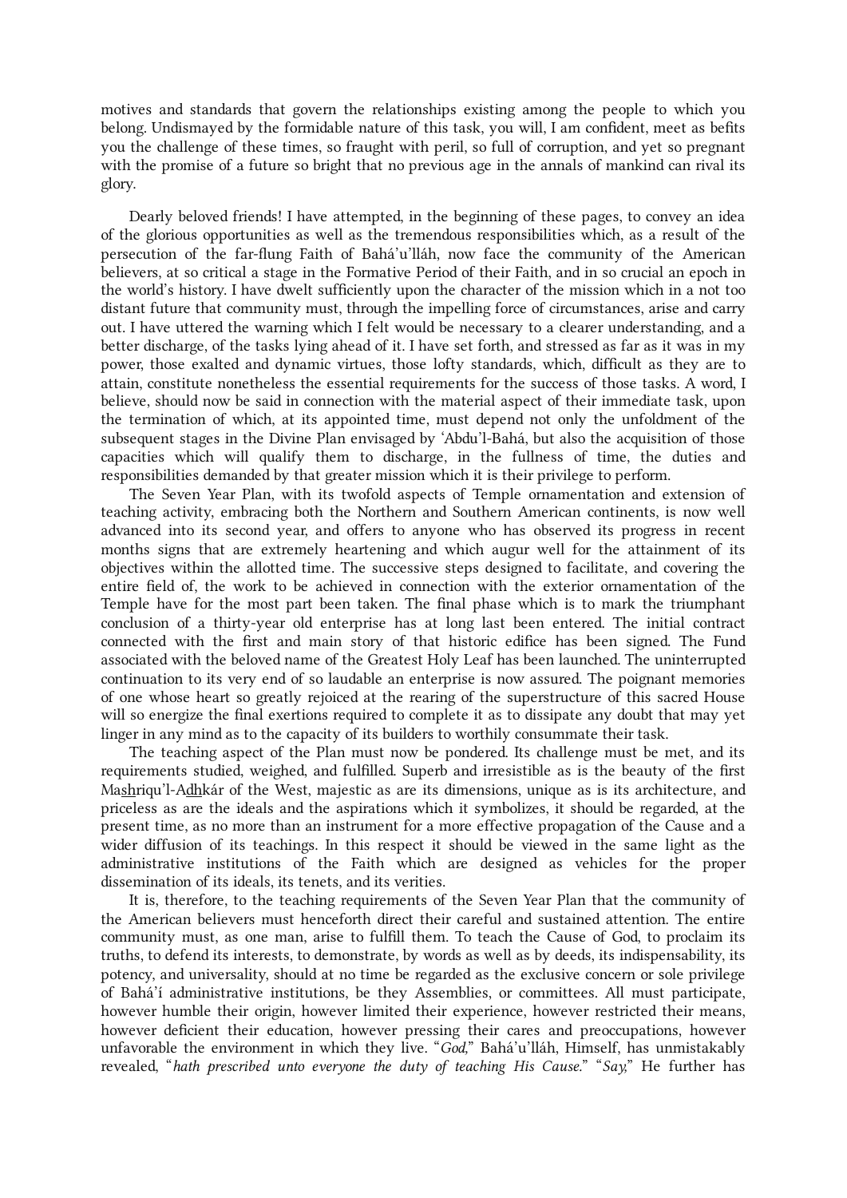motives and standards that govern the relationships existing among the people to which you belong. Undismayed by the formidable nature of this task, you will, I am confident, meet as befits you the challenge of these times, so fraught with peril, so full of corruption, and yet so pregnant with the promise of a future so bright that no previous age in the annals of mankind can rival its glory.

Dearly beloved friends! I have attempted, in the beginning of these pages, to convey an idea of the glorious opportunities as well as the tremendous responsibilities which, as a result of the persecution of the far-flung Faith of Bahá'u'lláh, now face the community of the American believers, at so critical a stage in the Formative Period of their Faith, and in so crucial an epoch in the world's history. I have dwelt sufficiently upon the character of the mission which in a not too distant future that community must, through the impelling force of circumstances, arise and carry out. I have uttered the warning which I felt would be necessary to a clearer understanding, and a better discharge, of the tasks lying ahead of it. I have set forth, and stressed as far as it was in my power, those exalted and dynamic virtues, those lofty standards, which, difficult as they are to attain, constitute nonetheless the essential requirements for the success of those tasks. A word, I believe, should now be said in connection with the material aspect of their immediate task, upon the termination of which, at its appointed time, must depend not only the unfoldment of the subsequent stages in the Divine Plan envisaged by 'Abdu'l-Bahá, but also the acquisition of those capacities which will qualify them to discharge, in the fullness of time, the duties and responsibilities demanded by that greater mission which it is their privilege to perform.

The Seven Year Plan, with its twofold aspects of Temple ornamentation and extension of teaching activity, embracing both the Northern and Southern American continents, is now well advanced into its second year, and offers to anyone who has observed its progress in recent months signs that are extremely heartening and which augur well for the attainment of its objectives within the allotted time. The successive steps designed to facilitate, and covering the entire field of, the work to be achieved in connection with the exterior ornamentation of the Temple have for the most part been taken. The final phase which is to mark the triumphant conclusion of a thirty-year old enterprise has at long last been entered. The initial contract connected with the first and main story of that historic edifice has been signed. The Fund associated with the beloved name of the Greatest Holy Leaf has been launched. The uninterrupted continuation to its very end of so laudable an enterprise is now assured. The poignant memories of one whose heart so greatly rejoiced at the rearing of the superstructure of this sacred House will so energize the final exertions required to complete it as to dissipate any doubt that may yet linger in any mind as to the capacity of its builders to worthily consummate their task.

The teaching aspect of the Plan must now be pondered. Its challenge must be met, and its requirements studied, weighed, and fulfilled. Superb and irresistible as is the beauty of the first Ma<u>sh</u>riqu'l-A<u>dh</u>kár of the West, majestic as are its dimensions, unique as is its architecture, and priceless as are the ideals and the aspirations which it symbolizes, it should be regarded, at the present time, as no more than an instrument for a more effective propagation of the Cause and a wider diffusion of its teachings. In this respect it should be viewed in the same light as the administrative institutions of the Faith which are designed as vehicles for the proper dissemination of its ideals, its tenets, and its verities.

It is, therefore, to the teaching requirements of the Seven Year Plan that the community of the American believers must henceforth direct their careful and sustained attention. The entire community must, as one man, arise to fulfill them. To teach the Cause of God, to proclaim its truths, to defend its interests, to demonstrate, by words as well as by deeds, its indispensability, its potency, and universality, should at no time be regarded as the exclusive concern or sole privilege of Bahá'í administrative institutions, be they Assemblies, or committees. All must participate, however humble their origin, however limited their experience, however restricted their means, however deficient their education, however pressing their cares and preoccupations, however unfavorable the environment in which they live. "*God,*" Bahá'u'lláh, Himself, has unmistakably revealed, "*hath prescribed unto everyone the duty of teaching His Cause.*" "*Say,*" He further has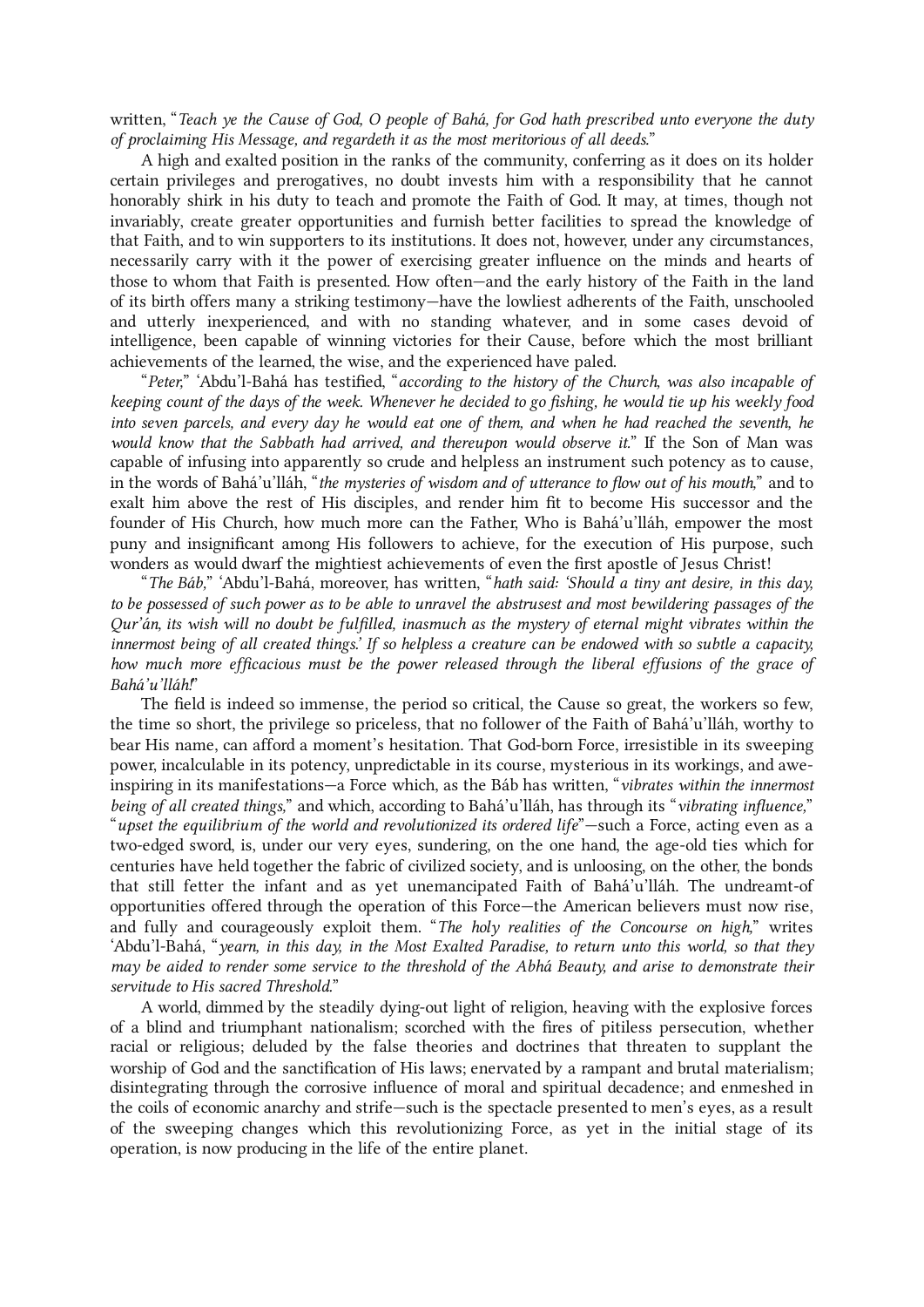written, "*Teach ye the Cause of God, O people of Bahá, for God hath prescribed unto everyone the duty of proclaiming His Message, and regardeth it as the most meritorious of all deeds.*"

A high and exalted position in the ranks of the community, conferring as it does on its holder certain privileges and prerogatives, no doubt invests him with a responsibility that he cannot honorably shirk in his duty to teach and promote the Faith of God. It may, at times, though not invariably, create greater opportunities and furnish better facilities to spread the knowledge of that Faith, and to win supporters to its institutions. It does not, however, under any circumstances, necessarily carry with it the power of exercising greater influence on the minds and hearts of those to whom that Faith is presented. How often—and the early history of the Faith in the land of its birth offers many a striking testimony—have the lowliest adherents of the Faith, unschooled and utterly inexperienced, and with no standing whatever, and in some cases devoid of intelligence, been capable of winning victories for their Cause, before which the most brilliant achievements of the learned, the wise, and the experienced have paled.

"*Peter,*" ʻAbdu'l-Bahá has testified, "*according to the history of the Church, was also incapable of keeping count of the days of the week. Whenever he decided to go fishing, he would tie up his weekly food into seven parcels, and every day he would eat one of them, and when he had reached the seventh, he would know that the Sabbath had arrived, and thereupon he would observe it.*" If the Son of Man was capable of infusing into apparently so crude and helpless an instrument such potency as to cause, in the words of Bahá'u'lláh, "*the mysteries of wisdom and of utterance to flow out of his mouth,*" and to exalt him above the rest of His disciples, and render him fit to become His successor and the founder of His Church, how much more can the Father, Who is Bahá'u'lláh, empower the most puny and insignificant among His followers to achieve, for the execution of His purpose, such wonders as would dwarf the mightiest achievements of even the first apostle of Jesus Christ!

"*The Báb,*" ʻAbdu'l-Bahá, moreover, has written, "*hath said: 'Should a tiny ant desire, in this day, to be possessed of such power as to be able to unravel the abstrusest and most bewildering passages of the Qur'án, its wish will no doubt be fulfilled, inasmuch as the mystery of eternal might vibrates within the innermost being of all created things.' If so helpless a creature can be endowed with so subtle a capacity, how much more efficacious must be the power released through the liberal effusions of the grace of Bahá'u'lláh!*"

The field is indeed so immense, the period so critical, the Cause so great, the workers so few, the time so short, the privilege so priceless, that no follower of the Faith of Bahá'u'lláh, worthy to bear His name, can afford a moment's hesitation. That God-born Force, irresistible in its sweeping power, incalculable in its potency, unpredictable in its course, mysterious in its workings, and awe-inspiring in its manifestations—a Force which, as the Báb has written, "*vibrates within the innermost being of all created things,*" and which, according to Bahá'u'lláh, has through its "*vibrating influence,*" "*upset the equilibrium of the world and revolutionized its ordered life*"—such a Force, acting even as a two-edged sword, is, under our very eyes, sundering, on the one hand, the age-old ties which for centuries have held together the fabric of civilized society, and is unloosing, on the other, the bonds that still fetter the infant and as yet unemancipated Faith of Bahá'u'lláh. The undreamt-of opportunities offered through the operation of this Force—the American believers must now rise, and fully and courageously exploit them. "*The holy realities of the Concourse on high,*" writes ʻAbdu'l-Bahá, "*yearn, in this day, in the Most Exalted Paradise, to return unto this world, so that they may be aided to render some service to the threshold of the Abhá Beauty, and arise to demonstrate their servitude to His sacred Threshold.*"

A world, dimmed by the steadily dying-out light of religion, heaving with the explosive forces of a blind and triumphant nationalism; scorched with the fires of pitiless persecution, whether racial or religious; deluded by the false theories and doctrines that threaten to supplant the worship of God and the sanctification of His laws; enervated by a rampant and brutal materialism; disintegrating through the corrosive influence of moral and spiritual decadence; and enmeshed in the coils of economic anarchy and strife—such is the spectacle presented to men's eyes, as a result of the sweeping changes which this revolutionizing Force, as yet in the initial stage of its operation, is now producing in the life of the entire planet.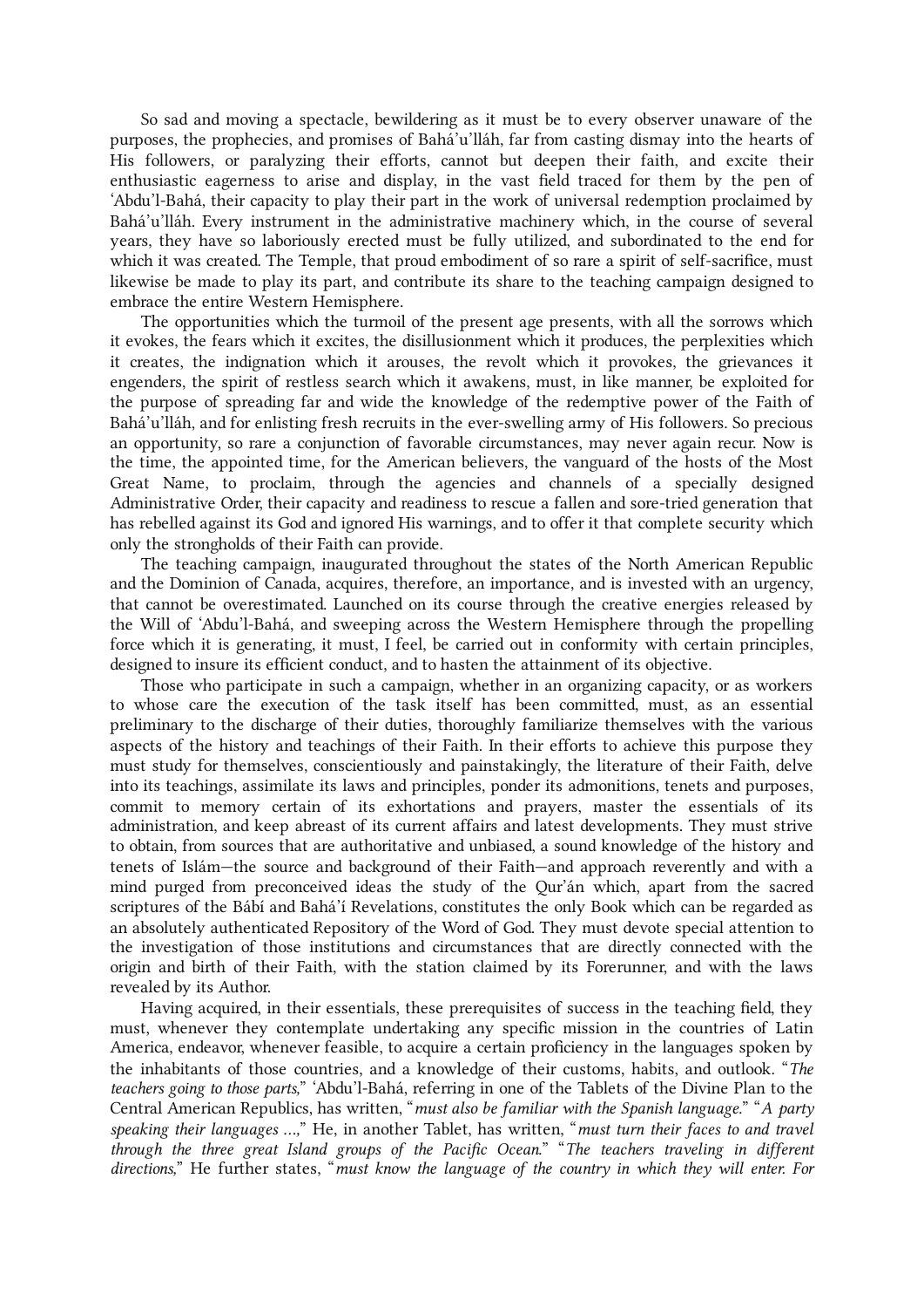So sad and moving a spectacle, bewildering as it must be to every observer unaware of the purposes, the prophecies, and promises of Bahá'u'lláh, far from casting dismay into the hearts of His followers, or paralyzing their efforts, cannot but deepen their faith, and excite their enthusiastic eagerness to arise and display, in the vast field traced for them by the pen of 'Abdu'l-Bahá, their capacity to play their part in the work of universal redemption proclaimed by Bahá'u'lláh. Every instrument in the administrative machinery which, in the course of several years, they have so laboriously erected must be fully utilized, and subordinated to the end for which it was created. The Temple, that proud embodiment of so rare a spirit of self-sacrifice, must likewise be made to play its part, and contribute its share to the teaching campaign designed to embrace the entire Western Hemisphere.

The opportunities which the turmoil of the present age presents, with all the sorrows which it evokes, the fears which it excites, the disillusionment which it produces, the perplexities which it creates, the indignation which it arouses, the revolt which it provokes, the grievances it engenders, the spirit of restless search which it awakens, must, in like manner, be exploited for the purpose of spreading far and wide the knowledge of the redemptive power of the Faith of Bahá'u'lláh, and for enlisting fresh recruits in the ever-swelling army of His followers. So precious an opportunity, so rare a conjunction of favorable circumstances, may never again recur. Now is the time, the appointed time, for the American believers, the vanguard of the hosts of the Most Great Name, to proclaim, through the agencies and channels of a specially designed Administrative Order, their capacity and readiness to rescue a fallen and sore-tried generation that has rebelled against its God and ignored His warnings, and to offer it that complete security which only the strongholds of their Faith can provide.

The teaching campaign, inaugurated throughout the states of the North American Republic and the Dominion of Canada, acquires, therefore, an importance, and is invested with an urgency, that cannot be overestimated. Launched on its course through the creative energies released by the Will of 'Abdu'l-Bahá, and sweeping across the Western Hemisphere through the propelling force which it is generating, it must, I feel, be carried out in conformity with certain principles, designed to insure its efficient conduct, and to hasten the attainment of its objective.

Those who participate in such a campaign, whether in an organizing capacity, or as workers to whose care the execution of the task itself has been committed, must, as an essential preliminary to the discharge of their duties, thoroughly familiarize themselves with the various aspects of the history and teachings of their Faith. In their efforts to achieve this purpose they must study for themselves, conscientiously and painstakingly, the literature of their Faith, delve into its teachings, assimilate its laws and principles, ponder its admonitions, tenets and purposes, commit to memory certain of its exhortations and prayers, master the essentials of its administration, and keep abreast of its current affairs and latest developments. They must strive to obtain, from sources that are authoritative and unbiased, a sound knowledge of the history and tenets of Islám—the source and background of their Faith—and approach reverently and with a mind purged from preconceived ideas the study of the Qur'án which, apart from the sacred scriptures of the Bábí and Bahá'í Revelations, constitutes the only Book which can be regarded as an absolutely authenticated Repository of the Word of God. They must devote special attention to the investigation of those institutions and circumstances that are directly connected with the origin and birth of their Faith, with the station claimed by its Forerunner, and with the laws revealed by its Author.

Having acquired, in their essentials, these prerequisites of success in the teaching field, they must, whenever they contemplate undertaking any specific mission in the countries of Latin America, endeavor, whenever feasible, to acquire a certain proficiency in the languages spoken by the inhabitants of those countries, and a knowledge of their customs, habits, and outlook. "*The teachers going to those parts,*" 'Abdu'l-Bahá, referring in one of the Tablets of the Divine Plan to the Central American Republics, has written, "*must also be familiar with the Spanish language.*" "*A party speaking their languages …,*" He, in another Tablet, has written, "*must turn their faces to and travel through the three great Island groups of the Pacific Ocean.*" "*The teachers traveling in different directions,*" He further states, "*must know the language of the country in which they will enter. For*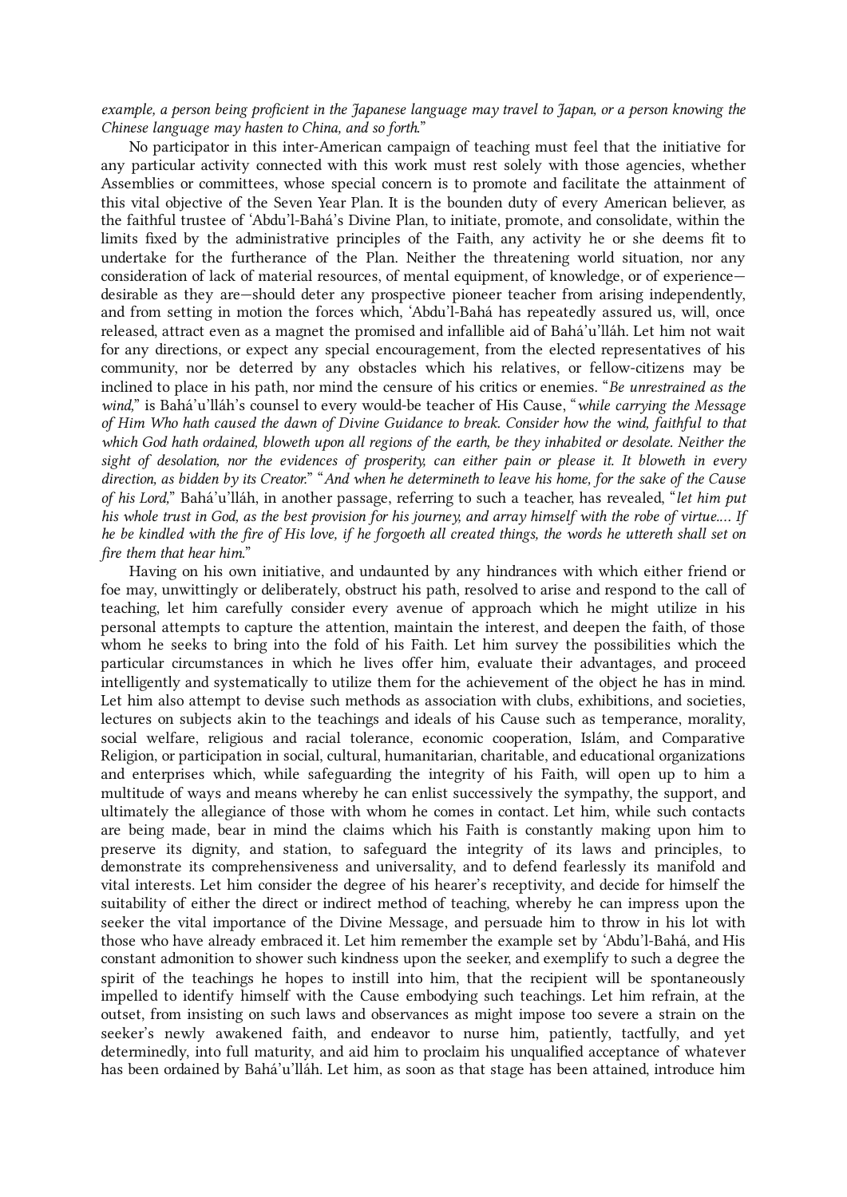*example, a person being proficient in the Japanese language may travel to Japan, or a person knowing the Chinese language may hasten to China, and so forth.*"

No participator in this inter-American campaign of teaching must feel that the initiative for any particular activity connected with this work must rest solely with those agencies, whether Assemblies or committees, whose special concern is to promote and facilitate the attainment of this vital objective of the Seven Year Plan. It is the bounden duty of every American believer, as the faithful trustee of 'Abdu'l-Bahá's Divine Plan, to initiate, promote, and consolidate, within the limits fixed by the administrative principles of the Faith, any activity he or she deems fit to undertake for the furtherance of the Plan. Neither the threatening world situation, nor any consideration of lack of material resources, of mental equipment, of knowledge, or of experience—desirable as they are—should deter any prospective pioneer teacher from arising independently, and from setting in motion the forces which, 'Abdu'l-Bahá has repeatedly assured us, will, once released, attract even as a magnet the promised and infallible aid of Bahá'u'lláh. Let him not wait for any directions, or expect any special encouragement, from the elected representatives of his community, nor be deterred by any obstacles which his relatives, or fellow-citizens may be inclined to place in his path, nor mind the censure of his critics or enemies. "*Be unrestrained as the wind,*" is Bahá'u'lláh's counsel to every would-be teacher of His Cause, "*while carrying the Message of Him Who hath caused the dawn of Divine Guidance to break. Consider how the wind, faithful to that which God hath ordained, bloweth upon all regions of the earth, be they inhabited or desolate. Neither the sight of desolation, nor the evidences of prosperity, can either pain or please it. It bloweth in every direction, as bidden by its Creator.*" "*And when he determineth to leave his home, for the sake of the Cause of his Lord,*" Bahá'u'lláh, in another passage, referring to such a teacher, has revealed, "*let him put his whole trust in God, as the best provision for his journey, and array himself with the robe of virtue.… If he be kindled with the fire of His love, if he forgoeth all created things, the words he uttereth shall set on fire them that hear him.*"

Having on his own initiative, and undaunted by any hindrances with which either friend or foe may, unwittingly or deliberately, obstruct his path, resolved to arise and respond to the call of teaching, let him carefully consider every avenue of approach which he might utilize in his personal attempts to capture the attention, maintain the interest, and deepen the faith, of those whom he seeks to bring into the fold of his Faith. Let him survey the possibilities which the particular circumstances in which he lives offer him, evaluate their advantages, and proceed intelligently and systematically to utilize them for the achievement of the object he has in mind. Let him also attempt to devise such methods as association with clubs, exhibitions, and societies, lectures on subjects akin to the teachings and ideals of his Cause such as temperance, morality, social welfare, religious and racial tolerance, economic cooperation, Islám, and Comparative Religion, or participation in social, cultural, humanitarian, charitable, and educational organizations and enterprises which, while safeguarding the integrity of his Faith, will open up to him a multitude of ways and means whereby he can enlist successively the sympathy, the support, and ultimately the allegiance of those with whom he comes in contact. Let him, while such contacts are being made, bear in mind the claims which his Faith is constantly making upon him to preserve its dignity, and station, to safeguard the integrity of its laws and principles, to demonstrate its comprehensiveness and universality, and to defend fearlessly its manifold and vital interests. Let him consider the degree of his hearer's receptivity, and decide for himself the suitability of either the direct or indirect method of teaching, whereby he can impress upon the seeker the vital importance of the Divine Message, and persuade him to throw in his lot with those who have already embraced it. Let him remember the example set by 'Abdu'l-Bahá, and His constant admonition to shower such kindness upon the seeker, and exemplify to such a degree the spirit of the teachings he hopes to instill into him, that the recipient will be spontaneously impelled to identify himself with the Cause embodying such teachings. Let him refrain, at the outset, from insisting on such laws and observances as might impose too severe a strain on the seeker's newly awakened faith, and endeavor to nurse him, patiently, tactfully, and yet determinedly, into full maturity, and aid him to proclaim his unqualified acceptance of whatever has been ordained by Bahá'u'lláh. Let him, as soon as that stage has been attained, introduce him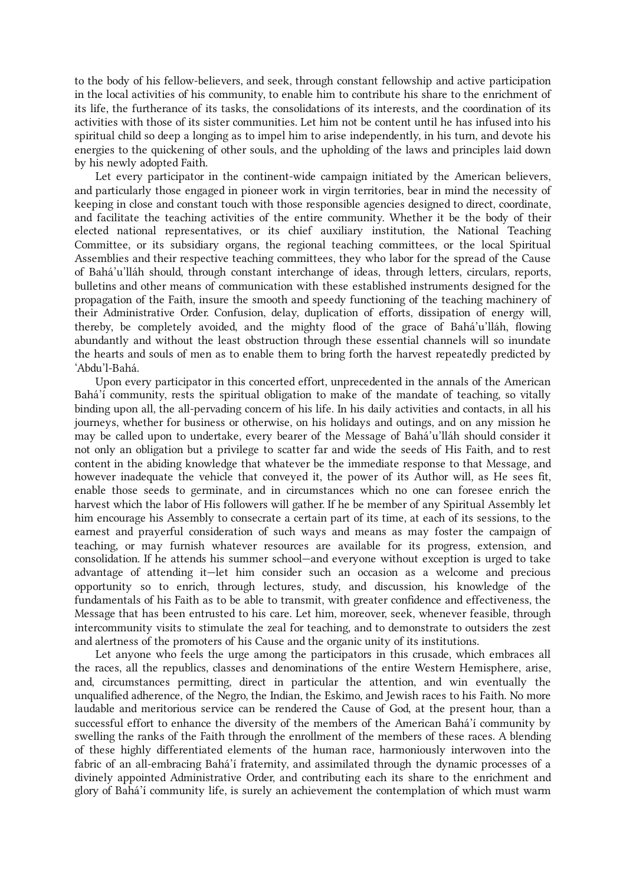to the body of his fellow-believers, and seek, through constant fellowship and active participation in the local activities of his community, to enable him to contribute his share to the enrichment of its life, the furtherance of its tasks, the consolidations of its interests, and the coordination of its activities with those of its sister communities. Let him not be content until he has infused into his spiritual child so deep a longing as to impel him to arise independently, in his turn, and devote his energies to the quickening of other souls, and the upholding of the laws and principles laid down by his newly adopted Faith.

Let every participator in the continent-wide campaign initiated by the American believers, and particularly those engaged in pioneer work in virgin territories, bear in mind the necessity of keeping in close and constant touch with those responsible agencies designed to direct, coordinate, and facilitate the teaching activities of the entire community. Whether it be the body of their elected national representatives, or its chief auxiliary institution, the National Teaching Committee, or its subsidiary organs, the regional teaching committees, or the local Spiritual Assemblies and their respective teaching committees, they who labor for the spread of the Cause of Bahá'u'lláh should, through constant interchange of ideas, through letters, circulars, reports, bulletins and other means of communication with these established instruments designed for the propagation of the Faith, insure the smooth and speedy functioning of the teaching machinery of their Administrative Order. Confusion, delay, duplication of efforts, dissipation of energy will, thereby, be completely avoided, and the mighty flood of the grace of Bahá'u'lláh, flowing abundantly and without the least obstruction through these essential channels will so inundate the hearts and souls of men as to enable them to bring forth the harvest repeatedly predicted by 'Abdu'l-Bahá.

Upon every participator in this concerted effort, unprecedented in the annals of the American Bahá'í community, rests the spiritual obligation to make of the mandate of teaching, so vitally binding upon all, the all-pervading concern of his life. In his daily activities and contacts, in all his journeys, whether for business or otherwise, on his holidays and outings, and on any mission he may be called upon to undertake, every bearer of the Message of Bahá'u'lláh should consider it not only an obligation but a privilege to scatter far and wide the seeds of His Faith, and to rest content in the abiding knowledge that whatever be the immediate response to that Message, and however inadequate the vehicle that conveyed it, the power of its Author will, as He sees fit, enable those seeds to germinate, and in circumstances which no one can foresee enrich the harvest which the labor of His followers will gather. If he be member of any Spiritual Assembly let him encourage his Assembly to consecrate a certain part of its time, at each of its sessions, to the earnest and prayerful consideration of such ways and means as may foster the campaign of teaching, or may furnish whatever resources are available for its progress, extension, and consolidation. If he attends his summer school—and everyone without exception is urged to take advantage of attending it—let him consider such an occasion as a welcome and precious opportunity so to enrich, through lectures, study, and discussion, his knowledge of the fundamentals of his Faith as to be able to transmit, with greater confidence and effectiveness, the Message that has been entrusted to his care. Let him, moreover, seek, whenever feasible, through intercommunity visits to stimulate the zeal for teaching, and to demonstrate to outsiders the zest and alertness of the promoters of his Cause and the organic unity of its institutions.

Let anyone who feels the urge among the participators in this crusade, which embraces all the races, all the republics, classes and denominations of the entire Western Hemisphere, arise, and, circumstances permitting, direct in particular the attention, and win eventually the unqualified adherence, of the Negro, the Indian, the Eskimo, and Jewish races to his Faith. No more laudable and meritorious service can be rendered the Cause of God, at the present hour, than a successful effort to enhance the diversity of the members of the American Bahá'í community by swelling the ranks of the Faith through the enrollment of the members of these races. A blending of these highly differentiated elements of the human race, harmoniously interwoven into the fabric of an all-embracing Bahá'í fraternity, and assimilated through the dynamic processes of a divinely appointed Administrative Order, and contributing each its share to the enrichment and glory of Bahá'í community life, is surely an achievement the contemplation of which must warm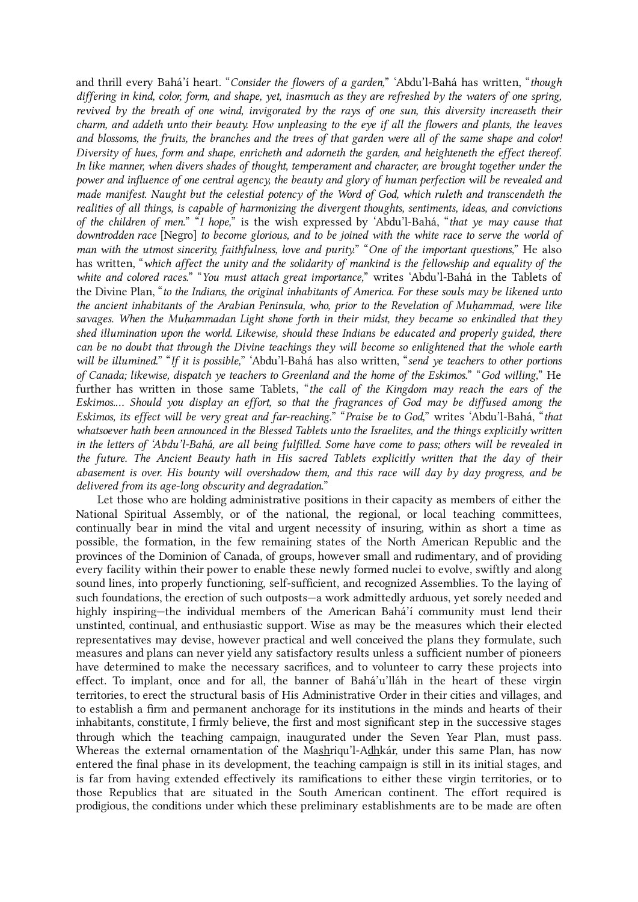and thrill every Bahá'í heart. "*Consider the flowers of a garden,*" 'Abdu'l-Bahá has written, "*though differing in kind, color, form, and shape, yet, inasmuch as they are refreshed by the waters of one spring, revived by the breath of one wind, invigorated by the rays of one sun, this diversity increaseth their charm, and addeth unto their beauty. How unpleasing to the eye if all the flowers and plants, the leaves and blossoms, the fruits, the branches and the trees of that garden were all of the same shape and color! Diversity of hues, form and shape, enricheth and adorneth the garden, and heighteneth the effect thereof. In like manner, when divers shades of thought, temperament and character, are brought together under the power and influence of one central agency, the beauty and glory of human perfection will be revealed and made manifest. Naught but the celestial potency of the Word of God, which ruleth and transcendeth the realities of all things, is capable of harmonizing the divergent thoughts, sentiments, ideas, and convictions of the children of men.*" "*I hope,*" is the wish expressed by 'Abdu'l-Bahá, "*that ye may cause that downtrodden race* [Negro] *to become glorious, and to be joined with the white race to serve the world of man with the utmost sincerity, faithfulness, love and purity.*" "*One of the important questions,*" He also has written, "*which affect the unity and the solidarity of mankind is the fellowship and equality of the white and colored races.*" "*You must attach great importance,*" writes 'Abdu'l-Bahá in the Tablets of the Divine Plan, "*to the Indians, the original inhabitants of America. For these souls may be likened unto the ancient inhabitants of the Arabian Peninsula, who, prior to the Revelation of Muḥammad, were like savages. When the Muḥammadan Light shone forth in their midst, they became so enkindled that they shed illumination upon the world. Likewise, should these Indians be educated and properly guided, there can be no doubt that through the Divine teachings they will become so enlightened that the whole earth will be illumined.*" "*If it is possible,*" 'Abdu'l-Bahá has also written, "*send ye teachers to other portions of Canada; likewise, dispatch ye teachers to Greenland and the home of the Eskimos.*" "*God willing,*" He further has written in those same Tablets, "*the call of the Kingdom may reach the ears of the Eskimos.... Should you display an effort, so that the fragrances of God may be diffused among the Eskimos, its effect will be very great and far-reaching.*" "*Praise be to God,*" writes 'Abdu'l-Bahá, "*that whatsoever hath been announced in the Blessed Tablets unto the Israelites, and the things explicitly written in the letters of 'Abdu'l-Bahá, are all being fulfilled. Some have come to pass; others will be revealed in the future. The Ancient Beauty hath in His sacred Tablets explicitly written that the day of their abasement is over. His bounty will overshadow them, and this race will day by day progress, and be delivered from its age-long obscurity and degradation.*"

Let those who are holding administrative positions in their capacity as members of either the National Spiritual Assembly, or of the national, the regional, or local teaching committees, continually bear in mind the vital and urgent necessity of insuring, within as short a time as possible, the formation, in the few remaining states of the North American Republic and the provinces of the Dominion of Canada, of groups, however small and rudimentary, and of providing every facility within their power to enable these newly formed nuclei to evolve, swiftly and along sound lines, into properly functioning, self-sufficient, and recognized Assemblies. To the laying of such foundations, the erection of such outposts—a work admittedly arduous, yet sorely needed and highly inspiring—the individual members of the American Bahá'í community must lend their unstinted, continual, and enthusiastic support. Wise as may be the measures which their elected representatives may devise, however practical and well conceived the plans they formulate, such measures and plans can never yield any satisfactory results unless a sufficient number of pioneers have determined to make the necessary sacrifices, and to volunteer to carry these projects into effect. To implant, once and for all, the banner of Bahá'u'lláh in the heart of these virgin territories, to erect the structural basis of His Administrative Order in their cities and villages, and to establish a firm and permanent anchorage for its institutions in the minds and hearts of their inhabitants, constitute, I firmly believe, the first and most significant step in the successive stages through which the teaching campaign, inaugurated under the Seven Year Plan, must pass. Whereas the external ornamentation of the Mashriqu'l-Adhkár, under this same Plan, has now entered the final phase in its development, the teaching campaign is still in its initial stages, and is far from having extended effectively its ramifications to either these virgin territories, or to those Republics that are situated in the South American continent. The effort required is prodigious, the conditions under which these preliminary establishments are to be made are often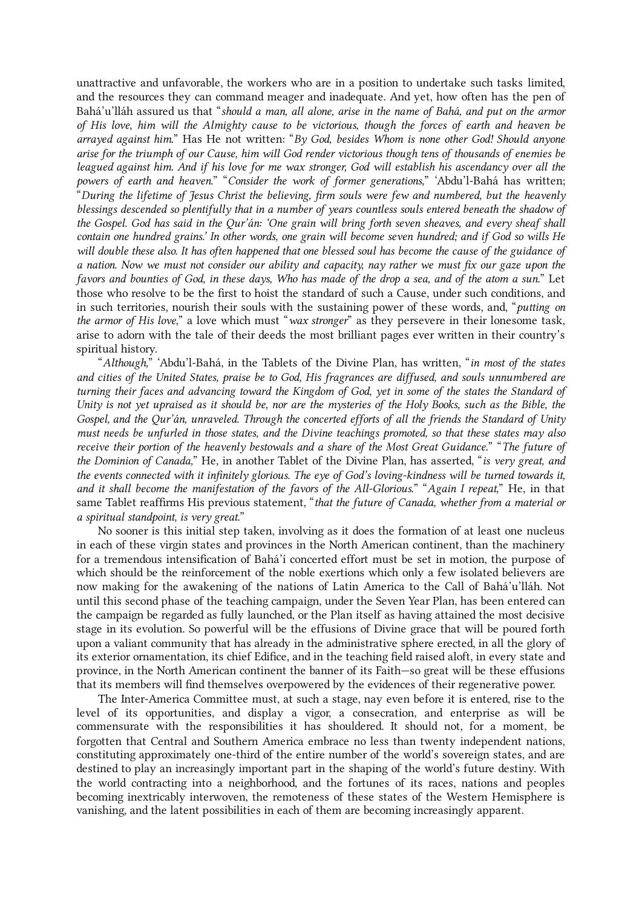unattractive and unfavorable, the workers who are in a position to undertake such tasks limited, and the resources they can command meager and inadequate. And yet, how often has the pen of Bahá'u'lláh assured us that "*should a man, all alone, arise in the name of Bahá, and put on the armor of His love, him will the Almighty cause to be victorious, though the forces of earth and heaven be arrayed against him.*" Has He not written: "*By God, besides Whom is none other God! Should anyone arise for the triumph of our Cause, him will God render victorious though tens of thousands of enemies be leagued against him. And if his love for me wax stronger, God will establish his ascendancy over all the powers of earth and heaven.*" "*Consider the work of former generations,*" 'Abdu'l-Bahá has written; "*During the lifetime of Jesus Christ the believing, firm souls were few and numbered, but the heavenly blessings descended so plentifully that in a number of years countless souls entered beneath the shadow of the Gospel. God has said in the Qur'án: 'One grain will bring forth seven sheaves, and every sheaf shall contain one hundred grains.' In other words, one grain will become seven hundred; and if God so wills He will double these also. It has often happened that one blessed soul has become the cause of the guidance of a nation. Now we must not consider our ability and capacity, nay rather we must fix our gaze upon the favors and bounties of God, in these days, Who has made of the drop a sea, and of the atom a sun.*" Let those who resolve to be the first to hoist the standard of such a Cause, under such conditions, and in such territories, nourish their souls with the sustaining power of these words, and, "*putting on the armor of His love,*" a love which must "*wax stronger*" as they persevere in their lonesome task, arise to adorn with the tale of their deeds the most brilliant pages ever written in their country's spiritual history.

"*Although,*" 'Abdu'l-Bahá, in the Tablets of the Divine Plan, has written, "*in most of the states and cities of the United States, praise be to God, His fragrances are diffused, and souls unnumbered are turning their faces and advancing toward the Kingdom of God, yet in some of the states the Standard of Unity is not yet upraised as it should be, nor are the mysteries of the Holy Books, such as the Bible, the Gospel, and the Qur'án, unraveled. Through the concerted efforts of all the friends the Standard of Unity must needs be unfurled in those states, and the Divine teachings promoted, so that these states may also receive their portion of the heavenly bestowals and a share of the Most Great Guidance.*" "*The future of the Dominion of Canada,*" He, in another Tablet of the Divine Plan, has asserted, "*is very great, and the events connected with it infinitely glorious. The eye of God's loving-kindness will be turned towards it, and it shall become the manifestation of the favors of the All-Glorious.*" "*Again I repeat,*" He, in that same Tablet reaffirms His previous statement, "*that the future of Canada, whether from a material or a spiritual standpoint, is very great.*"

No sooner is this initial step taken, involving as it does the formation of at least one nucleus in each of these virgin states and provinces in the North American continent, than the machinery for a tremendous intensification of Bahá'í concerted effort must be set in motion, the purpose of which should be the reinforcement of the noble exertions which only a few isolated believers are now making for the awakening of the nations of Latin America to the Call of Bahá'u'lláh. Not until this second phase of the teaching campaign, under the Seven Year Plan, has been entered can the campaign be regarded as fully launched, or the Plan itself as having attained the most decisive stage in its evolution. So powerful will be the effusions of Divine grace that will be poured forth upon a valiant community that has already in the administrative sphere erected, in all the glory of its exterior ornamentation, its chief Edifice, and in the teaching field raised aloft, in every state and province, in the North American continent the banner of its Faith—so great will be these effusions that its members will find themselves overpowered by the evidences of their regenerative power.

The Inter-America Committee must, at such a stage, nay even before it is entered, rise to the level of its opportunities, and display a vigor, a consecration, and enterprise as will be commensurate with the responsibilities it has shouldered. It should not, for a moment, be forgotten that Central and Southern America embrace no less than twenty independent nations, constituting approximately one-third of the entire number of the world's sovereign states, and are destined to play an increasingly important part in the shaping of the world's future destiny. With the world contracting into a neighborhood, and the fortunes of its races, nations and peoples becoming inextricably interwoven, the remoteness of these states of the Western Hemisphere is vanishing, and the latent possibilities in each of them are becoming increasingly apparent.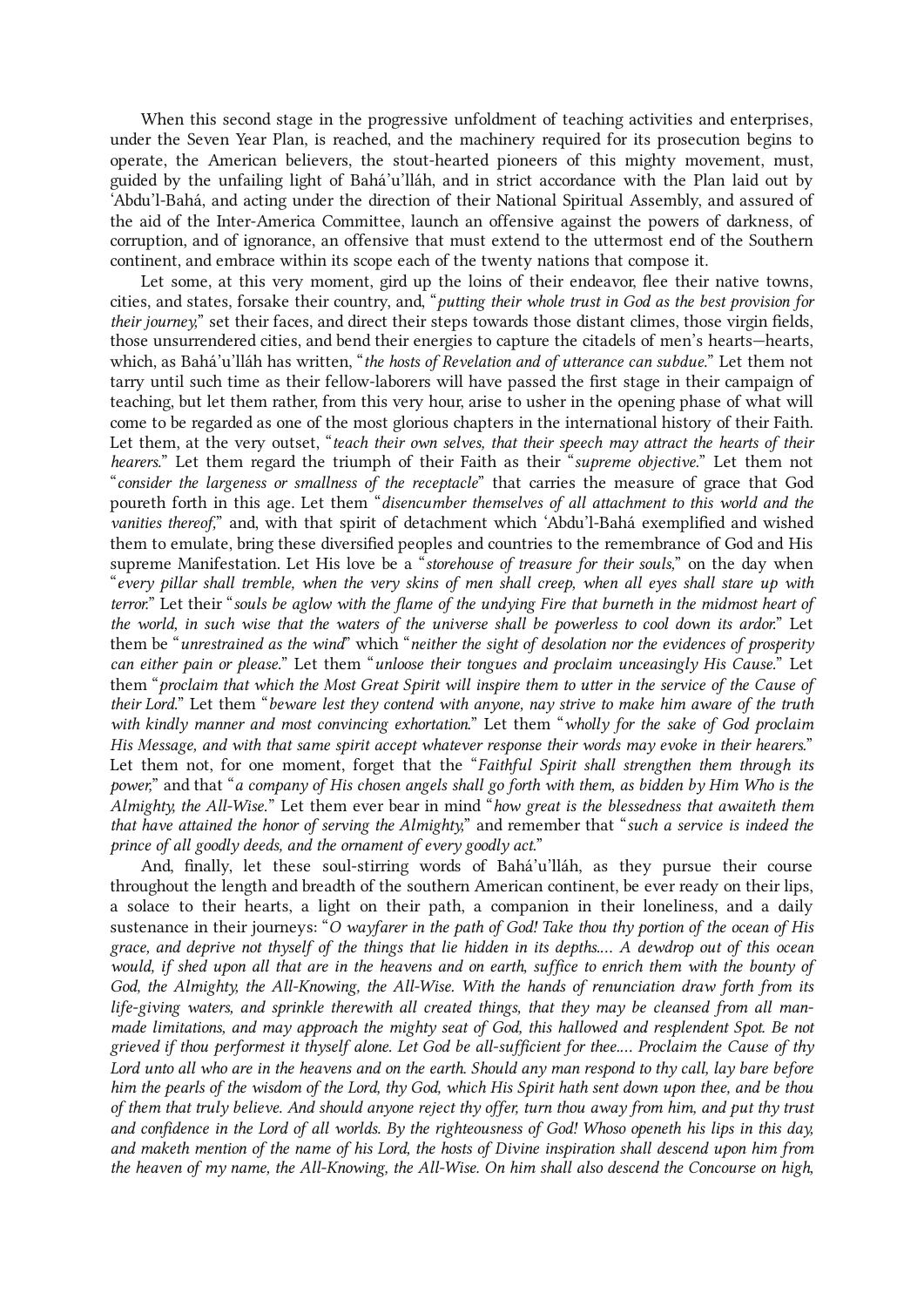When this second stage in the progressive unfoldment of teaching activities and enterprises, under the Seven Year Plan, is reached, and the machinery required for its prosecution begins to operate, the American believers, the stout-hearted pioneers of this mighty movement, must, guided by the unfailing light of Bahá'u'lláh, and in strict accordance with the Plan laid out by 'Abdu'l-Bahá, and acting under the direction of their National Spiritual Assembly, and assured of the aid of the Inter-America Committee, launch an offensive against the powers of darkness, of corruption, and of ignorance, an offensive that must extend to the uttermost end of the Southern continent, and embrace within its scope each of the twenty nations that compose it.

Let some, at this very moment, gird up the loins of their endeavor, flee their native towns, cities, and states, forsake their country, and, "*putting their whole trust in God as the best provision for their journey,*" set their faces, and direct their steps towards those distant climes, those virgin fields, those unsurrendered cities, and bend their energies to capture the citadels of men's hearts—hearts, which, as Bahá'u'lláh has written, "*the hosts of Revelation and of utterance can subdue.*" Let them not tarry until such time as their fellow-laborers will have passed the first stage in their campaign of teaching, but let them rather, from this very hour, arise to usher in the opening phase of what will come to be regarded as one of the most glorious chapters in the international history of their Faith. Let them, at the very outset, "*teach their own selves, that their speech may attract the hearts of their hearers.*" Let them regard the triumph of their Faith as their "*supreme objective.*" Let them not "*consider the largeness or smallness of the receptacle*" that carries the measure of grace that God poureth forth in this age. Let them "*disencumber themselves of all attachment to this world and the vanities thereof,*" and, with that spirit of detachment which 'Abdu'l-Bahá exemplified and wished them to emulate, bring these diversified peoples and countries to the remembrance of God and His supreme Manifestation. Let His love be a "*storehouse of treasure for their souls,*" on the day when "*every pillar shall tremble, when the very skins of men shall creep, when all eyes shall stare up with terror.*" Let their "*souls be aglow with the flame of the undying Fire that burneth in the midmost heart of the world, in such wise that the waters of the universe shall be powerless to cool down its ardor.*" Let them be "*unrestrained as the wind*" which "*neither the sight of desolation nor the evidences of prosperity can either pain or please.*" Let them "*unloose their tongues and proclaim unceasingly His Cause.*" Let them "*proclaim that which the Most Great Spirit will inspire them to utter in the service of the Cause of their Lord.*" Let them "*beware lest they contend with anyone, nay strive to make him aware of the truth with kindly manner and most convincing exhortation.*" Let them "*wholly for the sake of God proclaim His Message, and with that same spirit accept whatever response their words may evoke in their hearers.*" Let them not, for one moment, forget that the "*Faithful Spirit shall strengthen them through its power,*" and that "*a company of His chosen angels shall go forth with them, as bidden by Him Who is the Almighty, the All-Wise.*" Let them ever bear in mind "*how great is the blessedness that awaiteth them that have attained the honor of serving the Almighty,*" and remember that "*such a service is indeed the prince of all goodly deeds, and the ornament of every goodly act.*"

And, finally, let these soul-stirring words of Bahá'u'lláh, as they pursue their course throughout the length and breadth of the southern American continent, be ever ready on their lips, a solace to their hearts, a light on their path, a companion in their loneliness, and a daily sustenance in their journeys: "*O wayfarer in the path of God! Take thou thy portion of the ocean of His grace, and deprive not thyself of the things that lie hidden in its depths.... A dewdrop out of this ocean would, if shed upon all that are in the heavens and on earth, suffice to enrich them with the bounty of God, the Almighty, the All-Knowing, the All-Wise. With the hands of renunciation draw forth from its life-giving waters, and sprinkle therewith all created things, that they may be cleansed from all man-made limitations, and may approach the mighty seat of God, this hallowed and resplendent Spot. Be not grieved if thou performest it thyself alone. Let God be all-sufficient for thee.... Proclaim the Cause of thy Lord unto all who are in the heavens and on the earth. Should any man respond to thy call, lay bare before him the pearls of the wisdom of the Lord, thy God, which His Spirit hath sent down upon thee, and be thou of them that truly believe. And should anyone reject thy offer, turn thou away from him, and put thy trust and confidence in the Lord of all worlds. By the righteousness of God! Whoso openeth his lips in this day, and maketh mention of the name of his Lord, the hosts of Divine inspiration shall descend upon him from the heaven of my name, the All-Knowing, the All-Wise. On him shall also descend the Concourse on high,*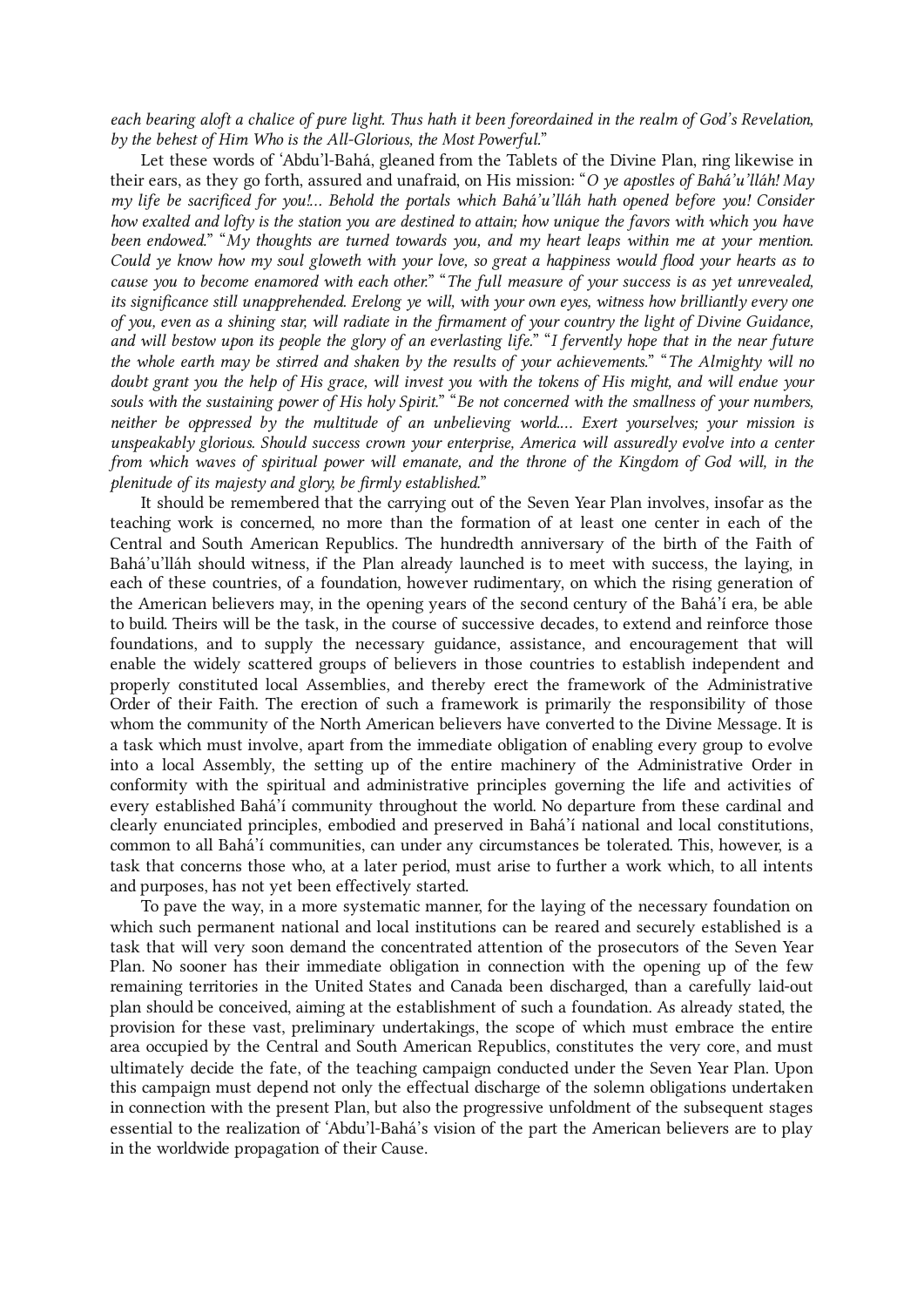*each bearing aloft a chalice of pure light. Thus hath it been foreordained in the realm of God's Revelation, by the behest of Him Who is the All-Glorious, the Most Powerful.*"

Let these words of 'Abdu'l-Bahá, gleaned from the Tablets of the Divine Plan, ring likewise in their ears, as they go forth, assured and unafraid, on His mission: "*O ye apostles of Bahá'u'lláh! May my life be sacrificed for you!… Behold the portals which Bahá'u'lláh hath opened before you! Consider how exalted and lofty is the station you are destined to attain; how unique the favors with which you have been endowed.*" "*My thoughts are turned towards you, and my heart leaps within me at your mention. Could ye know how my soul gloweth with your love, so great a happiness would flood your hearts as to cause you to become enamored with each other.*" "*The full measure of your success is as yet unrevealed, its significance still unapprehended. Erelong ye will, with your own eyes, witness how brilliantly every one of you, even as a shining star, will radiate in the firmament of your country the light of Divine Guidance, and will bestow upon its people the glory of an everlasting life.*" "*I fervently hope that in the near future the whole earth may be stirred and shaken by the results of your achievements.*" "*The Almighty will no doubt grant you the help of His grace, will invest you with the tokens of His might, and will endue your souls with the sustaining power of His holy Spirit.*" "*Be not concerned with the smallness of your numbers, neither be oppressed by the multitude of an unbelieving world.… Exert yourselves; your mission is unspeakably glorious. Should success crown your enterprise, America will assuredly evolve into a center from which waves of spiritual power will emanate, and the throne of the Kingdom of God will, in the plenitude of its majesty and glory, be firmly established.*"

It should be remembered that the carrying out of the Seven Year Plan involves, insofar as the teaching work is concerned, no more than the formation of at least one center in each of the Central and South American Republics. The hundredth anniversary of the birth of the Faith of Bahá'u'lláh should witness, if the Plan already launched is to meet with success, the laying, in each of these countries, of a foundation, however rudimentary, on which the rising generation of the American believers may, in the opening years of the second century of the Bahá'í era, be able to build. Theirs will be the task, in the course of successive decades, to extend and reinforce those foundations, and to supply the necessary guidance, assistance, and encouragement that will enable the widely scattered groups of believers in those countries to establish independent and properly constituted local Assemblies, and thereby erect the framework of the Administrative Order of their Faith. The erection of such a framework is primarily the responsibility of those whom the community of the North American believers have converted to the Divine Message. It is a task which must involve, apart from the immediate obligation of enabling every group to evolve into a local Assembly, the setting up of the entire machinery of the Administrative Order in conformity with the spiritual and administrative principles governing the life and activities of every established Bahá'í community throughout the world. No departure from these cardinal and clearly enunciated principles, embodied and preserved in Bahá'í national and local constitutions, common to all Bahá'í communities, can under any circumstances be tolerated. This, however, is a task that concerns those who, at a later period, must arise to further a work which, to all intents and purposes, has not yet been effectively started.

To pave the way, in a more systematic manner, for the laying of the necessary foundation on which such permanent national and local institutions can be reared and securely established is a task that will very soon demand the concentrated attention of the prosecutors of the Seven Year Plan. No sooner has their immediate obligation in connection with the opening up of the few remaining territories in the United States and Canada been discharged, than a carefully laid-out plan should be conceived, aiming at the establishment of such a foundation. As already stated, the provision for these vast, preliminary undertakings, the scope of which must embrace the entire area occupied by the Central and South American Republics, constitutes the very core, and must ultimately decide the fate, of the teaching campaign conducted under the Seven Year Plan. Upon this campaign must depend not only the effectual discharge of the solemn obligations undertaken in connection with the present Plan, but also the progressive unfoldment of the subsequent stages essential to the realization of 'Abdu'l-Bahá's vision of the part the American believers are to play in the worldwide propagation of their Cause.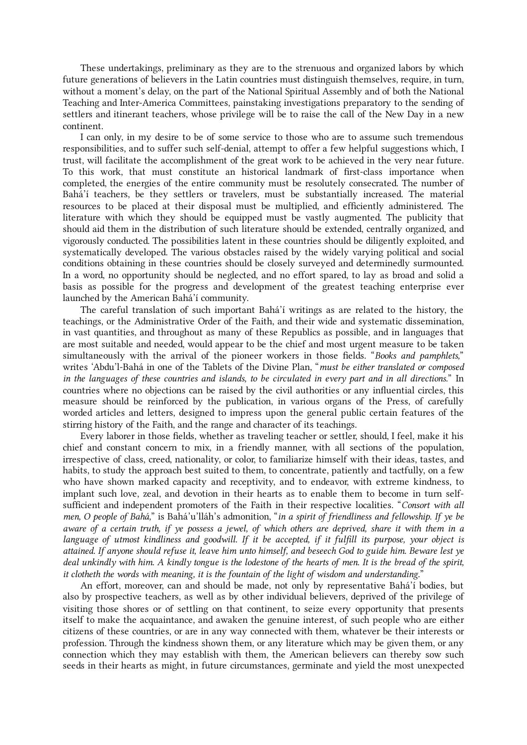These undertakings, preliminary as they are to the strenuous and organized labors by which future generations of believers in the Latin countries must distinguish themselves, require, in turn, without a moment's delay, on the part of the National Spiritual Assembly and of both the National Teaching and Inter-America Committees, painstaking investigations preparatory to the sending of settlers and itinerant teachers, whose privilege will be to raise the call of the New Day in a new continent.

I can only, in my desire to be of some service to those who are to assume such tremendous responsibilities, and to suffer such self-denial, attempt to offer a few helpful suggestions which, I trust, will facilitate the accomplishment of the great work to be achieved in the very near future. To this work, that must constitute an historical landmark of first-class importance when completed, the energies of the entire community must be resolutely consecrated. The number of Bahá'í teachers, be they settlers or travelers, must be substantially increased. The material resources to be placed at their disposal must be multiplied, and efficiently administered. The literature with which they should be equipped must be vastly augmented. The publicity that should aid them in the distribution of such literature should be extended, centrally organized, and vigorously conducted. The possibilities latent in these countries should be diligently exploited, and systematically developed. The various obstacles raised by the widely varying political and social conditions obtaining in these countries should be closely surveyed and determinedly surmounted. In a word, no opportunity should be neglected, and no effort spared, to lay as broad and solid a basis as possible for the progress and development of the greatest teaching enterprise ever launched by the American Bahá'í community.

The careful translation of such important Bahá'í writings as are related to the history, the teachings, or the Administrative Order of the Faith, and their wide and systematic dissemination, in vast quantities, and throughout as many of these Republics as possible, and in languages that are most suitable and needed, would appear to be the chief and most urgent measure to be taken simultaneously with the arrival of the pioneer workers in those fields. "*Books and pamphlets,*" writes 'Abdu'l-Bahá in one of the Tablets of the Divine Plan, "*must be either translated or composed in the languages of these countries and islands, to be circulated in every part and in all directions.*" In countries where no objections can be raised by the civil authorities or any influential circles, this measure should be reinforced by the publication, in various organs of the Press, of carefully worded articles and letters, designed to impress upon the general public certain features of the stirring history of the Faith, and the range and character of its teachings.

Every laborer in those fields, whether as traveling teacher or settler, should, I feel, make it his chief and constant concern to mix, in a friendly manner, with all sections of the population, irrespective of class, creed, nationality, or color, to familiarize himself with their ideas, tastes, and habits, to study the approach best suited to them, to concentrate, patiently and tactfully, on a few who have shown marked capacity and receptivity, and to endeavor, with extreme kindness, to implant such love, zeal, and devotion in their hearts as to enable them to become in turn self-sufficient and independent promoters of the Faith in their respective localities. "*Consort with all men, O people of Bahá,*" is Bahá'u'lláh's admonition, "*in a spirit of friendliness and fellowship. If ye be aware of a certain truth, if ye possess a jewel, of which others are deprived, share it with them in a language of utmost kindliness and goodwill. If it be accepted, if it fulfill its purpose, your object is attained. If anyone should refuse it, leave him unto himself, and beseech God to guide him. Beware lest ye deal unkindly with him. A kindly tongue is the lodestone of the hearts of men. It is the bread of the spirit, it clotheth the words with meaning, it is the fountain of the light of wisdom and understanding.*"

An effort, moreover, can and should be made, not only by representative Bahá'í bodies, but also by prospective teachers, as well as by other individual believers, deprived of the privilege of visiting those shores or of settling on that continent, to seize every opportunity that presents itself to make the acquaintance, and awaken the genuine interest, of such people who are either citizens of these countries, or are in any way connected with them, whatever be their interests or profession. Through the kindness shown them, or any literature which may be given them, or any connection which they may establish with them, the American believers can thereby sow such seeds in their hearts as might, in future circumstances, germinate and yield the most unexpected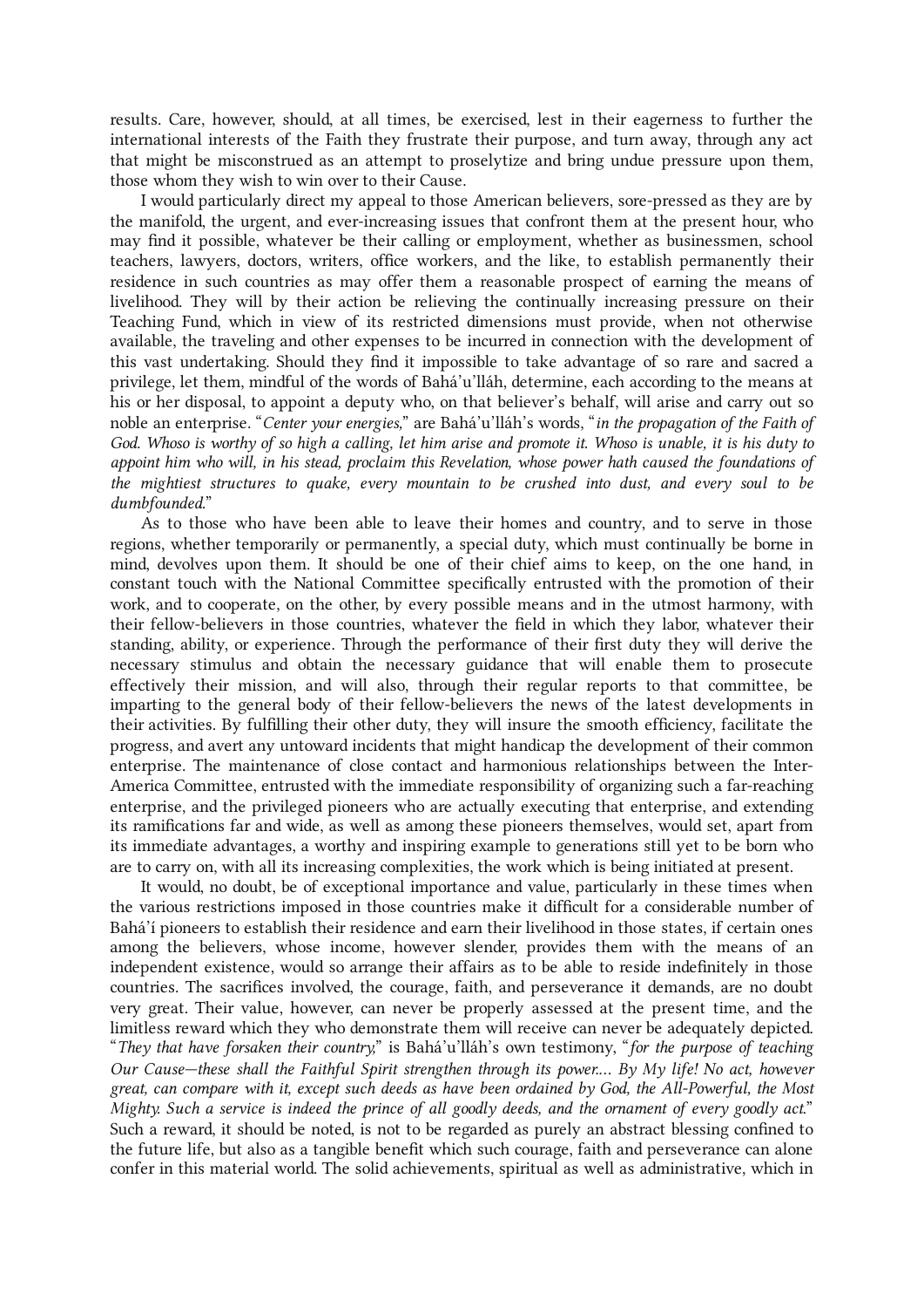results. Care, however, should, at all times, be exercised, lest in their eagerness to further the international interests of the Faith they frustrate their purpose, and turn away, through any act that might be misconstrued as an attempt to proselytize and bring undue pressure upon them, those whom they wish to win over to their Cause.

I would particularly direct my appeal to those American believers, sore-pressed as they are by the manifold, the urgent, and ever-increasing issues that confront them at the present hour, who may find it possible, whatever be their calling or employment, whether as businessmen, school teachers, lawyers, doctors, writers, office workers, and the like, to establish permanently their residence in such countries as may offer them a reasonable prospect of earning the means of livelihood. They will by their action be relieving the continually increasing pressure on their Teaching Fund, which in view of its restricted dimensions must provide, when not otherwise available, the traveling and other expenses to be incurred in connection with the development of this vast undertaking. Should they find it impossible to take advantage of so rare and sacred a privilege, let them, mindful of the words of Bahá'u'lláh, determine, each according to the means at his or her disposal, to appoint a deputy who, on that believer's behalf, will arise and carry out so noble an enterprise. "*Center your energies,*" are Bahá'u'lláh's words, "*in the propagation of the Faith of God. Whoso is worthy of so high a calling, let him arise and promote it. Whoso is unable, it is his duty to appoint him who will, in his stead, proclaim this Revelation, whose power hath caused the foundations of the mightiest structures to quake, every mountain to be crushed into dust, and every soul to be dumbfounded.*"

As to those who have been able to leave their homes and country, and to serve in those regions, whether temporarily or permanently, a special duty, which must continually be borne in mind, devolves upon them. It should be one of their chief aims to keep, on the one hand, in constant touch with the National Committee specifically entrusted with the promotion of their work, and to cooperate, on the other, by every possible means and in the utmost harmony, with their fellow-believers in those countries, whatever the field in which they labor, whatever their standing, ability, or experience. Through the performance of their first duty they will derive the necessary stimulus and obtain the necessary guidance that will enable them to prosecute effectively their mission, and will also, through their regular reports to that committee, be imparting to the general body of their fellow-believers the news of the latest developments in their activities. By fulfilling their other duty, they will insure the smooth efficiency, facilitate the progress, and avert any untoward incidents that might handicap the development of their common enterprise. The maintenance of close contact and harmonious relationships between the Inter-America Committee, entrusted with the immediate responsibility of organizing such a far-reaching enterprise, and the privileged pioneers who are actually executing that enterprise, and extending its ramifications far and wide, as well as among these pioneers themselves, would set, apart from its immediate advantages, a worthy and inspiring example to generations still yet to be born who are to carry on, with all its increasing complexities, the work which is being initiated at present.

It would, no doubt, be of exceptional importance and value, particularly in these times when the various restrictions imposed in those countries make it difficult for a considerable number of Bahá'í pioneers to establish their residence and earn their livelihood in those states, if certain ones among the believers, whose income, however slender, provides them with the means of an independent existence, would so arrange their affairs as to be able to reside indefinitely in those countries. The sacrifices involved, the courage, faith, and perseverance it demands, are no doubt very great. Their value, however, can never be properly assessed at the present time, and the limitless reward which they who demonstrate them will receive can never be adequately depicted. "*They that have forsaken their country,*" is Bahá'u'lláh's own testimony, "*for the purpose of teaching Our Cause—these shall the Faithful Spirit strengthen through its power.... By My life! No act, however great, can compare with it, except such deeds as have been ordained by God, the All-Powerful, the Most Mighty. Such a service is indeed the prince of all goodly deeds, and the ornament of every goodly act.*" Such a reward, it should be noted, is not to be regarded as purely an abstract blessing confined to the future life, but also as a tangible benefit which such courage, faith and perseverance can alone confer in this material world. The solid achievements, spiritual as well as administrative, which in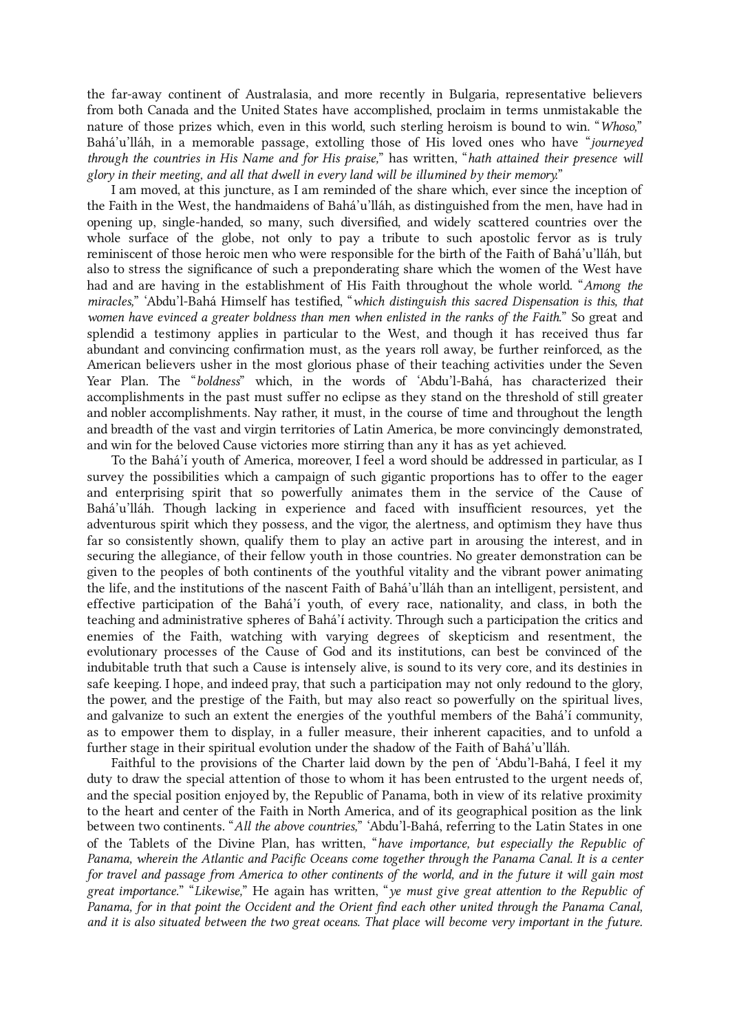the far-away continent of Australasia, and more recently in Bulgaria, representative believers from both Canada and the United States have accomplished, proclaim in terms unmistakable the nature of those prizes which, even in this world, such sterling heroism is bound to win. "*Whoso,*" Bahá'u'lláh, in a memorable passage, extolling those of His loved ones who have "*journeyed through the countries in His Name and for His praise,*" has written, "*hath attained their presence will glory in their meeting, and all that dwell in every land will be illumined by their memory.*"

I am moved, at this juncture, as I am reminded of the share which, ever since the inception of the Faith in the West, the handmaidens of Bahá'u'lláh, as distinguished from the men, have had in opening up, single-handed, so many, such diversified, and widely scattered countries over the whole surface of the globe, not only to pay a tribute to such apostolic fervor as is truly reminiscent of those heroic men who were responsible for the birth of the Faith of Bahá'u'lláh, but also to stress the significance of such a preponderating share which the women of the West have had and are having in the establishment of His Faith throughout the whole world. "*Among the miracles,*" 'Abdu'l-Bahá Himself has testified, "*which distinguish this sacred Dispensation is this, that women have evinced a greater boldness than men when enlisted in the ranks of the Faith.*" So great and splendid a testimony applies in particular to the West, and though it has received thus far abundant and convincing confirmation must, as the years roll away, be further reinforced, as the American believers usher in the most glorious phase of their teaching activities under the Seven Year Plan. The "*boldness*" which, in the words of 'Abdu'l-Bahá, has characterized their accomplishments in the past must suffer no eclipse as they stand on the threshold of still greater and nobler accomplishments. Nay rather, it must, in the course of time and throughout the length and breadth of the vast and virgin territories of Latin America, be more convincingly demonstrated, and win for the beloved Cause victories more stirring than any it has as yet achieved.

To the Bahá'í youth of America, moreover, I feel a word should be addressed in particular, as I survey the possibilities which a campaign of such gigantic proportions has to offer to the eager and enterprising spirit that so powerfully animates them in the service of the Cause of Bahá'u'lláh. Though lacking in experience and faced with insufficient resources, yet the adventurous spirit which they possess, and the vigor, the alertness, and optimism they have thus far so consistently shown, qualify them to play an active part in arousing the interest, and in securing the allegiance, of their fellow youth in those countries. No greater demonstration can be given to the peoples of both continents of the youthful vitality and the vibrant power animating the life, and the institutions of the nascent Faith of Bahá'u'lláh than an intelligent, persistent, and effective participation of the Bahá'í youth, of every race, nationality, and class, in both the teaching and administrative spheres of Bahá'í activity. Through such a participation the critics and enemies of the Faith, watching with varying degrees of skepticism and resentment, the evolutionary processes of the Cause of God and its institutions, can best be convinced of the indubitable truth that such a Cause is intensely alive, is sound to its very core, and its destinies in safe keeping. I hope, and indeed pray, that such a participation may not only redound to the glory, the power, and the prestige of the Faith, but may also react so powerfully on the spiritual lives, and galvanize to such an extent the energies of the youthful members of the Bahá'í community, as to empower them to display, in a fuller measure, their inherent capacities, and to unfold a further stage in their spiritual evolution under the shadow of the Faith of Bahá'u'lláh.

Faithful to the provisions of the Charter laid down by the pen of 'Abdu'l-Bahá, I feel it my duty to draw the special attention of those to whom it has been entrusted to the urgent needs of, and the special position enjoyed by, the Republic of Panama, both in view of its relative proximity to the heart and center of the Faith in North America, and of its geographical position as the link between two continents. "*All the above countries,*" 'Abdu'l-Bahá, referring to the Latin States in one of the Tablets of the Divine Plan, has written, "*have importance, but especially the Republic of Panama, wherein the Atlantic and Pacific Oceans come together through the Panama Canal. It is a center for travel and passage from America to other continents of the world, and in the future it will gain most great importance.*" "*Likewise,*" He again has written, "*ye must give great attention to the Republic of Panama, for in that point the Occident and the Orient find each other united through the Panama Canal, and it is also situated between the two great oceans. That place will become very important in the future.*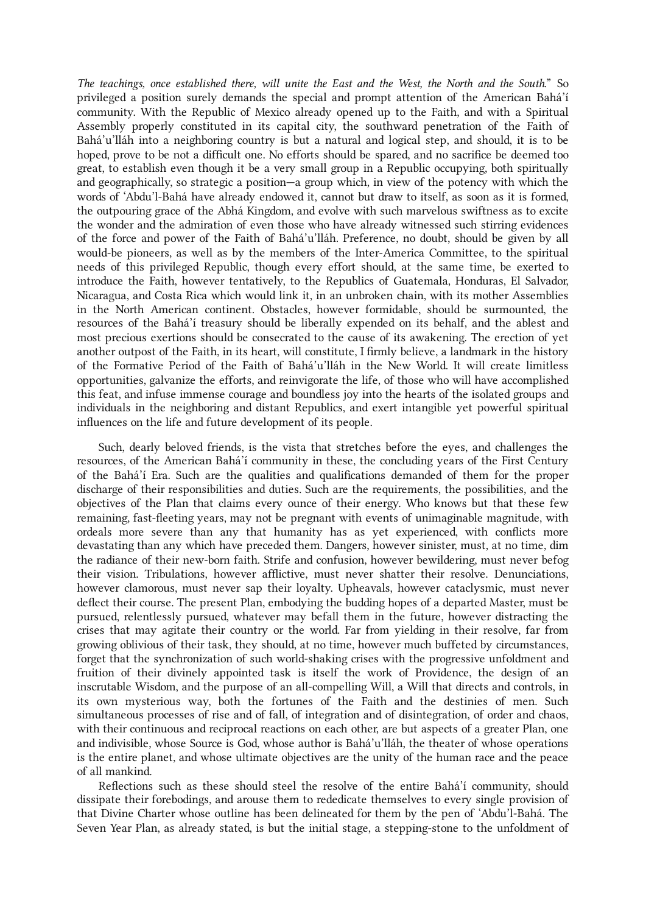*The teachings, once established there, will unite the East and the West, the North and the South.*" So privileged a position surely demands the special and prompt attention of the American Bahá'í community. With the Republic of Mexico already opened up to the Faith, and with a Spiritual Assembly properly constituted in its capital city, the southward penetration of the Faith of Bahá'u'lláh into a neighboring country is but a natural and logical step, and should, it is to be hoped, prove to be not a difficult one. No efforts should be spared, and no sacrifice be deemed too great, to establish even though it be a very small group in a Republic occupying, both spiritually and geographically, so strategic a position—a group which, in view of the potency with which the words of 'Abdu'l-Bahá have already endowed it, cannot but draw to itself, as soon as it is formed, the outpouring grace of the Abhá Kingdom, and evolve with such marvelous swiftness as to excite the wonder and the admiration of even those who have already witnessed such stirring evidences of the force and power of the Faith of Bahá'u'lláh. Preference, no doubt, should be given by all would-be pioneers, as well as by the members of the Inter-America Committee, to the spiritual needs of this privileged Republic, though every effort should, at the same time, be exerted to introduce the Faith, however tentatively, to the Republics of Guatemala, Honduras, El Salvador, Nicaragua, and Costa Rica which would link it, in an unbroken chain, with its mother Assemblies in the North American continent. Obstacles, however formidable, should be surmounted, the resources of the Bahá'í treasury should be liberally expended on its behalf, and the ablest and most precious exertions should be consecrated to the cause of its awakening. The erection of yet another outpost of the Faith, in its heart, will constitute, I firmly believe, a landmark in the history of the Formative Period of the Faith of Bahá'u'lláh in the New World. It will create limitless opportunities, galvanize the efforts, and reinvigorate the life, of those who will have accomplished this feat, and infuse immense courage and boundless joy into the hearts of the isolated groups and individuals in the neighboring and distant Republics, and exert intangible yet powerful spiritual influences on the life and future development of its people.

Such, dearly beloved friends, is the vista that stretches before the eyes, and challenges the resources, of the American Bahá'í community in these, the concluding years of the First Century of the Bahá'í Era. Such are the qualities and qualifications demanded of them for the proper discharge of their responsibilities and duties. Such are the requirements, the possibilities, and the objectives of the Plan that claims every ounce of their energy. Who knows but that these few remaining, fast-fleeting years, may not be pregnant with events of unimaginable magnitude, with ordeals more severe than any that humanity has as yet experienced, with conflicts more devastating than any which have preceded them. Dangers, however sinister, must, at no time, dim the radiance of their new-born faith. Strife and confusion, however bewildering, must never befog their vision. Tribulations, however afflictive, must never shatter their resolve. Denunciations, however clamorous, must never sap their loyalty. Upheavals, however cataclysmic, must never deflect their course. The present Plan, embodying the budding hopes of a departed Master, must be pursued, relentlessly pursued, whatever may befall them in the future, however distracting the crises that may agitate their country or the world. Far from yielding in their resolve, far from growing oblivious of their task, they should, at no time, however much buffeted by circumstances, forget that the synchronization of such world-shaking crises with the progressive unfoldment and fruition of their divinely appointed task is itself the work of Providence, the design of an inscrutable Wisdom, and the purpose of an all-compelling Will, a Will that directs and controls, in its own mysterious way, both the fortunes of the Faith and the destinies of men. Such simultaneous processes of rise and of fall, of integration and of disintegration, of order and chaos, with their continuous and reciprocal reactions on each other, are but aspects of a greater Plan, one and indivisible, whose Source is God, whose author is Bahá'u'lláh, the theater of whose operations is the entire planet, and whose ultimate objectives are the unity of the human race and the peace of all mankind.

Reflections such as these should steel the resolve of the entire Bahá'í community, should dissipate their forebodings, and arouse them to rededicate themselves to every single provision of that Divine Charter whose outline has been delineated for them by the pen of 'Abdu'l-Bahá. The Seven Year Plan, as already stated, is but the initial stage, a stepping-stone to the unfoldment of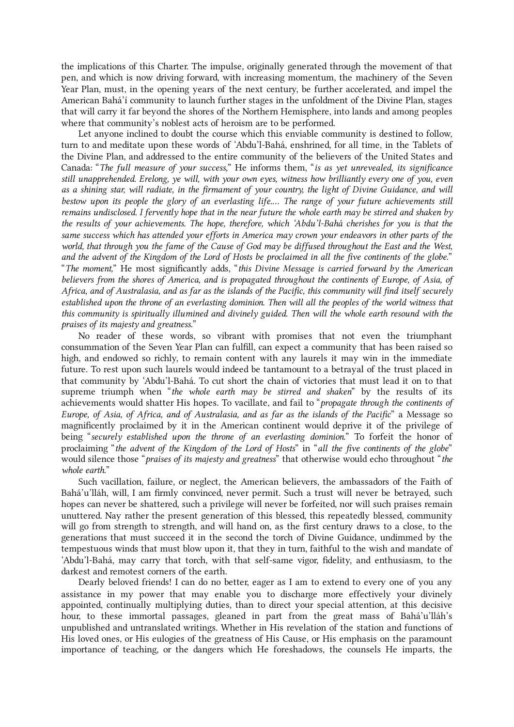the implications of this Charter. The impulse, originally generated through the movement of that pen, and which is now driving forward, with increasing momentum, the machinery of the Seven Year Plan, must, in the opening years of the next century, be further accelerated, and impel the American Bahá'í community to launch further stages in the unfoldment of the Divine Plan, stages that will carry it far beyond the shores of the Northern Hemisphere, into lands and among peoples where that community's noblest acts of heroism are to be performed.

Let anyone inclined to doubt the course which this enviable community is destined to follow, turn to and meditate upon these words of 'Abdu'l-Bahá, enshrined, for all time, in the Tablets of the Divine Plan, and addressed to the entire community of the believers of the United States and Canada: "*The full measure of your success,*" He informs them, "*is as yet unrevealed, its significance still unapprehended. Erelong, ye will, with your own eyes, witness how brilliantly every one of you, even as a shining star, will radiate, in the firmament of your country, the light of Divine Guidance, and will bestow upon its people the glory of an everlasting life.… The range of your future achievements still remains undisclosed. I fervently hope that in the near future the whole earth may be stirred and shaken by the results of your achievements. The hope, therefore, which 'Abdu'l-Bahá cherishes for you is that the same success which has attended your efforts in America may crown your endeavors in other parts of the world, that through you the fame of the Cause of God may be diffused throughout the East and the West, and the advent of the Kingdom of the Lord of Hosts be proclaimed in all the five continents of the globe.*" "*The moment,*" He most significantly adds, "*this Divine Message is carried forward by the American believers from the shores of America, and is propagated throughout the continents of Europe, of Asia, of Africa, and of Australasia, and as far as the islands of the Pacific, this community will find itself securely established upon the throne of an everlasting dominion. Then will all the peoples of the world witness that this community is spiritually illumined and divinely guided. Then will the whole earth resound with the praises of its majesty and greatness.*"

No reader of these words, so vibrant with promises that not even the triumphant consummation of the Seven Year Plan can fulfill, can expect a community that has been raised so high, and endowed so richly, to remain content with any laurels it may win in the immediate future. To rest upon such laurels would indeed be tantamount to a betrayal of the trust placed in that community by 'Abdu'l-Bahá. To cut short the chain of victories that must lead it on to that supreme triumph when "*the whole earth may be stirred and shaken*" by the results of its achievements would shatter His hopes. To vacillate, and fail to "*propagate through the continents of Europe, of Asia, of Africa, and of Australasia, and as far as the islands of the Pacific*" a Message so magnificently proclaimed by it in the American continent would deprive it of the privilege of being "*securely established upon the throne of an everlasting dominion.*" To forfeit the honor of proclaiming "*the advent of the Kingdom of the Lord of Hosts*" in "*all the five continents of the globe*" would silence those "*praises of its majesty and greatness*" that otherwise would echo throughout "*the whole earth.*"

Such vacillation, failure, or neglect, the American believers, the ambassadors of the Faith of Bahá'u'lláh, will, I am firmly convinced, never permit. Such a trust will never be betrayed, such hopes can never be shattered, such a privilege will never be forfeited, nor will such praises remain unuttered. Nay rather the present generation of this blessed, this repeatedly blessed, community will go from strength to strength, and will hand on, as the first century draws to a close, to the generations that must succeed it in the second the torch of Divine Guidance, undimmed by the tempestuous winds that must blow upon it, that they in turn, faithful to the wish and mandate of 'Abdu'l-Bahá, may carry that torch, with that self-same vigor, fidelity, and enthusiasm, to the darkest and remotest corners of the earth.

Dearly beloved friends! I can do no better, eager as I am to extend to every one of you any assistance in my power that may enable you to discharge more effectively your divinely appointed, continually multiplying duties, than to direct your special attention, at this decisive hour, to these immortal passages, gleaned in part from the great mass of Bahá'u'lláh's unpublished and untranslated writings. Whether in His revelation of the station and functions of His loved ones, or His eulogies of the greatness of His Cause, or His emphasis on the paramount importance of teaching, or the dangers which He foreshadows, the counsels He imparts, the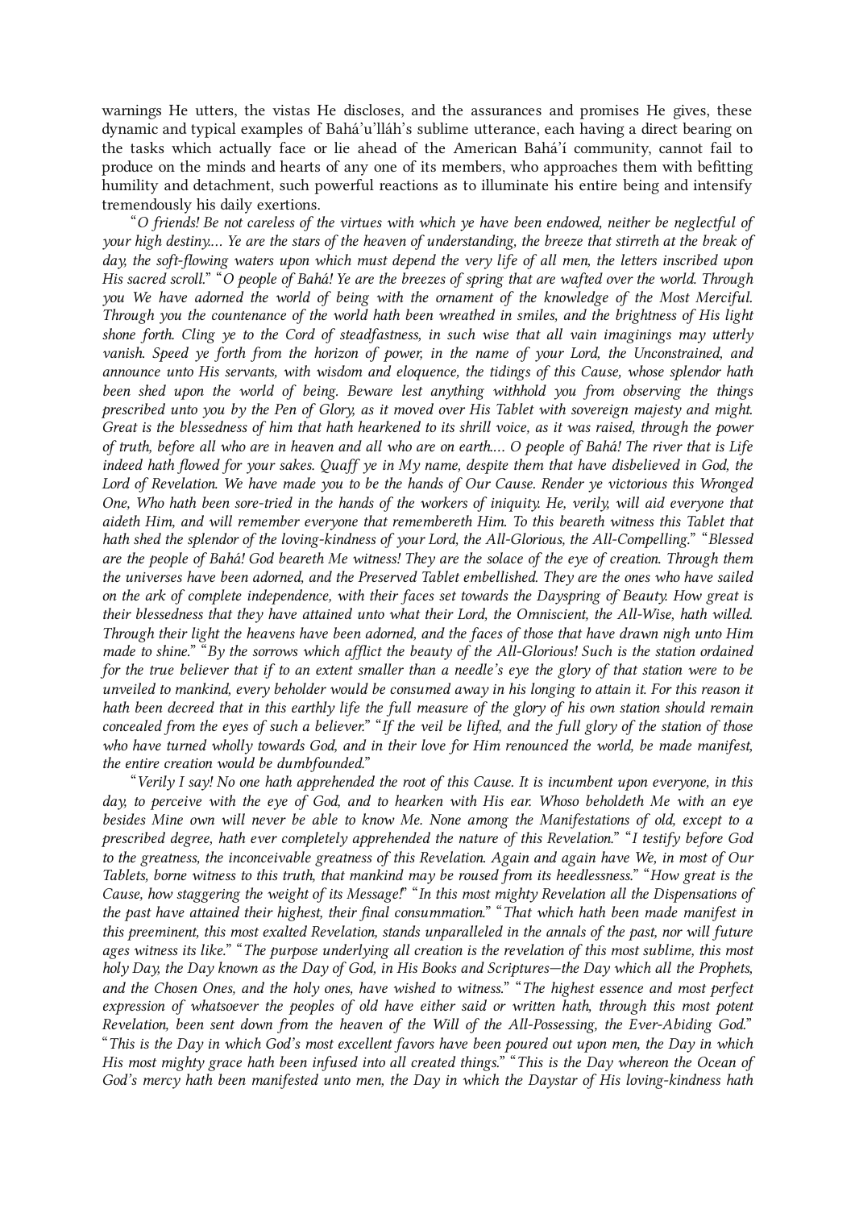warnings He utters, the vistas He discloses, and the assurances and promises He gives, these dynamic and typical examples of Bahá'u'lláh's sublime utterance, each having a direct bearing on the tasks which actually face or lie ahead of the American Bahá'í community, cannot fail to produce on the minds and hearts of any one of its members, who approaches them with befitting humility and detachment, such powerful reactions as to illuminate his entire being and intensify tremendously his daily exertions.

"*O friends! Be not careless of the virtues with which ye have been endowed, neither be neglectful of your high destiny.... Ye are the stars of the heaven of understanding, the breeze that stirreth at the break of day, the soft-flowing waters upon which must depend the very life of all men, the letters inscribed upon His sacred scroll.*" "*O people of Bahá! Ye are the breezes of spring that are wafted over the world. Through you We have adorned the world of being with the ornament of the knowledge of the Most Merciful. Through you the countenance of the world hath been wreathed in smiles, and the brightness of His light shone forth. Cling ye to the Cord of steadfastness, in such wise that all vain imaginings may utterly vanish. Speed ye forth from the horizon of power, in the name of your Lord, the Unconstrained, and announce unto His servants, with wisdom and eloquence, the tidings of this Cause, whose splendor hath been shed upon the world of being. Beware lest anything withhold you from observing the things prescribed unto you by the Pen of Glory, as it moved over His Tablet with sovereign majesty and might. Great is the blessedness of him that hath hearkened to its shrill voice, as it was raised, through the power of truth, before all who are in heaven and all who are on earth.... O people of Bahá! The river that is Life indeed hath flowed for your sakes. Quaff ye in My name, despite them that have disbelieved in God, the Lord of Revelation. We have made you to be the hands of Our Cause. Render ye victorious this Wronged One, Who hath been sore-tried in the hands of the workers of iniquity. He, verily, will aid everyone that aideth Him, and will remember everyone that remembereth Him. To this beareth witness this Tablet that hath shed the splendor of the loving-kindness of your Lord, the All-Glorious, the All-Compelling.*" "*Blessed are the people of Bahá! God beareth Me witness! They are the solace of the eye of creation. Through them the universes have been adorned, and the Preserved Tablet embellished. They are the ones who have sailed on the ark of complete independence, with their faces set towards the Dayspring of Beauty. How great is their blessedness that they have attained unto what their Lord, the Omniscient, the All-Wise, hath willed. Through their light the heavens have been adorned, and the faces of those that have drawn nigh unto Him made to shine.*" "*By the sorrows which afflict the beauty of the All-Glorious! Such is the station ordained for the true believer that if to an extent smaller than a needle's eye the glory of that station were to be unveiled to mankind, every beholder would be consumed away in his longing to attain it. For this reason it hath been decreed that in this earthly life the full measure of the glory of his own station should remain concealed from the eyes of such a believer.*" "*If the veil be lifted, and the full glory of the station of those who have turned wholly towards God, and in their love for Him renounced the world, be made manifest, the entire creation would be dumbfounded.*"

"*Verily I say! No one hath apprehended the root of this Cause. It is incumbent upon everyone, in this day, to perceive with the eye of God, and to hearken with His ear. Whoso beholdeth Me with an eye besides Mine own will never be able to know Me. None among the Manifestations of old, except to a prescribed degree, hath ever completely apprehended the nature of this Revelation.*" "*I testify before God to the greatness, the inconceivable greatness of this Revelation. Again and again have We, in most of Our Tablets, borne witness to this truth, that mankind may be roused from its heedlessness.*" "*How great is the Cause, how staggering the weight of its Message!*" "*In this most mighty Revelation all the Dispensations of the past have attained their highest, their final consummation.*" "*That which hath been made manifest in this preeminent, this most exalted Revelation, stands unparalleled in the annals of the past, nor will future ages witness its like.*" "*The purpose underlying all creation is the revelation of this most sublime, this most holy Day, the Day known as the Day of God, in His Books and Scriptures—the Day which all the Prophets, and the Chosen Ones, and the holy ones, have wished to witness.*" "*The highest essence and most perfect expression of whatsoever the peoples of old have either said or written hath, through this most potent Revelation, been sent down from the heaven of the Will of the All-Possessing, the Ever-Abiding God.*" "*This is the Day in which God's most excellent favors have been poured out upon men, the Day in which His most mighty grace hath been infused into all created things.*" "*This is the Day whereon the Ocean of God's mercy hath been manifested unto men, the Day in which the Daystar of His loving-kindness hath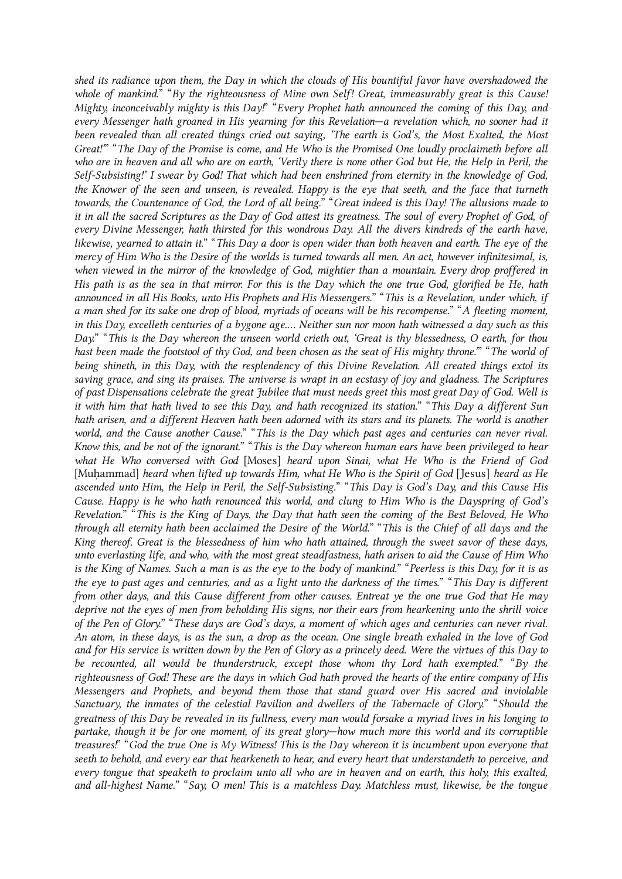*shed its radiance upon them, the Day in which the clouds of His bountiful favor have overshadowed the whole of mankind.*" "*By the righteousness of Mine own Self! Great, immeasurably great is this Cause! Mighty, inconceivably mighty is this Day!*" "*Every Prophet hath announced the coming of this Day, and every Messenger hath groaned in His yearning for this Revelation—a revelation which, no sooner had it been revealed than all created things cried out saying, 'The earth is God's, the Most Exalted, the Most Great!'*" "*The Day of the Promise is come, and He Who is the Promised One loudly proclaimeth before all who are in heaven and all who are on earth, 'Verily there is none other God but He, the Help in Peril, the Self-Subsisting!' I swear by God! That which had been enshrined from eternity in the knowledge of God, the Knower of the seen and unseen, is revealed. Happy is the eye that seeth, and the face that turneth towards, the Countenance of God, the Lord of all being.*" "*Great indeed is this Day! The allusions made to it in all the sacred Scriptures as the Day of God attest its greatness. The soul of every Prophet of God, of every Divine Messenger, hath thirsted for this wondrous Day. All the divers kindreds of the earth have, likewise, yearned to attain it.*" "*This Day a door is open wider than both heaven and earth. The eye of the mercy of Him Who is the Desire of the worlds is turned towards all men. An act, however infinitesimal, is, when viewed in the mirror of the knowledge of God, mightier than a mountain. Every drop proffered in His path is as the sea in that mirror. For this is the Day which the one true God, glorified be He, hath announced in all His Books, unto His Prophets and His Messengers.*" "*This is a Revelation, under which, if a man shed for its sake one drop of blood, myriads of oceans will be his recompense.*" "*A fleeting moment, in this Day, excelleth centuries of a bygone age.... Neither sun nor moon hath witnessed a day such as this Day.*" "*This is the Day whereon the unseen world crieth out, 'Great is thy blessedness, O earth, for thou hast been made the footstool of thy God, and been chosen as the seat of His mighty throne.'*" "*The world of being shineth, in this Day, with the resplendency of this Divine Revelation. All created things extol its saving grace, and sing its praises. The universe is wrapt in an ecstasy of joy and gladness. The Scriptures of past Dispensations celebrate the great Jubilee that must needs greet this most great Day of God. Well is it with him that hath lived to see this Day, and hath recognized its station.*" "*This Day a different Sun hath arisen, and a different Heaven hath been adorned with its stars and its planets. The world is another world, and the Cause another Cause.*" "*This is the Day which past ages and centuries can never rival. Know this, and be not of the ignorant.*" "*This is the Day whereon human ears have been privileged to hear what He Who conversed with God* [Moses] *heard upon Sinai, what He Who is the Friend of God* [Muḥammad] *heard when lifted up towards Him, what He Who is the Spirit of God* [Jesus] *heard as He ascended unto Him, the Help in Peril, the Self-Subsisting.*" "*This Day is God's Day, and this Cause His Cause. Happy is he who hath renounced this world, and clung to Him Who is the Dayspring of God's Revelation.*" "*This is the King of Days, the Day that hath seen the coming of the Best Beloved, He Who through all eternity hath been acclaimed the Desire of the World.*" "*This is the Chief of all days and the King thereof. Great is the blessedness of him who hath attained, through the sweet savor of these days, unto everlasting life, and who, with the most great steadfastness, hath arisen to aid the Cause of Him Who is the King of Names. Such a man is as the eye to the body of mankind.*" "*Peerless is this Day, for it is as the eye to past ages and centuries, and as a light unto the darkness of the times.*" "*This Day is different from other days, and this Cause different from other causes. Entreat ye the one true God that He may deprive not the eyes of men from beholding His signs, nor their ears from hearkening unto the shrill voice of the Pen of Glory.*" "*These days are God's days, a moment of which ages and centuries can never rival. An atom, in these days, is as the sun, a drop as the ocean. One single breath exhaled in the love of God and for His service is written down by the Pen of Glory as a princely deed. Were the virtues of this Day to be recounted, all would be thunderstruck, except those whom thy Lord hath exempted.*" "*By the righteousness of God! These are the days in which God hath proved the hearts of the entire company of His Messengers and Prophets, and beyond them those that stand guard over His sacred and inviolable Sanctuary, the inmates of the celestial Pavilion and dwellers of the Tabernacle of Glory.*" "*Should the greatness of this Day be revealed in its fullness, every man would forsake a myriad lives in his longing to partake, though it be for one moment, of its great glory—how much more this world and its corruptible treasures!*" "*God the true One is My Witness! This is the Day whereon it is incumbent upon everyone that seeth to behold, and every ear that hearkeneth to hear, and every heart that understandeth to perceive, and every tongue that speaketh to proclaim unto all who are in heaven and on earth, this holy, this exalted, and all-highest Name.*" "*Say, O men! This is a matchless Day. Matchless must, likewise, be the tongue*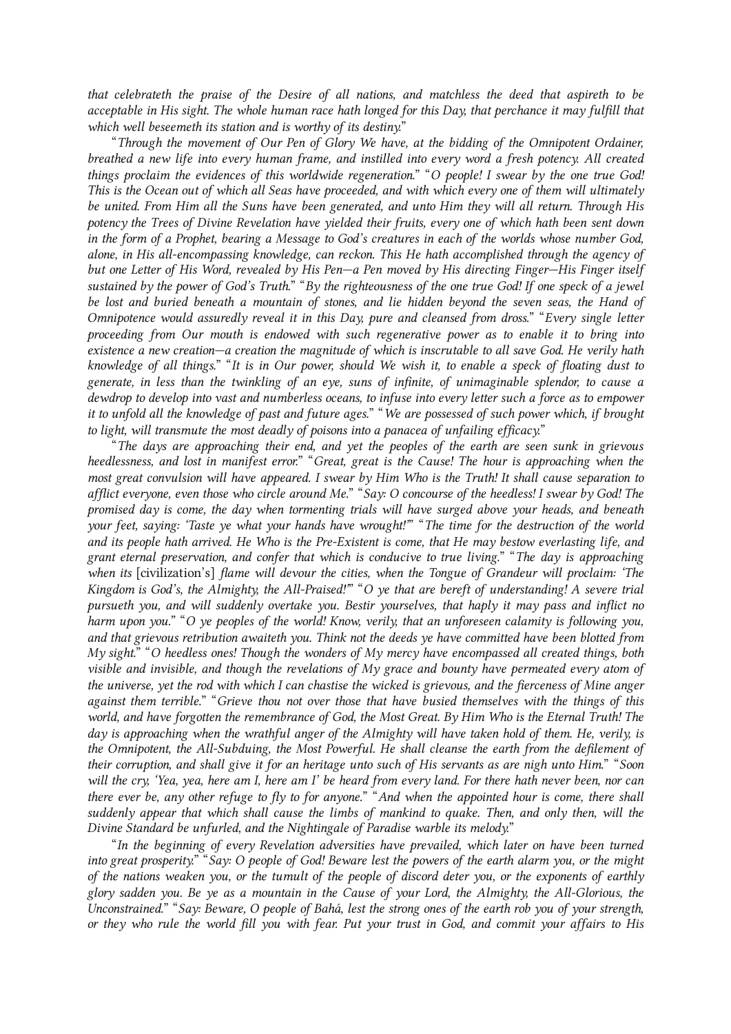*that celebrateth the praise of the Desire of all nations, and matchless the deed that aspireth to be acceptable in His sight. The whole human race hath longed for this Day, that perchance it may fulfill that which well beseemeth its station and is worthy of its destiny.*"

"*Through the movement of Our Pen of Glory We have, at the bidding of the Omnipotent Ordainer, breathed a new life into every human frame, and instilled into every word a fresh potency. All created things proclaim the evidences of this worldwide regeneration.*" "*O people! I swear by the one true God! This is the Ocean out of which all Seas have proceeded, and with which every one of them will ultimately be united. From Him all the Suns have been generated, and unto Him they will all return. Through His potency the Trees of Divine Revelation have yielded their fruits, every one of which hath been sent down in the form of a Prophet, bearing a Message to God's creatures in each of the worlds whose number God, alone, in His all-encompassing knowledge, can reckon. This He hath accomplished through the agency of but one Letter of His Word, revealed by His Pen—a Pen moved by His directing Finger—His Finger itself sustained by the power of God's Truth.*" "*By the righteousness of the one true God! If one speck of a jewel be lost and buried beneath a mountain of stones, and lie hidden beyond the seven seas, the Hand of Omnipotence would assuredly reveal it in this Day, pure and cleansed from dross.*" "*Every single letter proceeding from Our mouth is endowed with such regenerative power as to enable it to bring into existence a new creation—a creation the magnitude of which is inscrutable to all save God. He verily hath knowledge of all things.*" "*It is in Our power, should We wish it, to enable a speck of floating dust to generate, in less than the twinkling of an eye, suns of infinite, of unimaginable splendor, to cause a dewdrop to develop into vast and numberless oceans, to infuse into every letter such a force as to empower it to unfold all the knowledge of past and future ages.*" "*We are possessed of such power which, if brought to light, will transmute the most deadly of poisons into a panacea of unfailing efficacy.*"

"*The days are approaching their end, and yet the peoples of the earth are seen sunk in grievous heedlessness, and lost in manifest error.*" "*Great, great is the Cause! The hour is approaching when the most great convulsion will have appeared. I swear by Him Who is the Truth! It shall cause separation to afflict everyone, even those who circle around Me.*" "*Say: O concourse of the heedless! I swear by God! The promised day is come, the day when tormenting trials will have surged above your heads, and beneath your feet, saying: 'Taste ye what your hands have wrought!'*" "*The time for the destruction of the world and its people hath arrived. He Who is the Pre-Existent is come, that He may bestow everlasting life, and grant eternal preservation, and confer that which is conducive to true living.*" "*The day is approaching when its* [civilization's] *flame will devour the cities, when the Tongue of Grandeur will proclaim: 'The Kingdom is God's, the Almighty, the All-Praised!'*" "*O ye that are bereft of understanding! A severe trial pursueth you, and will suddenly overtake you. Bestir yourselves, that haply it may pass and inflict no harm upon you.*" "*O ye peoples of the world! Know, verily, that an unforeseen calamity is following you, and that grievous retribution awaiteth you. Think not the deeds ye have committed have been blotted from My sight.*" "*O heedless ones! Though the wonders of My mercy have encompassed all created things, both visible and invisible, and though the revelations of My grace and bounty have permeated every atom of the universe, yet the rod with which I can chastise the wicked is grievous, and the fierceness of Mine anger against them terrible.*" "*Grieve thou not over those that have busied themselves with the things of this world, and have forgotten the remembrance of God, the Most Great. By Him Who is the Eternal Truth! The day is approaching when the wrathful anger of the Almighty will have taken hold of them. He, verily, is the Omnipotent, the All-Subduing, the Most Powerful. He shall cleanse the earth from the defilement of their corruption, and shall give it for an heritage unto such of His servants as are nigh unto Him.*" "*Soon will the cry, 'Yea, yea, here am I, here am I' be heard from every land. For there hath never been, nor can there ever be, any other refuge to fly to for anyone.*" "*And when the appointed hour is come, there shall suddenly appear that which shall cause the limbs of mankind to quake. Then, and only then, will the Divine Standard be unfurled, and the Nightingale of Paradise warble its melody.*"

"*In the beginning of every Revelation adversities have prevailed, which later on have been turned into great prosperity.*" "*Say: O people of God! Beware lest the powers of the earth alarm you, or the might of the nations weaken you, or the tumult of the people of discord deter you, or the exponents of earthly glory sadden you. Be ye as a mountain in the Cause of your Lord, the Almighty, the All-Glorious, the Unconstrained.*" "*Say: Beware, O people of Bahá, lest the strong ones of the earth rob you of your strength, or they who rule the world fill you with fear. Put your trust in God, and commit your affairs to His*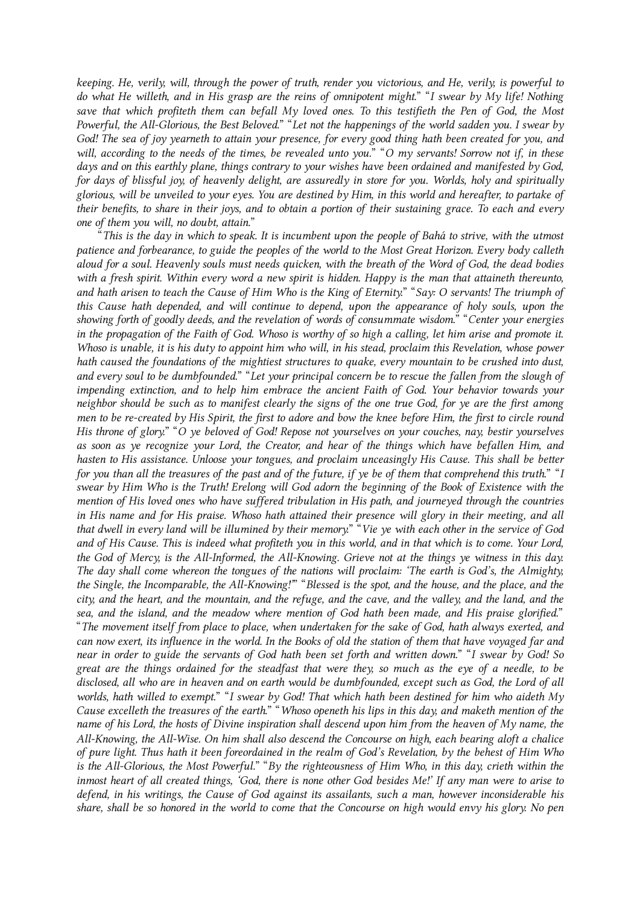*keeping. He, verily, will, through the power of truth, render you victorious, and He, verily, is powerful to do what He willeth, and in His grasp are the reins of omnipotent might.*" "*I swear by My life! Nothing save that which profiteth them can befall My loved ones. To this testifieth the Pen of God, the Most Powerful, the All-Glorious, the Best Beloved.*" "*Let not the happenings of the world sadden you. I swear by God! The sea of joy yearneth to attain your presence, for every good thing hath been created for you, and will, according to the needs of the times, be revealed unto you.*" "*O my servants! Sorrow not if, in these days and on this earthly plane, things contrary to your wishes have been ordained and manifested by God, for days of blissful joy, of heavenly delight, are assuredly in store for you. Worlds, holy and spiritually glorious, will be unveiled to your eyes. You are destined by Him, in this world and hereafter, to partake of their benefits, to share in their joys, and to obtain a portion of their sustaining grace. To each and every one of them you will, no doubt, attain.*"

"*This is the day in which to speak. It is incumbent upon the people of Bahá to strive, with the utmost patience and forbearance, to guide the peoples of the world to the Most Great Horizon. Every body calleth aloud for a soul. Heavenly souls must needs quicken, with the breath of the Word of God, the dead bodies with a fresh spirit. Within every word a new spirit is hidden. Happy is the man that attaineth thereunto, and hath arisen to teach the Cause of Him Who is the King of Eternity.*" "*Say: O servants! The triumph of this Cause hath depended, and will continue to depend, upon the appearance of holy souls, upon the showing forth of goodly deeds, and the revelation of words of consummate wisdom.*" "*Center your energies in the propagation of the Faith of God. Whoso is worthy of so high a calling, let him arise and promote it. Whoso is unable, it is his duty to appoint him who will, in his stead, proclaim this Revelation, whose power hath caused the foundations of the mightiest structures to quake, every mountain to be crushed into dust, and every soul to be dumbfounded.*" "*Let your principal concern be to rescue the fallen from the slough of impending extinction, and to help him embrace the ancient Faith of God. Your behavior towards your neighbor should be such as to manifest clearly the signs of the one true God, for ye are the first among men to be re-created by His Spirit, the first to adore and bow the knee before Him, the first to circle round His throne of glory.*" "*O ye beloved of God! Repose not yourselves on your couches, nay, bestir yourselves as soon as ye recognize your Lord, the Creator, and hear of the things which have befallen Him, and hasten to His assistance. Unloose your tongues, and proclaim unceasingly His Cause. This shall be better for you than all the treasures of the past and of the future, if ye be of them that comprehend this truth.*" "*I swear by Him Who is the Truth! Erelong will God adorn the beginning of the Book of Existence with the mention of His loved ones who have suffered tribulation in His path, and journeyed through the countries in His name and for His praise. Whoso hath attained their presence will glory in their meeting, and all that dwell in every land will be illumined by their memory.*" "*Vie ye with each other in the service of God and of His Cause. This is indeed what profiteth you in this world, and in that which is to come. Your Lord, the God of Mercy, is the All-Informed, the All-Knowing. Grieve not at the things ye witness in this day. The day shall come whereon the tongues of the nations will proclaim: 'The earth is God's, the Almighty, the Single, the Incomparable, the All-Knowing!'*" "*Blessed is the spot, and the house, and the place, and the city, and the heart, and the mountain, and the refuge, and the cave, and the valley, and the land, and the sea, and the island, and the meadow where mention of God hath been made, and His praise glorified.*" "*The movement itself from place to place, when undertaken for the sake of God, hath always exerted, and can now exert, its influence in the world. In the Books of old the station of them that have voyaged far and near in order to guide the servants of God hath been set forth and written down.*" "*I swear by God! So great are the things ordained for the steadfast that were they, so much as the eye of a needle, to be disclosed, all who are in heaven and on earth would be dumbfounded, except such as God, the Lord of all worlds, hath willed to exempt.*" "*I swear by God! That which hath been destined for him who aideth My Cause excelleth the treasures of the earth.*" "*Whoso openeth his lips in this day, and maketh mention of the name of his Lord, the hosts of Divine inspiration shall descend upon him from the heaven of My name, the All-Knowing, the All-Wise. On him shall also descend the Concourse on high, each bearing aloft a chalice of pure light. Thus hath it been foreordained in the realm of God's Revelation, by the behest of Him Who is the All-Glorious, the Most Powerful.*" "*By the righteousness of Him Who, in this day, crieth within the inmost heart of all created things, 'God, there is none other God besides Me!' If any man were to arise to defend, in his writings, the Cause of God against its assailants, such a man, however inconsiderable his share, shall be so honored in the world to come that the Concourse on high would envy his glory. No pen*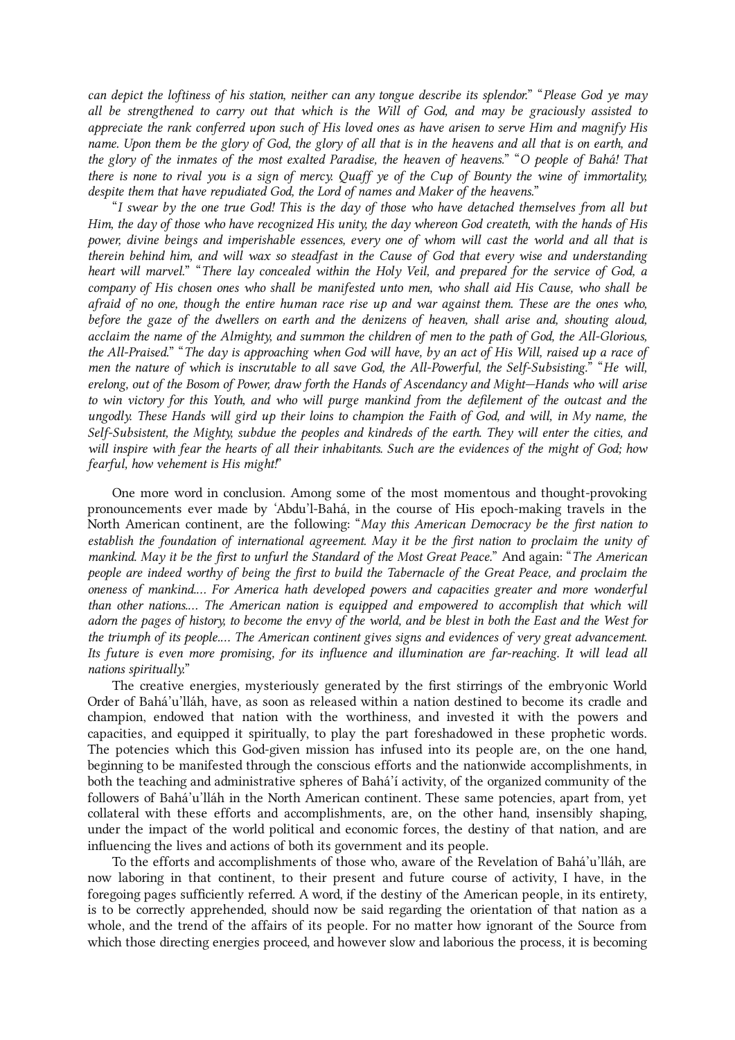*can depict the loftiness of his station, neither can any tongue describe its splendor.*" "*Please God ye may all be strengthened to carry out that which is the Will of God, and may be graciously assisted to appreciate the rank conferred upon such of His loved ones as have arisen to serve Him and magnify His name. Upon them be the glory of God, the glory of all that is in the heavens and all that is on earth, and the glory of the inmates of the most exalted Paradise, the heaven of heavens.*" "*O people of Bahá! That there is none to rival you is a sign of mercy. Quaff ye of the Cup of Bounty the wine of immortality, despite them that have repudiated God, the Lord of names and Maker of the heavens.*"

"*I swear by the one true God! This is the day of those who have detached themselves from all but Him, the day of those who have recognized His unity, the day whereon God createth, with the hands of His power, divine beings and imperishable essences, every one of whom will cast the world and all that is therein behind him, and will wax so steadfast in the Cause of God that every wise and understanding heart will marvel.*" "*There lay concealed within the Holy Veil, and prepared for the service of God, a company of His chosen ones who shall be manifested unto men, who shall aid His Cause, who shall be afraid of no one, though the entire human race rise up and war against them. These are the ones who, before the gaze of the dwellers on earth and the denizens of heaven, shall arise and, shouting aloud, acclaim the name of the Almighty, and summon the children of men to the path of God, the All-Glorious, the All-Praised.*" "*The day is approaching when God will have, by an act of His Will, raised up a race of men the nature of which is inscrutable to all save God, the All-Powerful, the Self-Subsisting.*" "*He will, erelong, out of the Bosom of Power, draw forth the Hands of Ascendancy and Might—Hands who will arise to win victory for this Youth, and who will purge mankind from the defilement of the outcast and the ungodly. These Hands will gird up their loins to champion the Faith of God, and will, in My name, the Self-Subsistent, the Mighty, subdue the peoples and kindreds of the earth. They will enter the cities, and will inspire with fear the hearts of all their inhabitants. Such are the evidences of the might of God; how fearful, how vehement is His might!*"

One more word in conclusion. Among some of the most momentous and thought-provoking pronouncements ever made by 'Abdu'l-Bahá, in the course of His epoch-making travels in the North American continent, are the following: "*May this American Democracy be the first nation to establish the foundation of international agreement. May it be the first nation to proclaim the unity of mankind. May it be the first to unfurl the Standard of the Most Great Peace.*" And again: "*The American people are indeed worthy of being the first to build the Tabernacle of the Great Peace, and proclaim the oneness of mankind.… For America hath developed powers and capacities greater and more wonderful than other nations.… The American nation is equipped and empowered to accomplish that which will adorn the pages of history, to become the envy of the world, and be blest in both the East and the West for the triumph of its people.… The American continent gives signs and evidences of very great advancement. Its future is even more promising, for its influence and illumination are far-reaching. It will lead all nations spiritually.*"

The creative energies, mysteriously generated by the first stirrings of the embryonic World Order of Bahá'u'lláh, have, as soon as released within a nation destined to become its cradle and champion, endowed that nation with the worthiness, and invested it with the powers and capacities, and equipped it spiritually, to play the part foreshadowed in these prophetic words. The potencies which this God-given mission has infused into its people are, on the one hand, beginning to be manifested through the conscious efforts and the nationwide accomplishments, in both the teaching and administrative spheres of Bahá'í activity, of the organized community of the followers of Bahá'u'lláh in the North American continent. These same potencies, apart from, yet collateral with these efforts and accomplishments, are, on the other hand, insensibly shaping, under the impact of the world political and economic forces, the destiny of that nation, and are influencing the lives and actions of both its government and its people.

To the efforts and accomplishments of those who, aware of the Revelation of Bahá'u'lláh, are now laboring in that continent, to their present and future course of activity, I have, in the foregoing pages sufficiently referred. A word, if the destiny of the American people, in its entirety, is to be correctly apprehended, should now be said regarding the orientation of that nation as a whole, and the trend of the affairs of its people. For no matter how ignorant of the Source from which those directing energies proceed, and however slow and laborious the process, it is becoming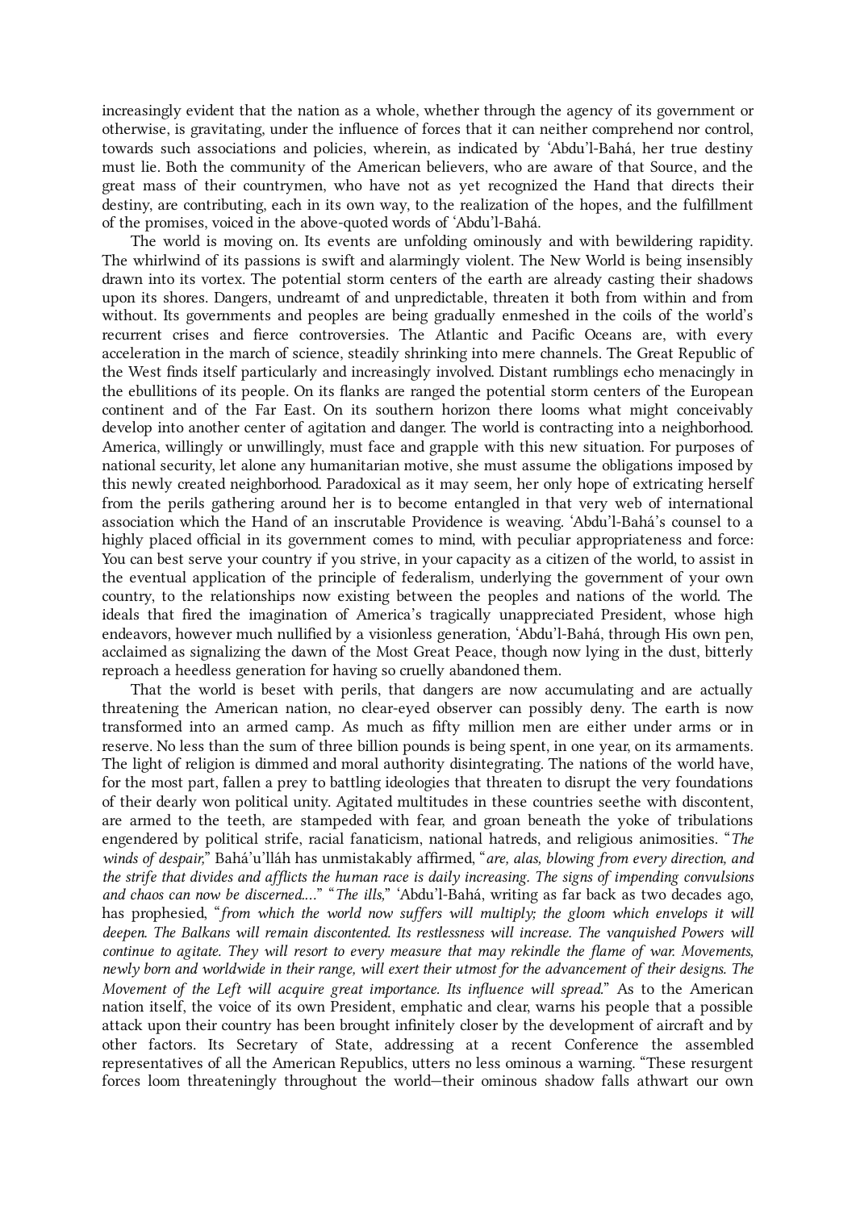increasingly evident that the nation as a whole, whether through the agency of its government or otherwise, is gravitating, under the influence of forces that it can neither comprehend nor control, towards such associations and policies, wherein, as indicated by ‘Abdu’l-Bahá, her true destiny must lie. Both the community of the American believers, who are aware of that Source, and the great mass of their countrymen, who have not as yet recognized the Hand that directs their destiny, are contributing, each in its own way, to the realization of the hopes, and the fulfillment of the promises, voiced in the above-quoted words of ‘Abdu’l-Bahá.

The world is moving on. Its events are unfolding ominously and with bewildering rapidity. The whirlwind of its passions is swift and alarmingly violent. The New World is being insensibly drawn into its vortex. The potential storm centers of the earth are already casting their shadows upon its shores. Dangers, undreamt of and unpredictable, threaten it both from within and from without. Its governments and peoples are being gradually enmeshed in the coils of the world’s recurrent crises and fierce controversies. The Atlantic and Pacific Oceans are, with every acceleration in the march of science, steadily shrinking into mere channels. The Great Republic of the West finds itself particularly and increasingly involved. Distant rumblings echo menacingly in the ebullitions of its people. On its flanks are ranged the potential storm centers of the European continent and of the Far East. On its southern horizon there looms what might conceivably develop into another center of agitation and danger. The world is contracting into a neighborhood. America, willingly or unwillingly, must face and grapple with this new situation. For purposes of national security, let alone any humanitarian motive, she must assume the obligations imposed by this newly created neighborhood. Paradoxical as it may seem, her only hope of extricating herself from the perils gathering around her is to become entangled in that very web of international association which the Hand of an inscrutable Providence is weaving. ‘Abdu’l-Bahá’s counsel to a highly placed official in its government comes to mind, with peculiar appropriateness and force: You can best serve your country if you strive, in your capacity as a citizen of the world, to assist in the eventual application of the principle of federalism, underlying the government of your own country, to the relationships now existing between the peoples and nations of the world. The ideals that fired the imagination of America’s tragically unappreciated President, whose high endeavors, however much nullified by a visionless generation, ‘Abdu’l-Bahá, through His own pen, acclaimed as signalizing the dawn of the Most Great Peace, though now lying in the dust, bitterly reproach a heedless generation for having so cruelly abandoned them.

That the world is beset with perils, that dangers are now accumulating and are actually threatening the American nation, no clear-eyed observer can possibly deny. The earth is now transformed into an armed camp. As much as fifty million men are either under arms or in reserve. No less than the sum of three billion pounds is being spent, in one year, on its armaments. The light of religion is dimmed and moral authority disintegrating. The nations of the world have, for the most part, fallen a prey to battling ideologies that threaten to disrupt the very foundations of their dearly won political unity. Agitated multitudes in these countries seethe with discontent, are armed to the teeth, are stampeded with fear, and groan beneath the yoke of tribulations engendered by political strife, racial fanaticism, national hatreds, and religious animosities. “*The winds of despair,*” Bahá’u’lláh has unmistakably affirmed, “*are, alas, blowing from every direction, and the strife that divides and afflicts the human race is daily increasing. The signs of impending convulsions and chaos can now be discerned….*” “*The ills,*” ‘Abdu’l-Bahá, writing as far back as two decades ago, has prophesied, “*from which the world now suffers will multiply; the gloom which envelops it will deepen. The Balkans will remain discontented. Its restlessness will increase. The vanquished Powers will continue to agitate. They will resort to every measure that may rekindle the flame of war. Movements, newly born and worldwide in their range, will exert their utmost for the advancement of their designs. The Movement of the Left will acquire great importance. Its influence will spread.*” As to the American nation itself, the voice of its own President, emphatic and clear, warns his people that a possible attack upon their country has been brought infinitely closer by the development of aircraft and by other factors. Its Secretary of State, addressing at a recent Conference the assembled representatives of all the American Republics, utters no less ominous a warning. “These resurgent forces loom threateningly throughout the world—their ominous shadow falls athwart our own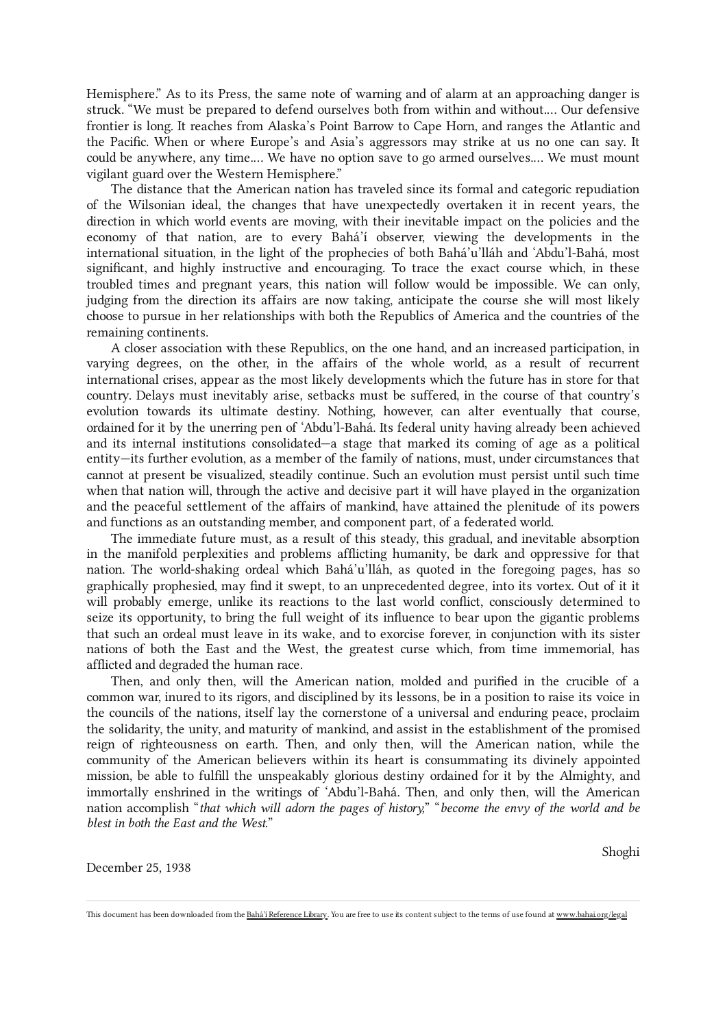Hemisphere." As to its Press, the same note of warning and of alarm at an approaching danger is struck. "We must be prepared to defend ourselves both from within and without.... Our defensive frontier is long. It reaches from Alaska's Point Barrow to Cape Horn, and ranges the Atlantic and the Pacific. When or where Europe's and Asia's aggressors may strike at us no one can say. It could be anywhere, any time.... We have no option save to go armed ourselves.... We must mount vigilant guard over the Western Hemisphere."

The distance that the American nation has traveled since its formal and categoric repudiation of the Wilsonian ideal, the changes that have unexpectedly overtaken it in recent years, the direction in which world events are moving, with their inevitable impact on the policies and the economy of that nation, are to every Bahá'í observer, viewing the developments in the international situation, in the light of the prophecies of both Bahá'u'lláh and 'Abdu'l-Bahá, most significant, and highly instructive and encouraging. To trace the exact course which, in these troubled times and pregnant years, this nation will follow would be impossible. We can only, judging from the direction its affairs are now taking, anticipate the course she will most likely choose to pursue in her relationships with both the Republics of America and the countries of the remaining continents.

A closer association with these Republics, on the one hand, and an increased participation, in varying degrees, on the other, in the affairs of the whole world, as a result of recurrent international crises, appear as the most likely developments which the future has in store for that country. Delays must inevitably arise, setbacks must be suffered, in the course of that country's evolution towards its ultimate destiny. Nothing, however, can alter eventually that course, ordained for it by the unerring pen of 'Abdu'l-Bahá. Its federal unity having already been achieved and its internal institutions consolidated—a stage that marked its coming of age as a political entity—its further evolution, as a member of the family of nations, must, under circumstances that cannot at present be visualized, steadily continue. Such an evolution must persist until such time when that nation will, through the active and decisive part it will have played in the organization and the peaceful settlement of the affairs of mankind, have attained the plenitude of its powers and functions as an outstanding member, and component part, of a federated world.

The immediate future must, as a result of this steady, this gradual, and inevitable absorption in the manifold perplexities and problems afflicting humanity, be dark and oppressive for that nation. The world-shaking ordeal which Bahá'u'lláh, as quoted in the foregoing pages, has so graphically prophesied, may find it swept, to an unprecedented degree, into its vortex. Out of it it will probably emerge, unlike its reactions to the last world conflict, consciously determined to seize its opportunity, to bring the full weight of its influence to bear upon the gigantic problems that such an ordeal must leave in its wake, and to exorcise forever, in conjunction with its sister nations of both the East and the West, the greatest curse which, from time immemorial, has afflicted and degraded the human race.

Then, and only then, will the American nation, molded and purified in the crucible of a common war, inured to its rigors, and disciplined by its lessons, be in a position to raise its voice in the councils of the nations, itself lay the cornerstone of a universal and enduring peace, proclaim the solidarity, the unity, and maturity of mankind, and assist in the establishment of the promised reign of righteousness on earth. Then, and only then, will the American nation, while the community of the American believers within its heart is consummating its divinely appointed mission, be able to fulfill the unspeakably glorious destiny ordained for it by the Almighty, and immortally enshrined in the writings of 'Abdu'l-Bahá. Then, and only then, will the American nation accomplish "*that which will adorn the pages of history,*" "*become the envy of the world and be blest in both the East and the West.*"

Shoghi

December 25, 1938

This document has been downloaded from the Bahá'í Reference Library. You are free to use its content subject to the terms of use found at www.bahai.org/legal